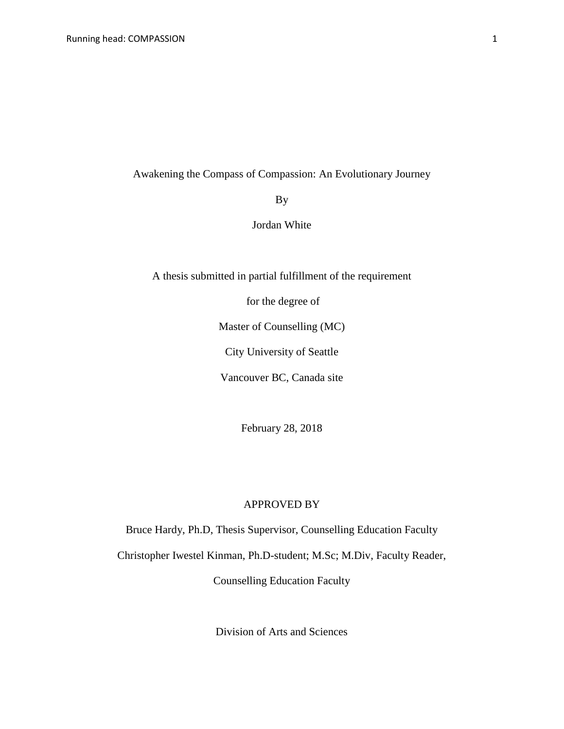# Awakening the Compass of Compassion: An Evolutionary Journey

By

Jordan White

A thesis submitted in partial fulfillment of the requirement

for the degree of

Master of Counselling (MC)

City University of Seattle

Vancouver BC, Canada site

February 28, 2018

APPROVED BY

Bruce Hardy, Ph.D, Thesis Supervisor, Counselling Education Faculty

Christopher Iwestel Kinman, Ph.D-student; M.Sc; M.Div, Faculty Reader,

Counselling Education Faculty

Division of Arts and Sciences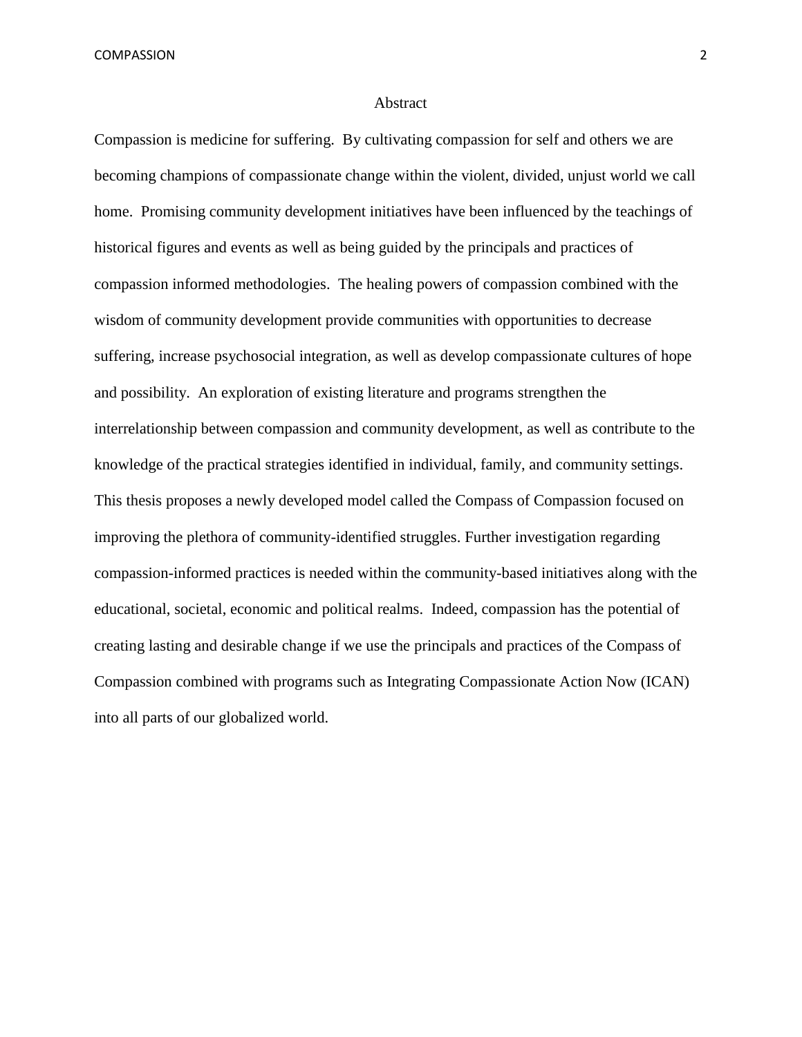# Abstract

Compassion is medicine for suffering. By cultivating compassion for self and others we are becoming champions of compassionate change within the violent, divided, unjust world we call home. Promising community development initiatives have been influenced by the teachings of historical figures and events as well as being guided by the principals and practices of compassion informed methodologies. The healing powers of compassion combined with the wisdom of community development provide communities with opportunities to decrease suffering, increase psychosocial integration, as well as develop compassionate cultures of hope and possibility. An exploration of existing literature and programs strengthen the interrelationship between compassion and community development, as well as contribute to the knowledge of the practical strategies identified in individual, family, and community settings. This thesis proposes a newly developed model called the Compass of Compassion focused on improving the plethora of community-identified struggles. Further investigation regarding compassion-informed practices is needed within the community-based initiatives along with the educational, societal, economic and political realms. Indeed, compassion has the potential of creating lasting and desirable change if we use the principals and practices of the Compass of Compassion combined with programs such as Integrating Compassionate Action Now (ICAN) into all parts of our globalized world.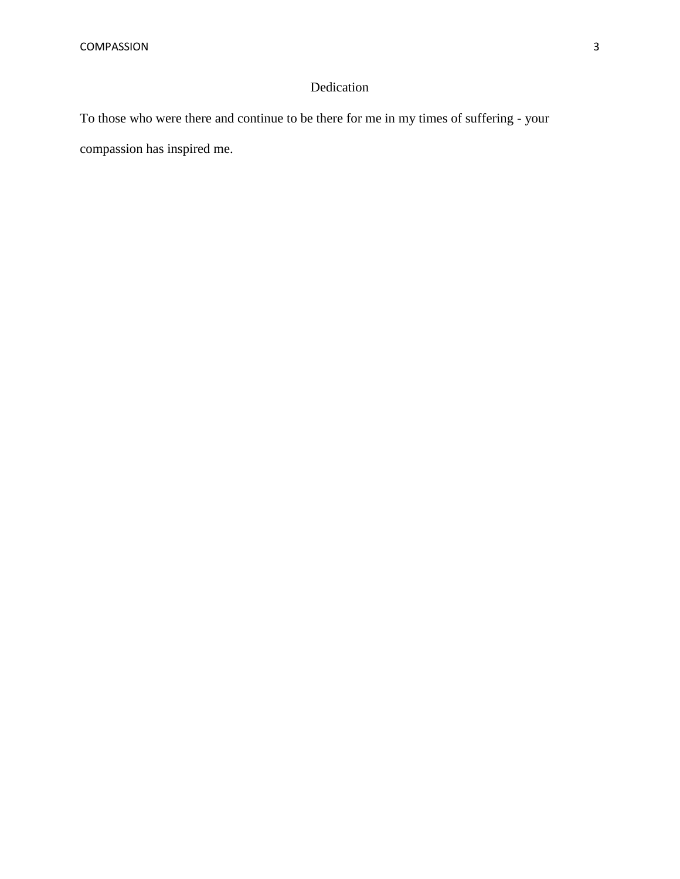# Dedication

To those who were there and continue to be there for me in my times of suffering - your compassion has inspired me.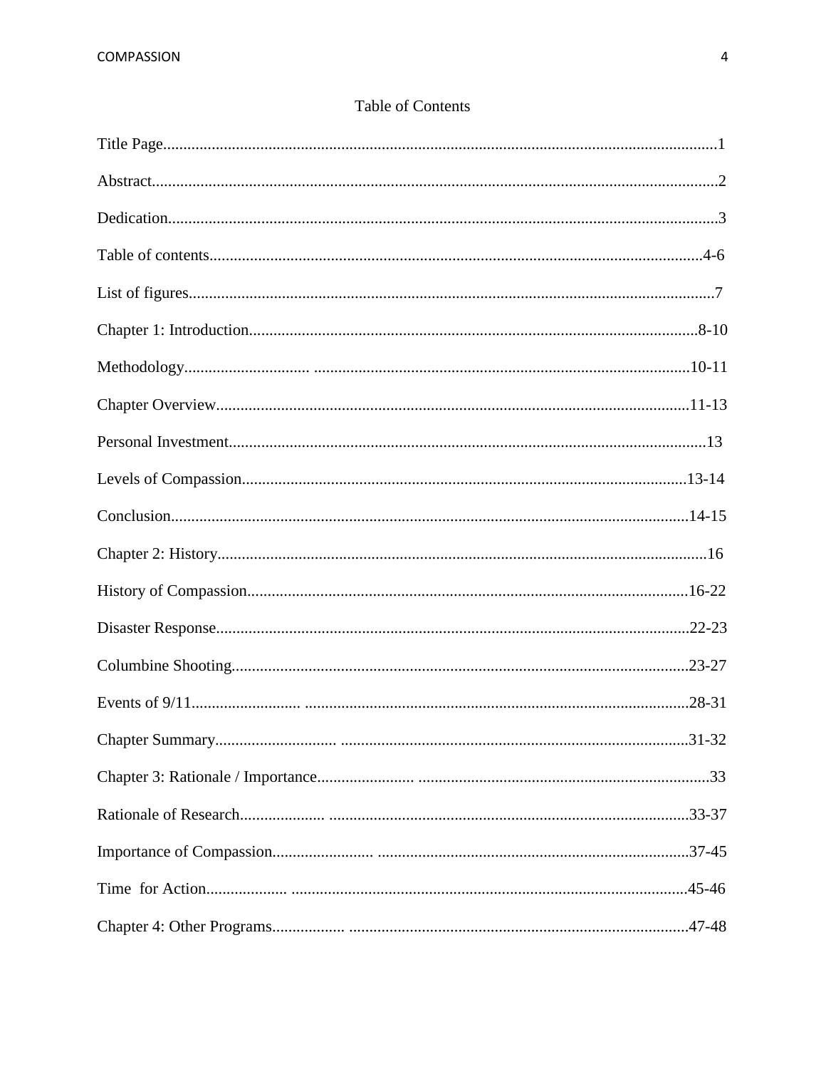# Table of Contents

Title Page........................................................................................................................1

Abstract...........................................................................................................................2

Dedication.......................................................................................................................3

Table of contents..........................................................................................................4-6

List of figures.................................................................................................................7

Chapter 1: Introduction..............................................................................................8-10

Methodology.............................. ...........................................................................10-11

Chapter Overview.....................................................................................................11-13

Personal Investment.....................................................................................................13

Levels of Compassion...............................................................................................13-14

Conclusion...............................................................................................................14-15

Chapter 2: History........................................................................................................16

History of Compassion............................................................................................16-22

Disaster Response...................................................................................................22-23

Columbine Shooting................................................................................................23-27

Events of 9/11.......................... ...............................................................................28-31

Chapter Summary............................. ......................................................................31-32

Chapter 3: Rationale / Importance........................ .......................................................33

Rationale of Research.................... .........................................................................33-37

Importance of Compassion........................ .............................................................37-45

Time for Action.................... ...................................................................................45-46

Chapter 4: Other Programs.................. ....................................................................47-48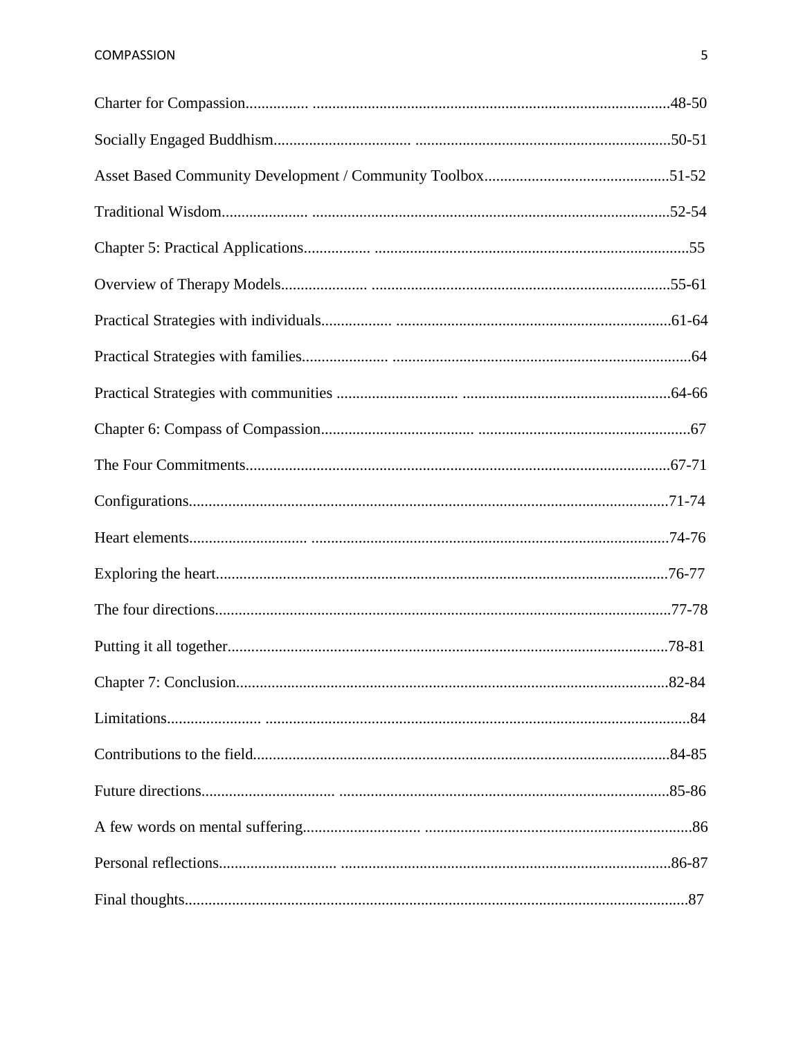Charter for Compassion................ ..........................................................................................48-50

Socially Engaged Buddhism................................... ................................................................50-51

Asset Based Community Development / Community Toolbox...............................................51-52

Traditional Wisdom..................... ..........................................................................................52-54

Chapter 5: Practical Applications................. ...............................................................................55

Overview of Therapy Models..................... ...........................................................................55-61

Practical Strategies with individuals.................. .....................................................................61-64

Practical Strategies with families..................... ...........................................................................64

Practical Strategies with communities ............................... .....................................................64-66

Chapter 6: Compass of Compassion....................................... .....................................................67

The Four Commitments..........................................................................................................67-71

Configurations.........................................................................................................................71-74

Heart elements............................ ..........................................................................................74-76

Exploring the heart..................................................................................................................76-77

The four directions...................................................................................................................77-78

Putting it all together...............................................................................................................78-81

Chapter 7: Conclusion.............................................................................................................82-84

Limitations....................... ...........................................................................................................84

Contributions to the field.........................................................................................................84-85

Future directions................................. ....................................................................................85-86

A few words on mental suffering............................. ....................................................................86

Personal reflections............................. ...................................................................................86-87

Final thoughts..............................................................................................................................87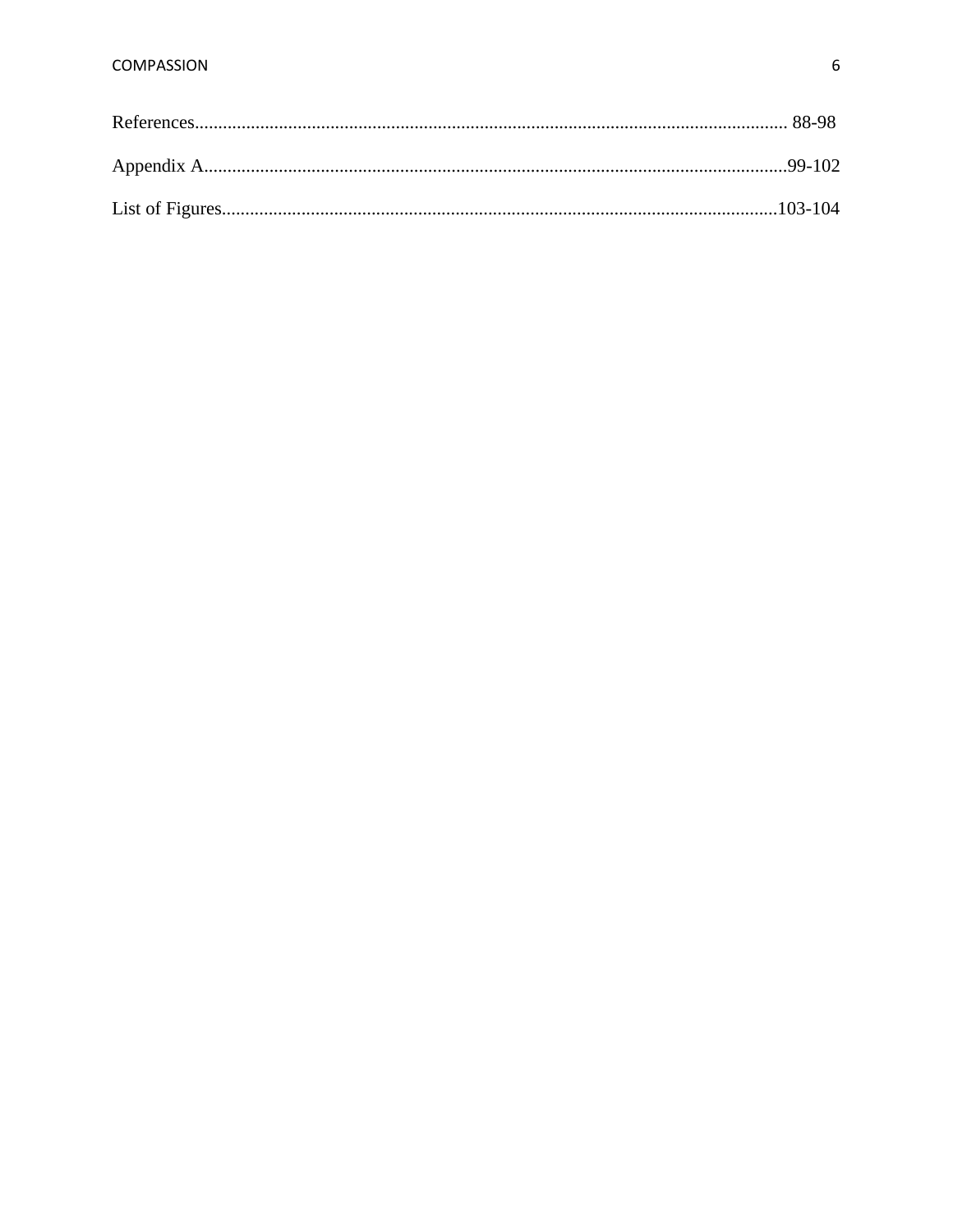References........................................................................................................................ 88-98

Appendix A.......................................................................................................................99-102

List of Figures..................................................................................................................103-104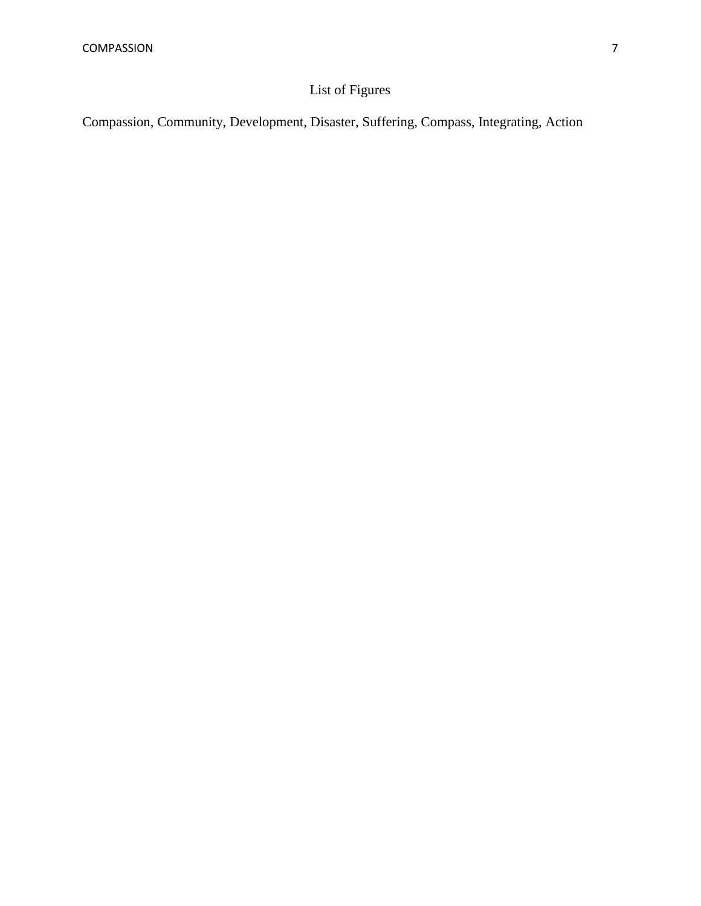# List of Figures

Compassion, Community, Development, Disaster, Suffering, Compass, Integrating, Action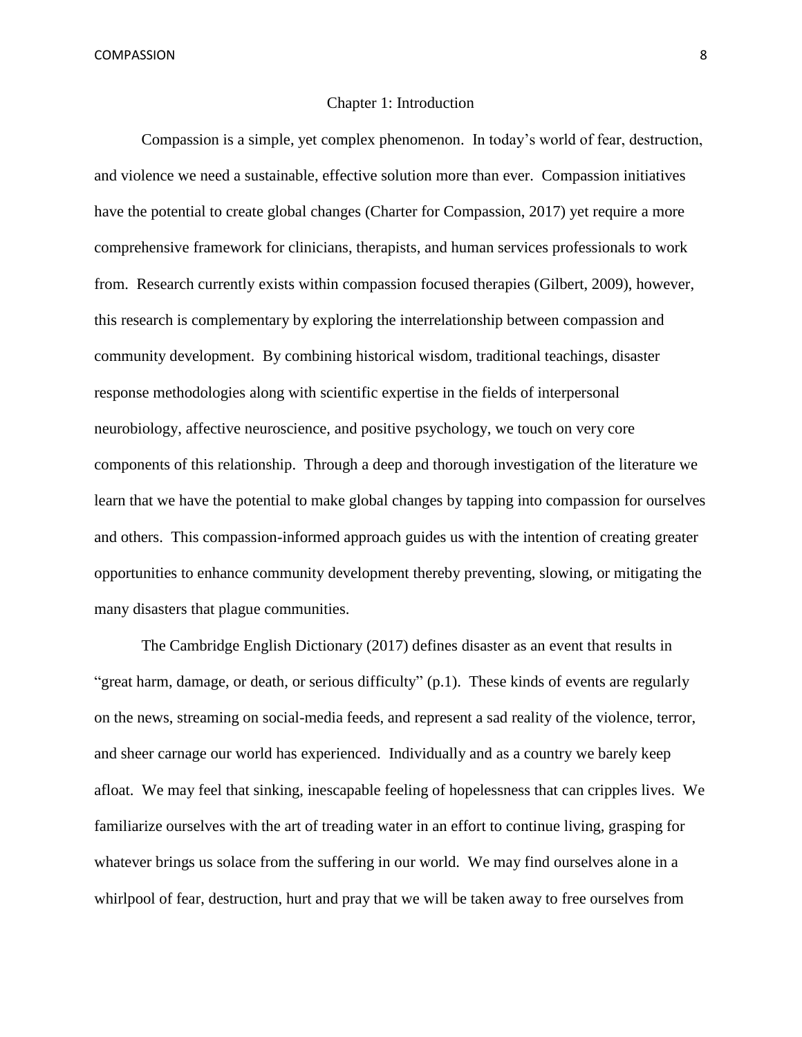# Chapter 1: Introduction

Compassion is a simple, yet complex phenomenon. In today's world of fear, destruction, and violence we need a sustainable, effective solution more than ever. Compassion initiatives have the potential to create global changes (Charter for Compassion, 2017) yet require a more comprehensive framework for clinicians, therapists, and human services professionals to work from. Research currently exists within compassion focused therapies (Gilbert, 2009), however, this research is complementary by exploring the interrelationship between compassion and community development. By combining historical wisdom, traditional teachings, disaster response methodologies along with scientific expertise in the fields of interpersonal neurobiology, affective neuroscience, and positive psychology, we touch on very core components of this relationship. Through a deep and thorough investigation of the literature we learn that we have the potential to make global changes by tapping into compassion for ourselves and others. This compassion-informed approach guides us with the intention of creating greater opportunities to enhance community development thereby preventing, slowing, or mitigating the many disasters that plague communities.

The Cambridge English Dictionary (2017) defines disaster as an event that results in "great harm, damage, or death, or serious difficulty" (p.1). These kinds of events are regularly on the news, streaming on social-media feeds, and represent a sad reality of the violence, terror, and sheer carnage our world has experienced. Individually and as a country we barely keep afloat. We may feel that sinking, inescapable feeling of hopelessness that can cripples lives. We familiarize ourselves with the art of treading water in an effort to continue living, grasping for whatever brings us solace from the suffering in our world. We may find ourselves alone in a whirlpool of fear, destruction, hurt and pray that we will be taken away to free ourselves from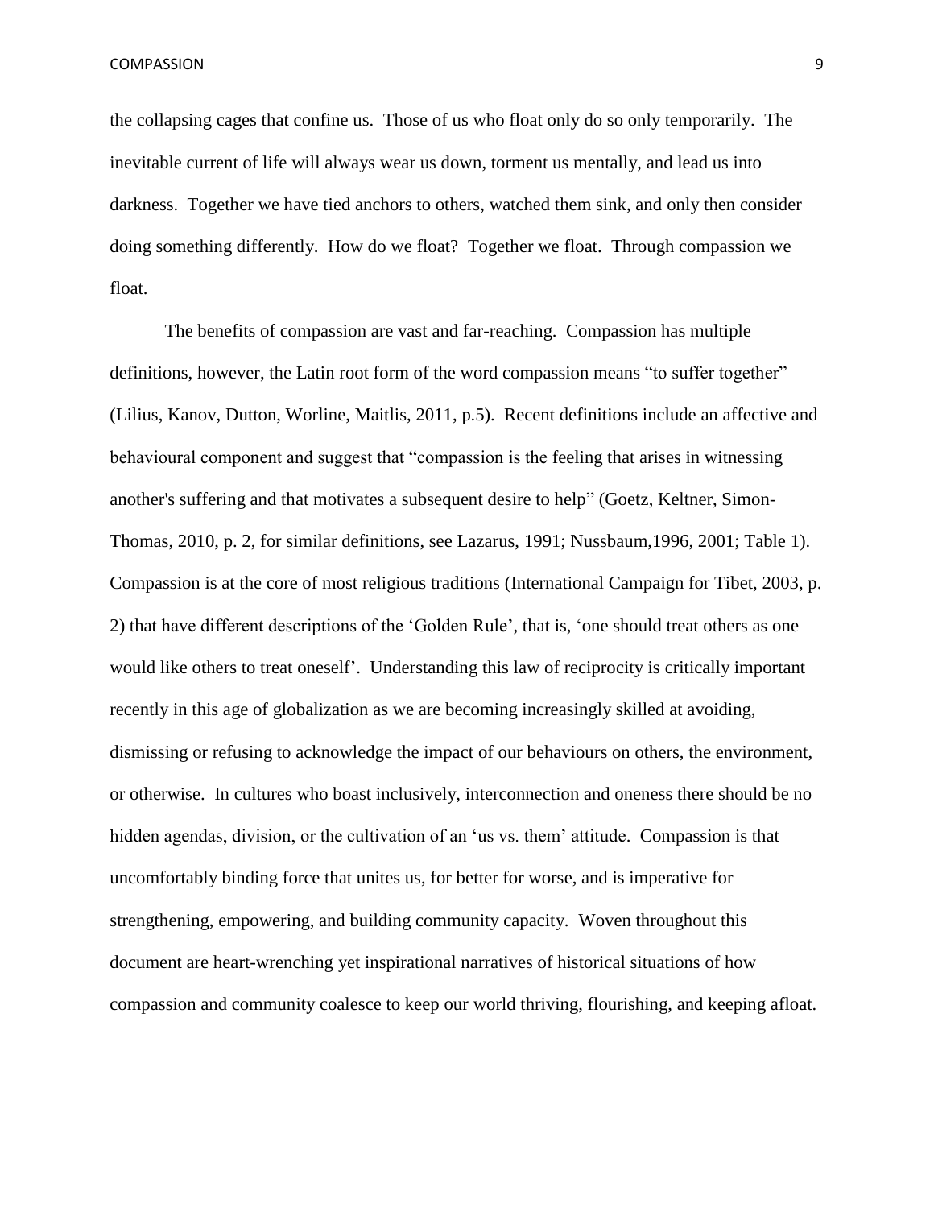the collapsing cages that confine us. Those of us who float only do so only temporarily. The inevitable current of life will always wear us down, torment us mentally, and lead us into darkness. Together we have tied anchors to others, watched them sink, and only then consider doing something differently. How do we float? Together we float. Through compassion we float.

The benefits of compassion are vast and far-reaching. Compassion has multiple definitions, however, the Latin root form of the word compassion means "to suffer together" (Lilius, Kanov, Dutton, Worline, Maitlis, 2011, p.5). Recent definitions include an affective and behavioural component and suggest that "compassion is the feeling that arises in witnessing another's suffering and that motivates a subsequent desire to help" (Goetz, Keltner, Simon-Thomas, 2010, p. 2, for similar definitions, see Lazarus, 1991; Nussbaum,1996, 2001; Table 1). Compassion is at the core of most religious traditions (International Campaign for Tibet, 2003, p. 2) that have different descriptions of the 'Golden Rule', that is, 'one should treat others as one would like others to treat oneself'. Understanding this law of reciprocity is critically important recently in this age of globalization as we are becoming increasingly skilled at avoiding, dismissing or refusing to acknowledge the impact of our behaviours on others, the environment, or otherwise. In cultures who boast inclusively, interconnection and oneness there should be no hidden agendas, division, or the cultivation of an 'us vs. them' attitude. Compassion is that uncomfortably binding force that unites us, for better for worse, and is imperative for strengthening, empowering, and building community capacity. Woven throughout this document are heart-wrenching yet inspirational narratives of historical situations of how compassion and community coalesce to keep our world thriving, flourishing, and keeping afloat.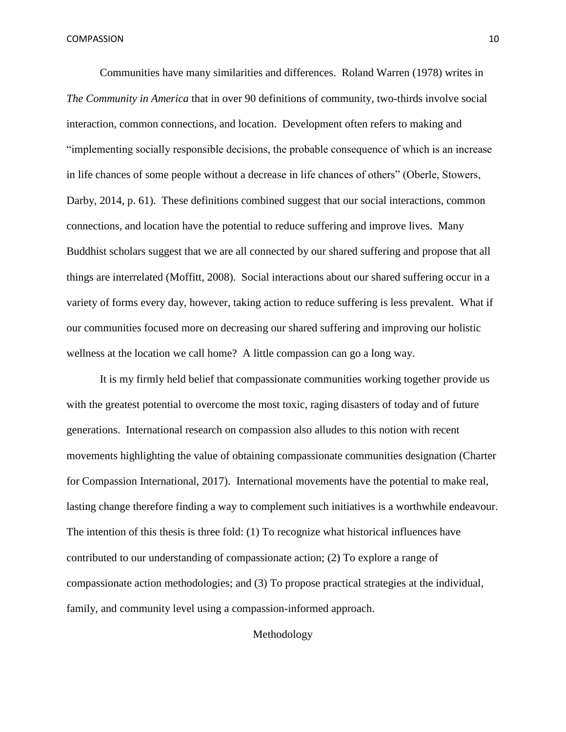Communities have many similarities and differences. Roland Warren (1978) writes in *The Community in America* that in over 90 definitions of community, two-thirds involve social interaction, common connections, and location. Development often refers to making and "implementing socially responsible decisions, the probable consequence of which is an increase in life chances of some people without a decrease in life chances of others" (Oberle, Stowers, Darby, 2014, p. 61). These definitions combined suggest that our social interactions, common connections, and location have the potential to reduce suffering and improve lives. Many Buddhist scholars suggest that we are all connected by our shared suffering and propose that all things are interrelated (Moffitt, 2008). Social interactions about our shared suffering occur in a variety of forms every day, however, taking action to reduce suffering is less prevalent. What if our communities focused more on decreasing our shared suffering and improving our holistic wellness at the location we call home? A little compassion can go a long way.

It is my firmly held belief that compassionate communities working together provide us with the greatest potential to overcome the most toxic, raging disasters of today and of future generations. International research on compassion also alludes to this notion with recent movements highlighting the value of obtaining compassionate communities designation (Charter for Compassion International, 2017). International movements have the potential to make real, lasting change therefore finding a way to complement such initiatives is a worthwhile endeavour. The intention of this thesis is three fold: (1) To recognize what historical influences have contributed to our understanding of compassionate action; (2) To explore a range of compassionate action methodologies; and (3) To propose practical strategies at the individual, family, and community level using a compassion-informed approach.

## Methodology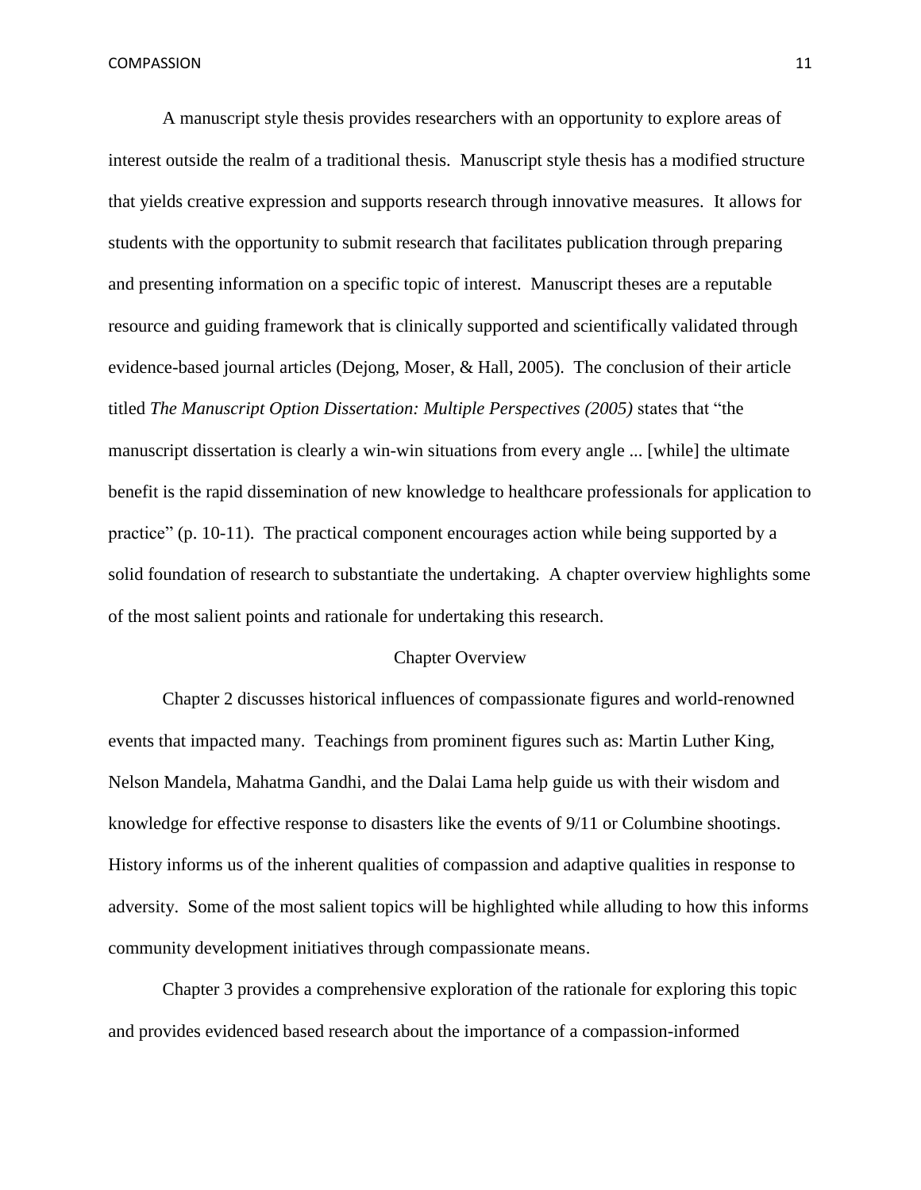A manuscript style thesis provides researchers with an opportunity to explore areas of interest outside the realm of a traditional thesis. Manuscript style thesis has a modified structure that yields creative expression and supports research through innovative measures. It allows for students with the opportunity to submit research that facilitates publication through preparing and presenting information on a specific topic of interest. Manuscript theses are a reputable resource and guiding framework that is clinically supported and scientifically validated through evidence-based journal articles (Dejong, Moser, & Hall, 2005). The conclusion of their article titled *The Manuscript Option Dissertation: Multiple Perspectives (2005)* states that "the manuscript dissertation is clearly a win-win situations from every angle ... [while] the ultimate benefit is the rapid dissemination of new knowledge to healthcare professionals for application to practice" (p. 10-11). The practical component encourages action while being supported by a solid foundation of research to substantiate the undertaking. A chapter overview highlights some of the most salient points and rationale for undertaking this research.

## Chapter Overview

Chapter 2 discusses historical influences of compassionate figures and world-renowned events that impacted many. Teachings from prominent figures such as: Martin Luther King, Nelson Mandela, Mahatma Gandhi, and the Dalai Lama help guide us with their wisdom and knowledge for effective response to disasters like the events of 9/11 or Columbine shootings. History informs us of the inherent qualities of compassion and adaptive qualities in response to adversity. Some of the most salient topics will be highlighted while alluding to how this informs community development initiatives through compassionate means.

Chapter 3 provides a comprehensive exploration of the rationale for exploring this topic and provides evidenced based research about the importance of a compassion-informed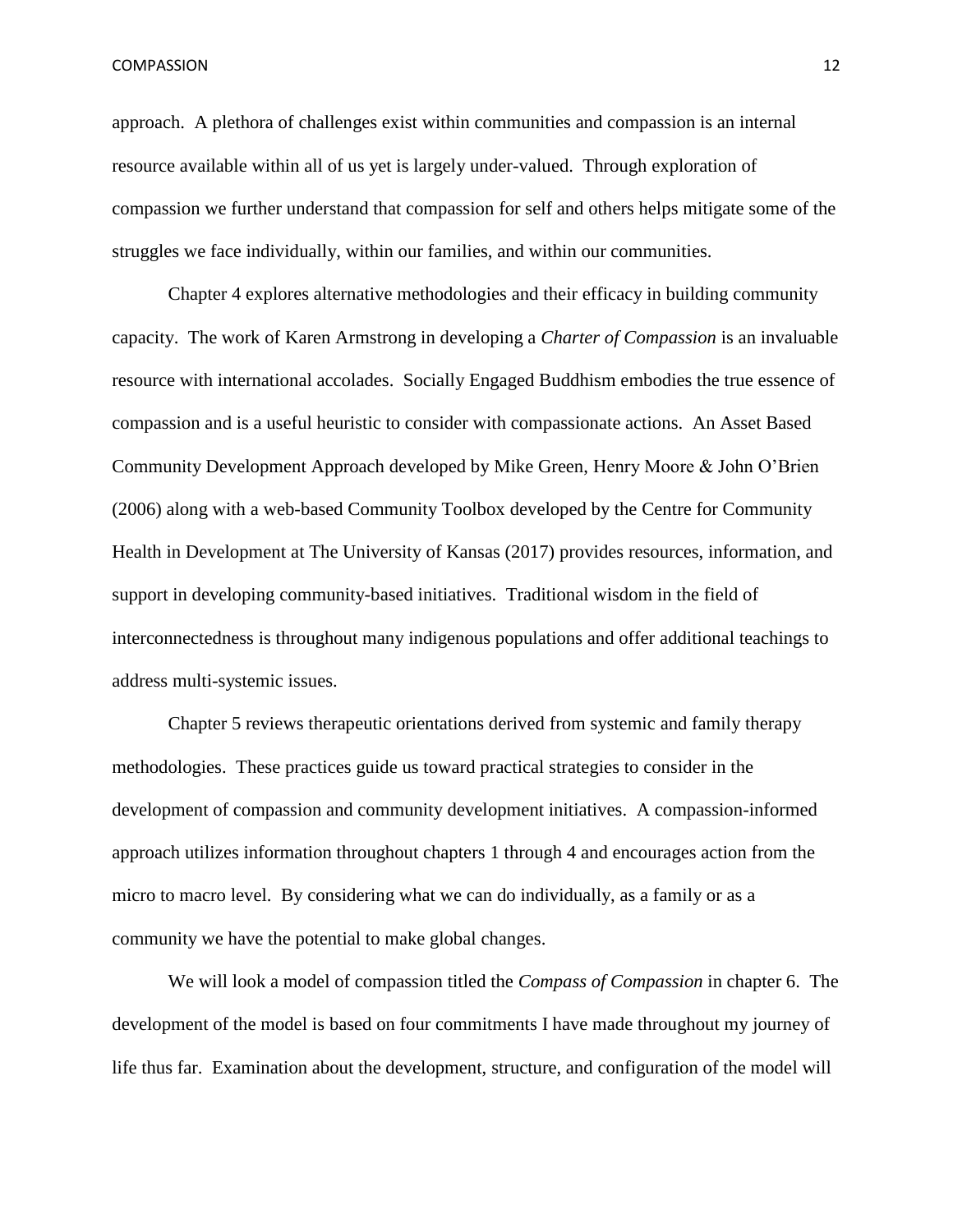approach. A plethora of challenges exist within communities and compassion is an internal resource available within all of us yet is largely under-valued. Through exploration of compassion we further understand that compassion for self and others helps mitigate some of the struggles we face individually, within our families, and within our communities.

Chapter 4 explores alternative methodologies and their efficacy in building community capacity. The work of Karen Armstrong in developing a *Charter of Compassion* is an invaluable resource with international accolades. Socially Engaged Buddhism embodies the true essence of compassion and is a useful heuristic to consider with compassionate actions. An Asset Based Community Development Approach developed by Mike Green, Henry Moore & John O'Brien (2006) along with a web-based Community Toolbox developed by the Centre for Community Health in Development at The University of Kansas (2017) provides resources, information, and support in developing community-based initiatives. Traditional wisdom in the field of interconnectedness is throughout many indigenous populations and offer additional teachings to address multi-systemic issues.

Chapter 5 reviews therapeutic orientations derived from systemic and family therapy methodologies. These practices guide us toward practical strategies to consider in the development of compassion and community development initiatives. A compassion-informed approach utilizes information throughout chapters 1 through 4 and encourages action from the micro to macro level. By considering what we can do individually, as a family or as a community we have the potential to make global changes.

We will look a model of compassion titled the *Compass of Compassion* in chapter 6. The development of the model is based on four commitments I have made throughout my journey of life thus far. Examination about the development, structure, and configuration of the model will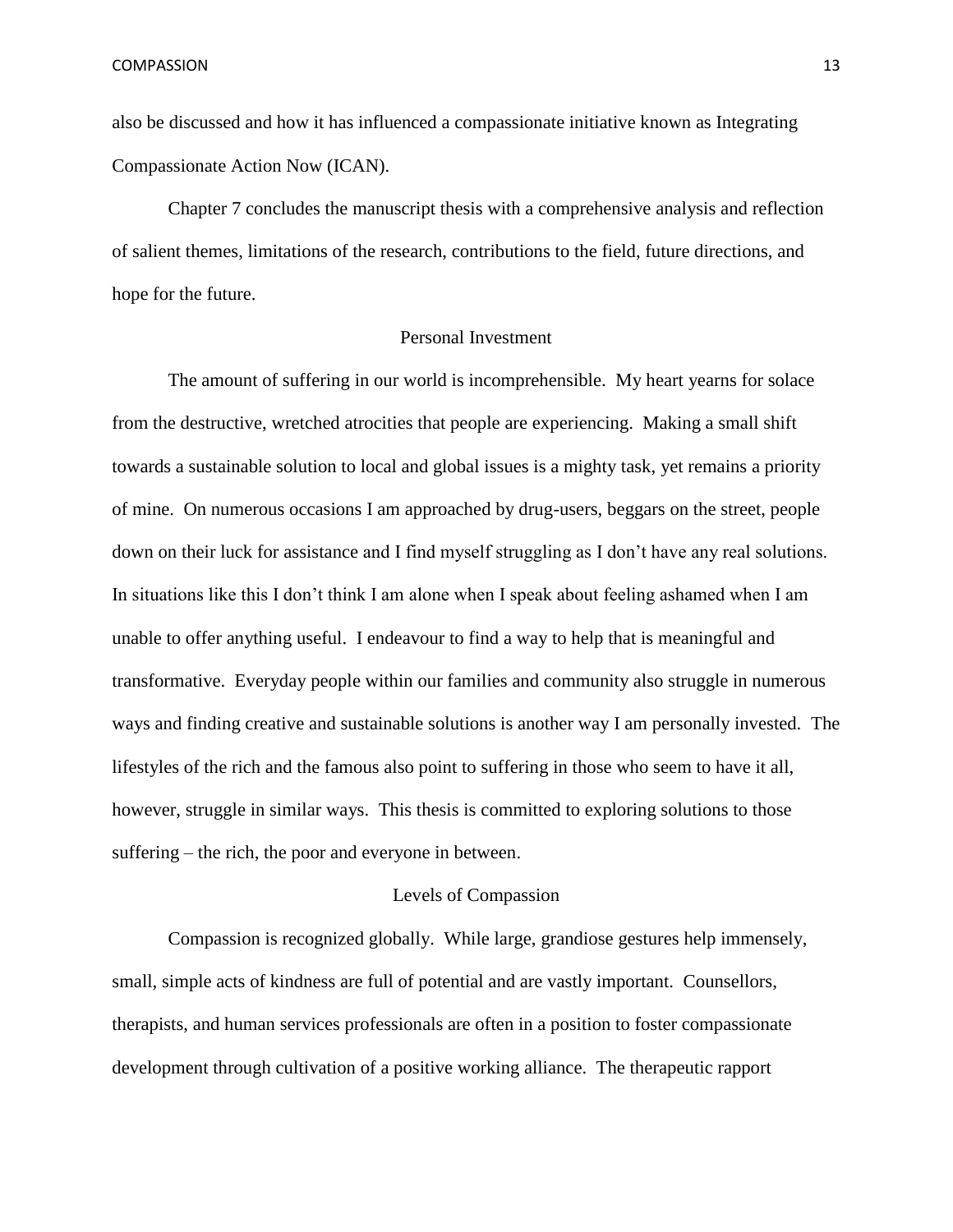also be discussed and how it has influenced a compassionate initiative known as Integrating Compassionate Action Now (ICAN).

Chapter 7 concludes the manuscript thesis with a comprehensive analysis and reflection of salient themes, limitations of the research, contributions to the field, future directions, and hope for the future.

## Personal Investment

The amount of suffering in our world is incomprehensible. My heart yearns for solace from the destructive, wretched atrocities that people are experiencing. Making a small shift towards a sustainable solution to local and global issues is a mighty task, yet remains a priority of mine. On numerous occasions I am approached by drug-users, beggars on the street, people down on their luck for assistance and I find myself struggling as I don't have any real solutions. In situations like this I don't think I am alone when I speak about feeling ashamed when I am unable to offer anything useful. I endeavour to find a way to help that is meaningful and transformative. Everyday people within our families and community also struggle in numerous ways and finding creative and sustainable solutions is another way I am personally invested. The lifestyles of the rich and the famous also point to suffering in those who seem to have it all, however, struggle in similar ways. This thesis is committed to exploring solutions to those suffering – the rich, the poor and everyone in between.

## Levels of Compassion

Compassion is recognized globally. While large, grandiose gestures help immensely, small, simple acts of kindness are full of potential and are vastly important. Counsellors, therapists, and human services professionals are often in a position to foster compassionate development through cultivation of a positive working alliance. The therapeutic rapport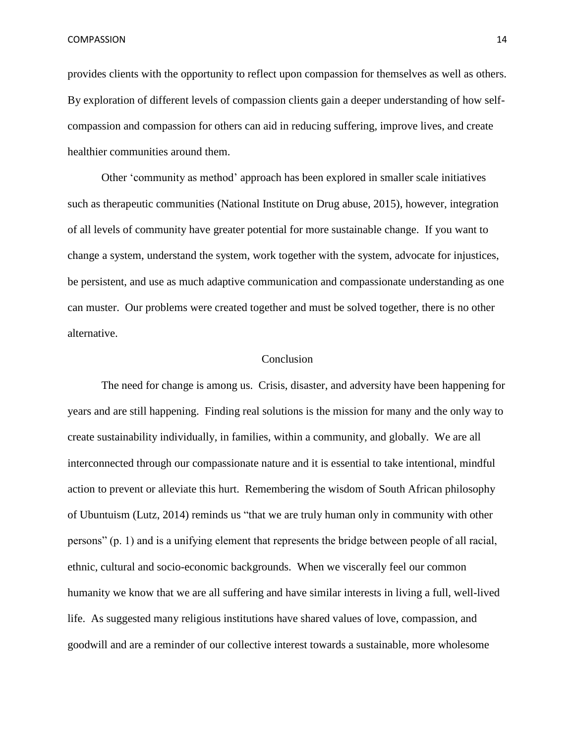provides clients with the opportunity to reflect upon compassion for themselves as well as others. By exploration of different levels of compassion clients gain a deeper understanding of how self-compassion and compassion for others can aid in reducing suffering, improve lives, and create healthier communities around them.

Other 'community as method' approach has been explored in smaller scale initiatives such as therapeutic communities (National Institute on Drug abuse, 2015), however, integration of all levels of community have greater potential for more sustainable change. If you want to change a system, understand the system, work together with the system, advocate for injustices, be persistent, and use as much adaptive communication and compassionate understanding as one can muster. Our problems were created together and must be solved together, there is no other alternative.

## Conclusion

The need for change is among us. Crisis, disaster, and adversity have been happening for years and are still happening. Finding real solutions is the mission for many and the only way to create sustainability individually, in families, within a community, and globally. We are all interconnected through our compassionate nature and it is essential to take intentional, mindful action to prevent or alleviate this hurt. Remembering the wisdom of South African philosophy of Ubuntuism (Lutz, 2014) reminds us "that we are truly human only in community with other persons" (p. 1) and is a unifying element that represents the bridge between people of all racial, ethnic, cultural and socio-economic backgrounds. When we viscerally feel our common humanity we know that we are all suffering and have similar interests in living a full, well-lived life. As suggested many religious institutions have shared values of love, compassion, and goodwill and are a reminder of our collective interest towards a sustainable, more wholesome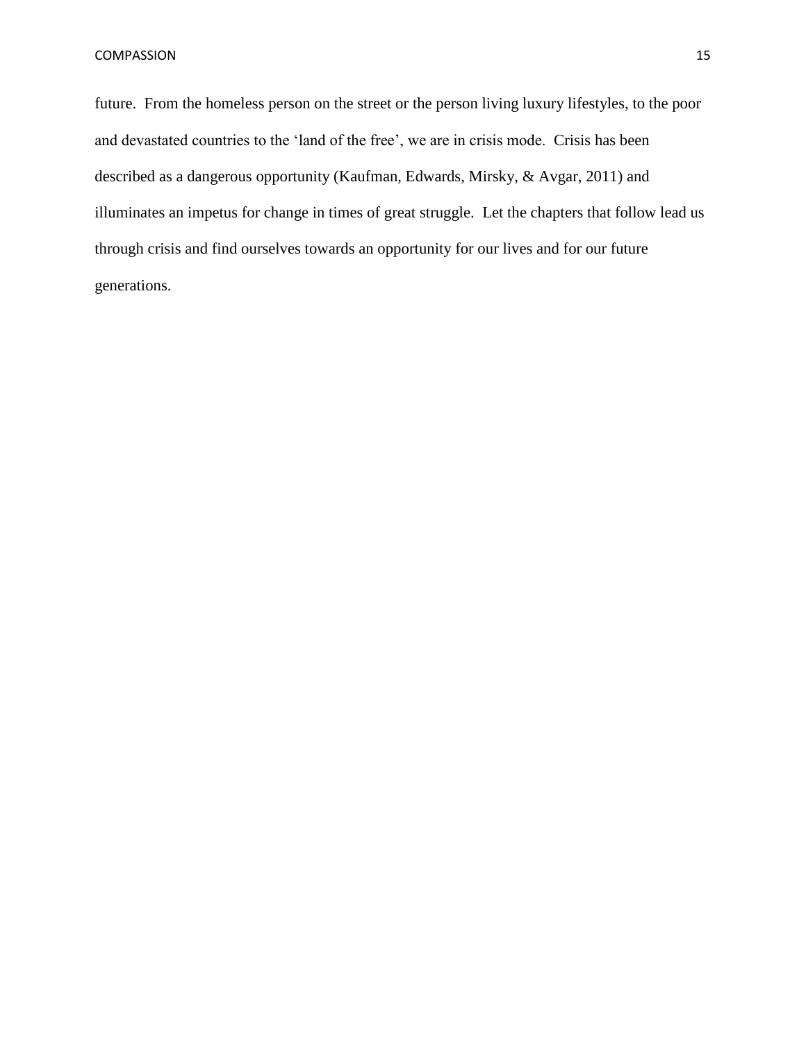future.  From the homeless person on the street or the person living luxury lifestyles, to the poor and devastated countries to the 'land of the free', we are in crisis mode.  Crisis has been described as a dangerous opportunity (Kaufman, Edwards, Mirsky, & Avgar, 2011) and illuminates an impetus for change in times of great struggle.  Let the chapters that follow lead us through crisis and find ourselves towards an opportunity for our lives and for our future generations.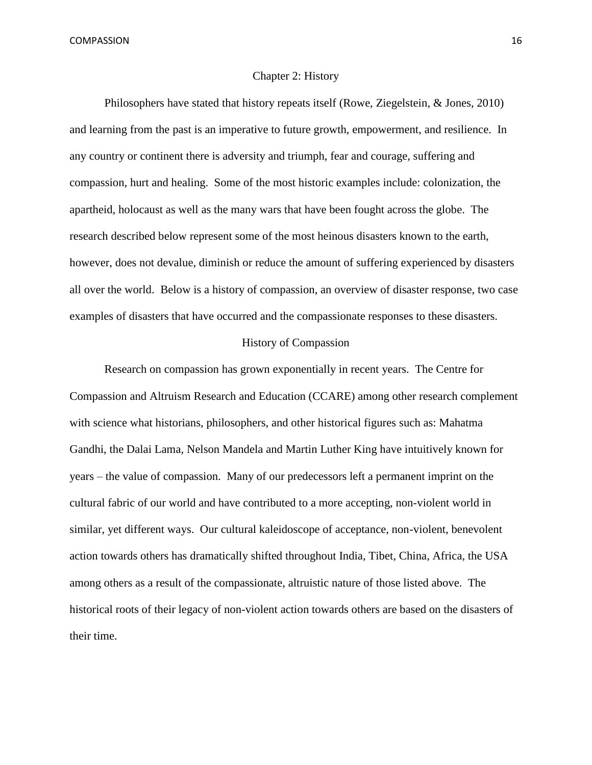# Chapter 2: History

Philosophers have stated that history repeats itself (Rowe, Ziegelstein, & Jones, 2010) and learning from the past is an imperative to future growth, empowerment, and resilience. In any country or continent there is adversity and triumph, fear and courage, suffering and compassion, hurt and healing. Some of the most historic examples include: colonization, the apartheid, holocaust as well as the many wars that have been fought across the globe. The research described below represent some of the most heinous disasters known to the earth, however, does not devalue, diminish or reduce the amount of suffering experienced by disasters all over the world. Below is a history of compassion, an overview of disaster response, two case examples of disasters that have occurred and the compassionate responses to these disasters.

## History of Compassion

Research on compassion has grown exponentially in recent years. The Centre for Compassion and Altruism Research and Education (CCARE) among other research complement with science what historians, philosophers, and other historical figures such as: Mahatma Gandhi, the Dalai Lama, Nelson Mandela and Martin Luther King have intuitively known for years – the value of compassion. Many of our predecessors left a permanent imprint on the cultural fabric of our world and have contributed to a more accepting, non-violent world in similar, yet different ways. Our cultural kaleidoscope of acceptance, non-violent, benevolent action towards others has dramatically shifted throughout India, Tibet, China, Africa, the USA among others as a result of the compassionate, altruistic nature of those listed above. The historical roots of their legacy of non-violent action towards others are based on the disasters of their time.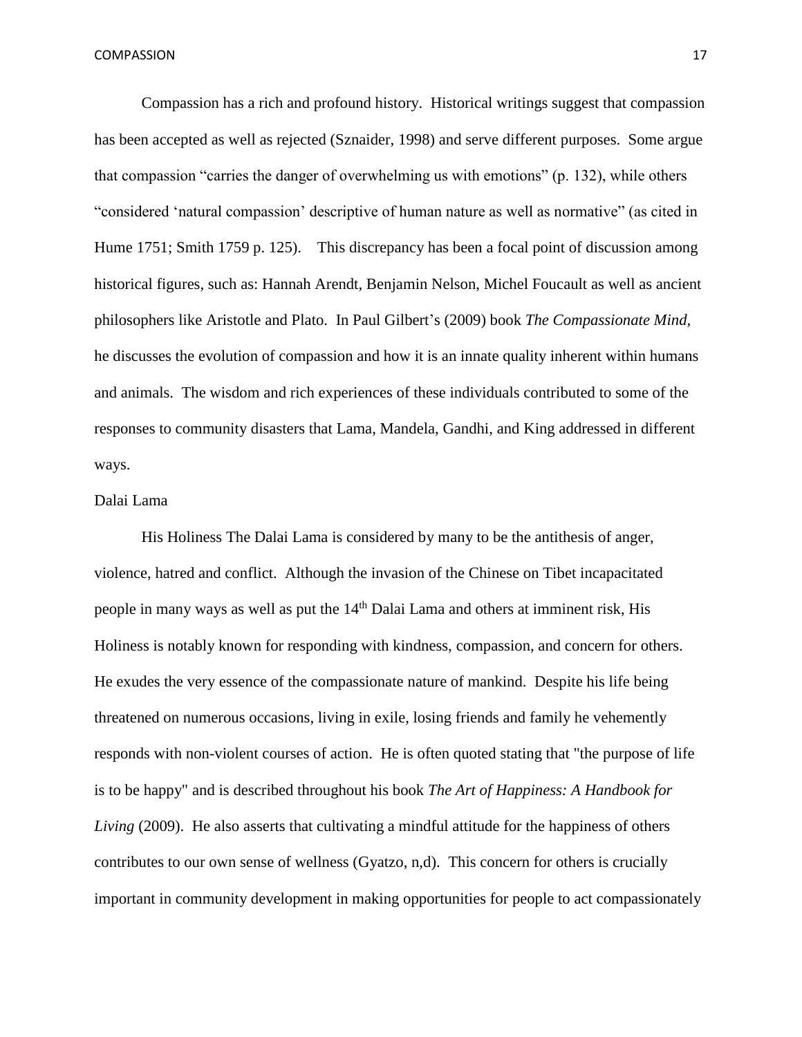Compassion has a rich and profound history. Historical writings suggest that compassion has been accepted as well as rejected (Sznaider, 1998) and serve different purposes. Some argue that compassion "carries the danger of overwhelming us with emotions" (p. 132), while others "considered 'natural compassion' descriptive of human nature as well as normative" (as cited in Hume 1751; Smith 1759 p. 125). This discrepancy has been a focal point of discussion among historical figures, such as: Hannah Arendt, Benjamin Nelson, Michel Foucault as well as ancient philosophers like Aristotle and Plato. In Paul Gilbert's (2009) book *The Compassionate Mind,* he discusses the evolution of compassion and how it is an innate quality inherent within humans and animals. The wisdom and rich experiences of these individuals contributed to some of the responses to community disasters that Lama, Mandela, Gandhi, and King addressed in different ways.

## Dalai Lama

His Holiness The Dalai Lama is considered by many to be the antithesis of anger, violence, hatred and conflict. Although the invasion of the Chinese on Tibet incapacitated people in many ways as well as put the 14th Dalai Lama and others at imminent risk, His Holiness is notably known for responding with kindness, compassion, and concern for others. He exudes the very essence of the compassionate nature of mankind. Despite his life being threatened on numerous occasions, living in exile, losing friends and family he vehemently responds with non-violent courses of action. He is often quoted stating that "the purpose of life is to be happy" and is described throughout his book *The Art of Happiness: A Handbook for Living* (2009). He also asserts that cultivating a mindful attitude for the happiness of others contributes to our own sense of wellness (Gyatzo, n,d). This concern for others is crucially important in community development in making opportunities for people to act compassionately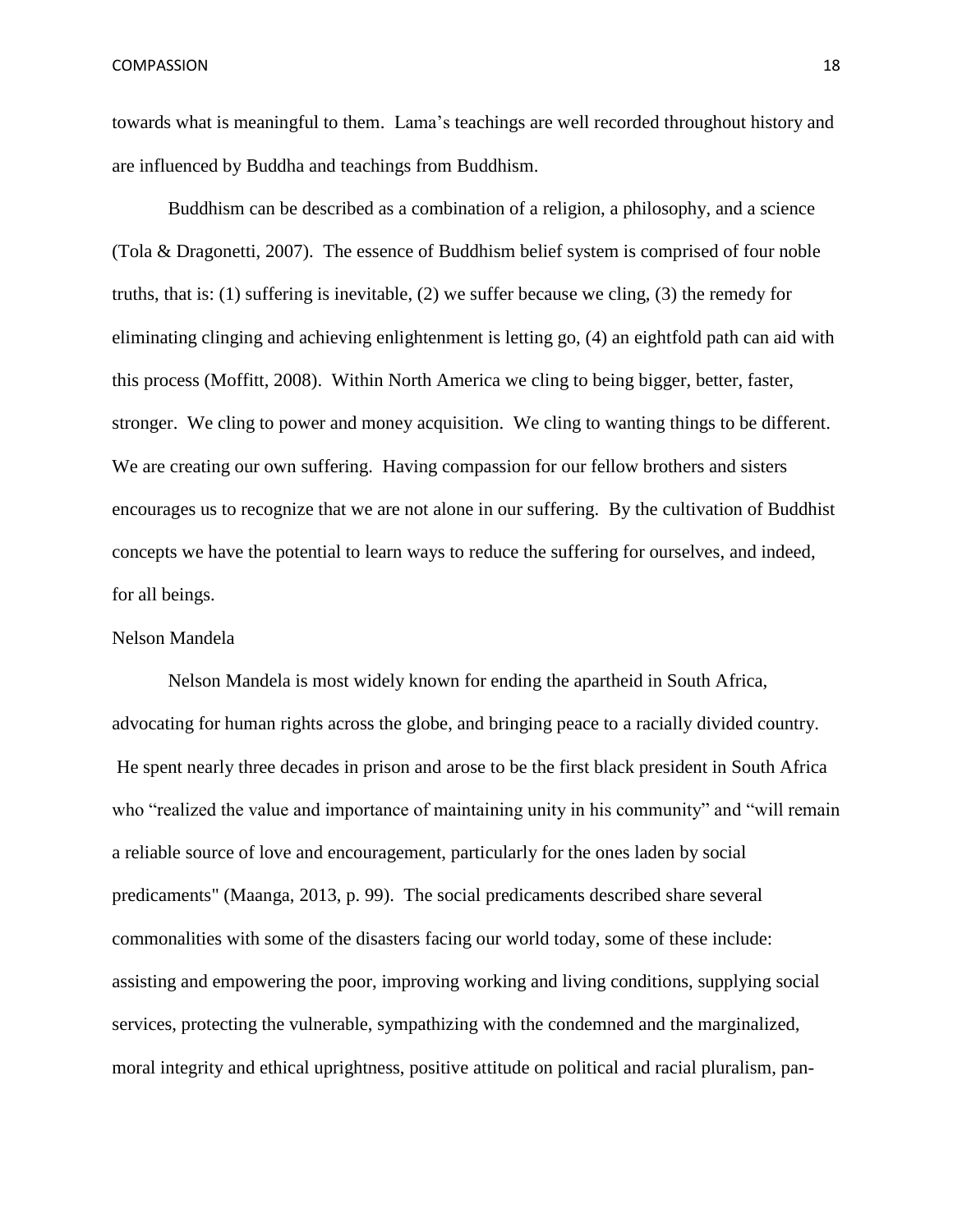towards what is meaningful to them. Lama's teachings are well recorded throughout history and are influenced by Buddha and teachings from Buddhism.

Buddhism can be described as a combination of a religion, a philosophy, and a science (Tola & Dragonetti, 2007). The essence of Buddhism belief system is comprised of four noble truths, that is: (1) suffering is inevitable, (2) we suffer because we cling, (3) the remedy for eliminating clinging and achieving enlightenment is letting go, (4) an eightfold path can aid with this process (Moffitt, 2008). Within North America we cling to being bigger, better, faster, stronger. We cling to power and money acquisition. We cling to wanting things to be different. We are creating our own suffering. Having compassion for our fellow brothers and sisters encourages us to recognize that we are not alone in our suffering. By the cultivation of Buddhist concepts we have the potential to learn ways to reduce the suffering for ourselves, and indeed, for all beings.

## Nelson Mandela

Nelson Mandela is most widely known for ending the apartheid in South Africa, advocating for human rights across the globe, and bringing peace to a racially divided country. He spent nearly three decades in prison and arose to be the first black president in South Africa who "realized the value and importance of maintaining unity in his community" and "will remain a reliable source of love and encouragement, particularly for the ones laden by social predicaments" (Maanga, 2013, p. 99). The social predicaments described share several commonalities with some of the disasters facing our world today, some of these include: assisting and empowering the poor, improving working and living conditions, supplying social services, protecting the vulnerable, sympathizing with the condemned and the marginalized, moral integrity and ethical uprightness, positive attitude on political and racial pluralism, pan-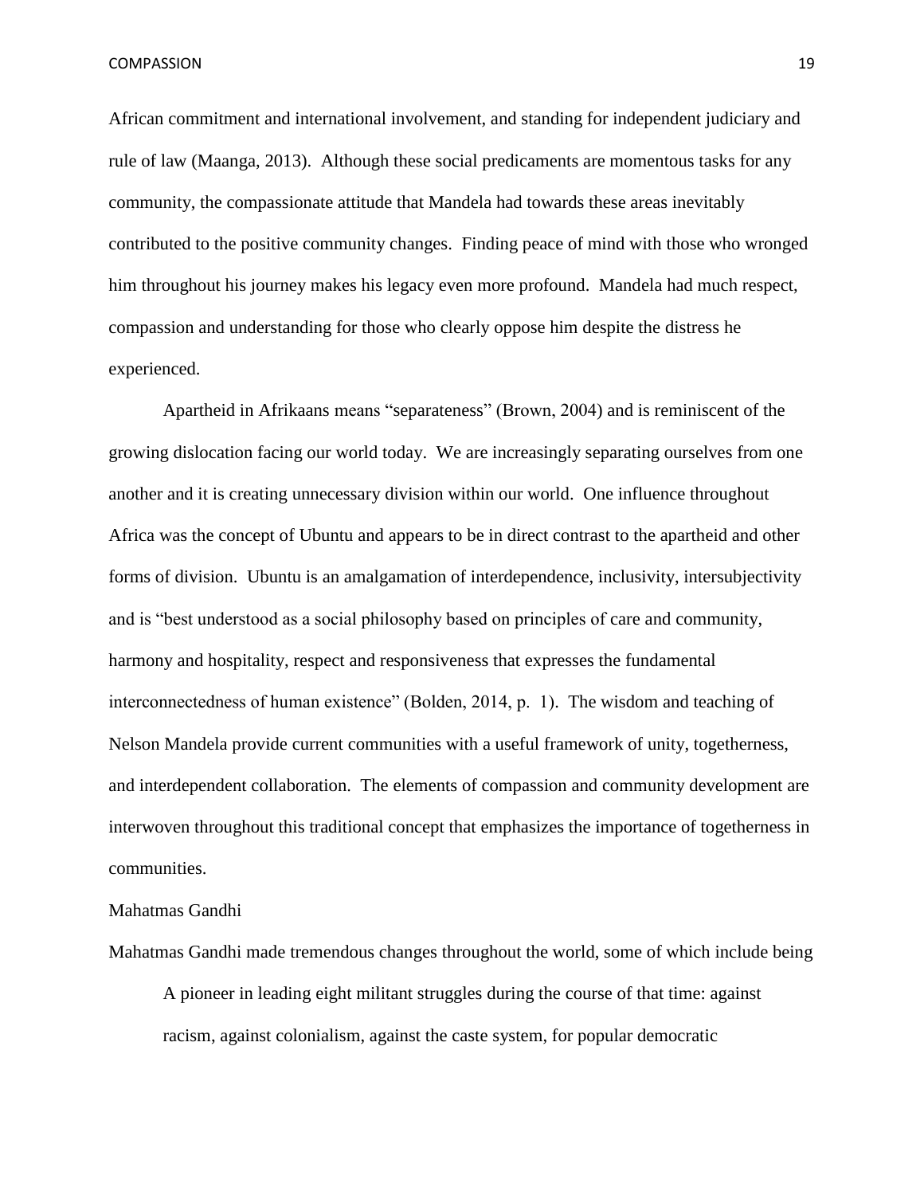African commitment and international involvement, and standing for independent judiciary and rule of law (Maanga, 2013). Although these social predicaments are momentous tasks for any community, the compassionate attitude that Mandela had towards these areas inevitably contributed to the positive community changes. Finding peace of mind with those who wronged him throughout his journey makes his legacy even more profound. Mandela had much respect, compassion and understanding for those who clearly oppose him despite the distress he experienced.

Apartheid in Afrikaans means "separateness" (Brown, 2004) and is reminiscent of the growing dislocation facing our world today. We are increasingly separating ourselves from one another and it is creating unnecessary division within our world. One influence throughout Africa was the concept of Ubuntu and appears to be in direct contrast to the apartheid and other forms of division. Ubuntu is an amalgamation of interdependence, inclusivity, intersubjectivity and is "best understood as a social philosophy based on principles of care and community, harmony and hospitality, respect and responsiveness that expresses the fundamental interconnectedness of human existence" (Bolden, 2014, p. 1). The wisdom and teaching of Nelson Mandela provide current communities with a useful framework of unity, togetherness, and interdependent collaboration. The elements of compassion and community development are interwoven throughout this traditional concept that emphasizes the importance of togetherness in communities.

## Mahatmas Gandhi

Mahatmas Gandhi made tremendous changes throughout the world, some of which include being

> A pioneer in leading eight militant struggles during the course of that time: against racism, against colonialism, against the caste system, for popular democratic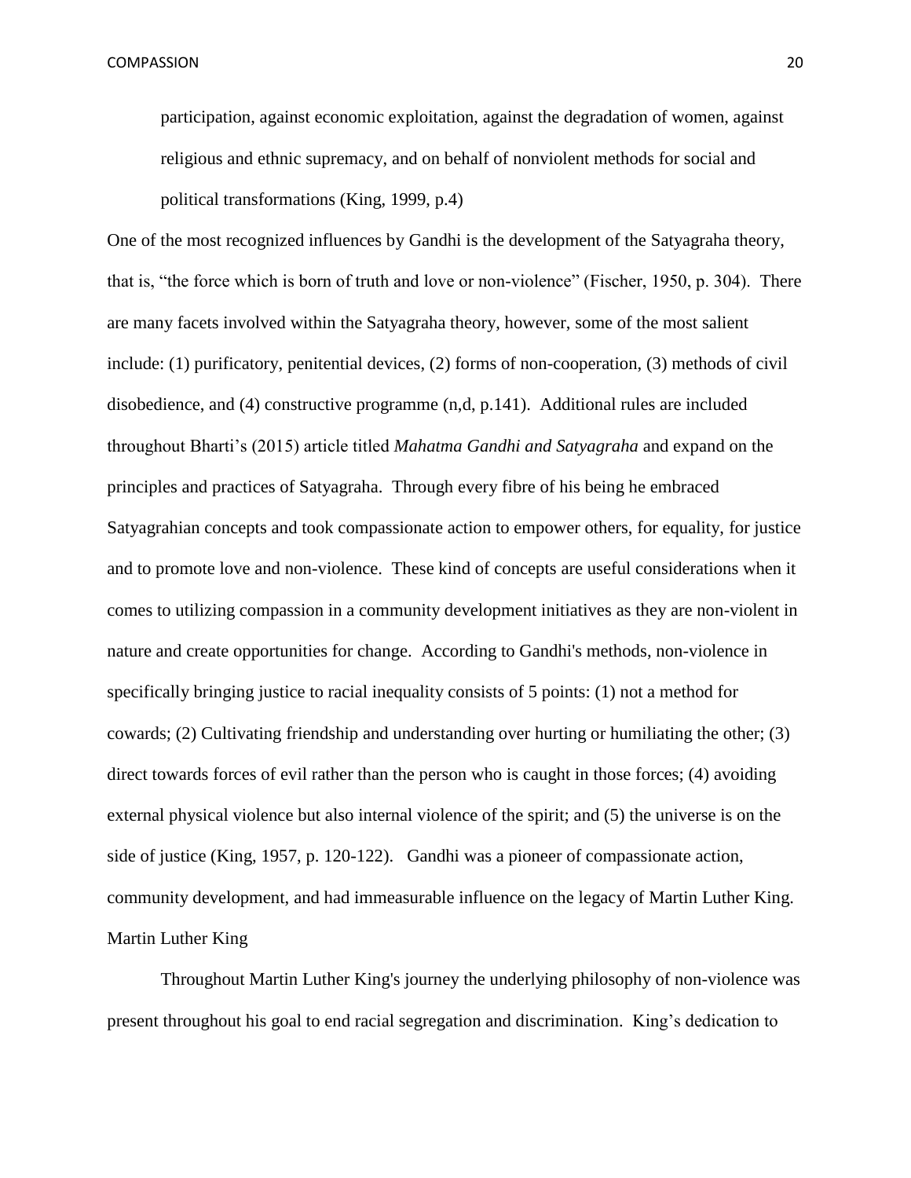> participation, against economic exploitation, against the degradation of women, against religious and ethnic supremacy, and on behalf of nonviolent methods for social and political transformations (King, 1999, p.4)

One of the most recognized influences by Gandhi is the development of the Satyagraha theory, that is, "the force which is born of truth and love or non-violence" (Fischer, 1950, p. 304). There are many facets involved within the Satyagraha theory, however, some of the most salient include: (1) purificatory, penitential devices, (2) forms of non-cooperation, (3) methods of civil disobedience, and (4) constructive programme (n,d, p.141). Additional rules are included throughout Bharti's (2015) article titled *Mahatma Gandhi and Satyagraha* and expand on the principles and practices of Satyagraha. Through every fibre of his being he embraced Satyagrahian concepts and took compassionate action to empower others, for equality, for justice and to promote love and non-violence. These kind of concepts are useful considerations when it comes to utilizing compassion in a community development initiatives as they are non-violent in nature and create opportunities for change. According to Gandhi's methods, non-violence in specifically bringing justice to racial inequality consists of 5 points: (1) not a method for cowards; (2) Cultivating friendship and understanding over hurting or humiliating the other; (3) direct towards forces of evil rather than the person who is caught in those forces; (4) avoiding external physical violence but also internal violence of the spirit; and (5) the universe is on the side of justice (King, 1957, p. 120-122). Gandhi was a pioneer of compassionate action, community development, and had immeasurable influence on the legacy of Martin Luther King.

## Martin Luther King

Throughout Martin Luther King's journey the underlying philosophy of non-violence was present throughout his goal to end racial segregation and discrimination. King's dedication to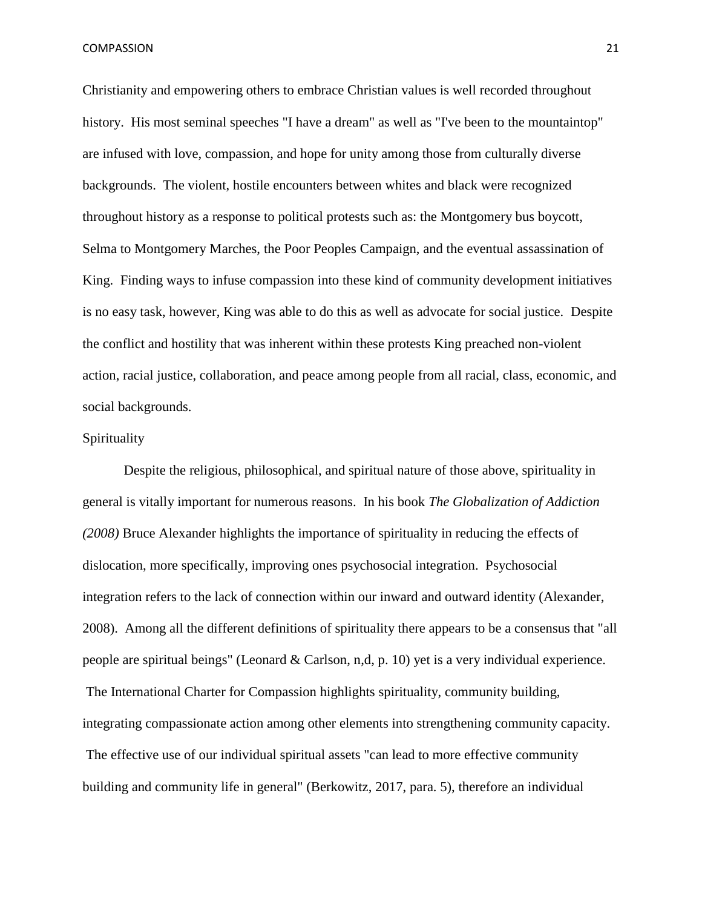Christianity and empowering others to embrace Christian values is well recorded throughout history. His most seminal speeches "I have a dream" as well as "I've been to the mountaintop" are infused with love, compassion, and hope for unity among those from culturally diverse backgrounds. The violent, hostile encounters between whites and black were recognized throughout history as a response to political protests such as: the Montgomery bus boycott, Selma to Montgomery Marches, the Poor Peoples Campaign, and the eventual assassination of King. Finding ways to infuse compassion into these kind of community development initiatives is no easy task, however, King was able to do this as well as advocate for social justice. Despite the conflict and hostility that was inherent within these protests King preached non-violent action, racial justice, collaboration, and peace among people from all racial, class, economic, and social backgrounds.

## Spirituality

Despite the religious, philosophical, and spiritual nature of those above, spirituality in general is vitally important for numerous reasons. In his book *The Globalization of Addiction (2008)* Bruce Alexander highlights the importance of spirituality in reducing the effects of dislocation, more specifically, improving ones psychosocial integration. Psychosocial integration refers to the lack of connection within our inward and outward identity (Alexander, 2008). Among all the different definitions of spirituality there appears to be a consensus that "all people are spiritual beings" (Leonard & Carlson, n,d, p. 10) yet is a very individual experience. The International Charter for Compassion highlights spirituality, community building, integrating compassionate action among other elements into strengthening community capacity. The effective use of our individual spiritual assets "can lead to more effective community building and community life in general" (Berkowitz, 2017, para. 5), therefore an individual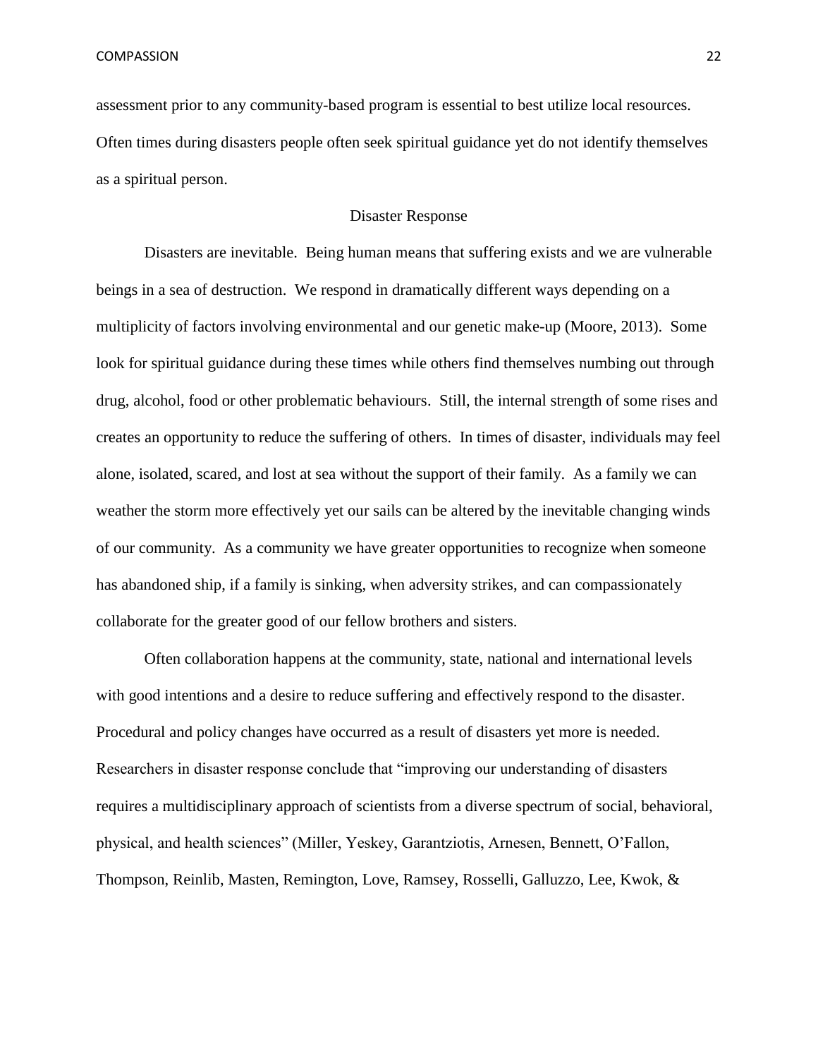assessment prior to any community-based program is essential to best utilize local resources. Often times during disasters people often seek spiritual guidance yet do not identify themselves as a spiritual person.

## Disaster Response

Disasters are inevitable. Being human means that suffering exists and we are vulnerable beings in a sea of destruction. We respond in dramatically different ways depending on a multiplicity of factors involving environmental and our genetic make-up (Moore, 2013). Some look for spiritual guidance during these times while others find themselves numbing out through drug, alcohol, food or other problematic behaviours. Still, the internal strength of some rises and creates an opportunity to reduce the suffering of others. In times of disaster, individuals may feel alone, isolated, scared, and lost at sea without the support of their family. As a family we can weather the storm more effectively yet our sails can be altered by the inevitable changing winds of our community. As a community we have greater opportunities to recognize when someone has abandoned ship, if a family is sinking, when adversity strikes, and can compassionately collaborate for the greater good of our fellow brothers and sisters.

Often collaboration happens at the community, state, national and international levels with good intentions and a desire to reduce suffering and effectively respond to the disaster. Procedural and policy changes have occurred as a result of disasters yet more is needed. Researchers in disaster response conclude that "improving our understanding of disasters requires a multidisciplinary approach of scientists from a diverse spectrum of social, behavioral, physical, and health sciences" (Miller, Yeskey, Garantziotis, Arnesen, Bennett, O'Fallon, Thompson, Reinlib, Masten, Remington, Love, Ramsey, Rosselli, Galluzzo, Lee, Kwok, &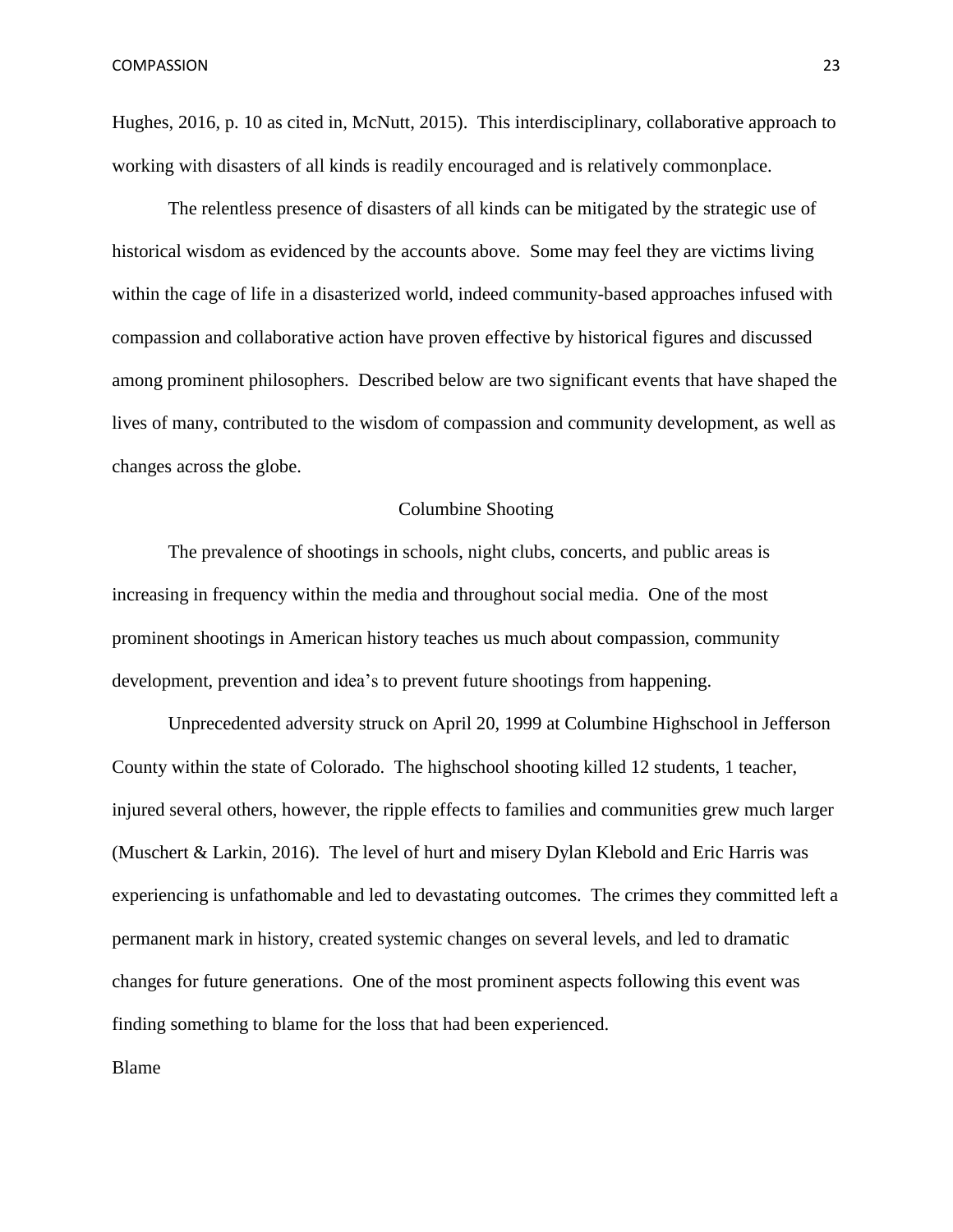Hughes, 2016, p. 10 as cited in, McNutt, 2015). This interdisciplinary, collaborative approach to working with disasters of all kinds is readily encouraged and is relatively commonplace.

The relentless presence of disasters of all kinds can be mitigated by the strategic use of historical wisdom as evidenced by the accounts above. Some may feel they are victims living within the cage of life in a disasterized world, indeed community-based approaches infused with compassion and collaborative action have proven effective by historical figures and discussed among prominent philosophers. Described below are two significant events that have shaped the lives of many, contributed to the wisdom of compassion and community development, as well as changes across the globe.

## Columbine Shooting

The prevalence of shootings in schools, night clubs, concerts, and public areas is increasing in frequency within the media and throughout social media. One of the most prominent shootings in American history teaches us much about compassion, community development, prevention and idea's to prevent future shootings from happening.

Unprecedented adversity struck on April 20, 1999 at Columbine Highschool in Jefferson County within the state of Colorado. The highschool shooting killed 12 students, 1 teacher, injured several others, however, the ripple effects to families and communities grew much larger (Muschert & Larkin, 2016). The level of hurt and misery Dylan Klebold and Eric Harris was experiencing is unfathomable and led to devastating outcomes. The crimes they committed left a permanent mark in history, created systemic changes on several levels, and led to dramatic changes for future generations. One of the most prominent aspects following this event was finding something to blame for the loss that had been experienced.

### Blame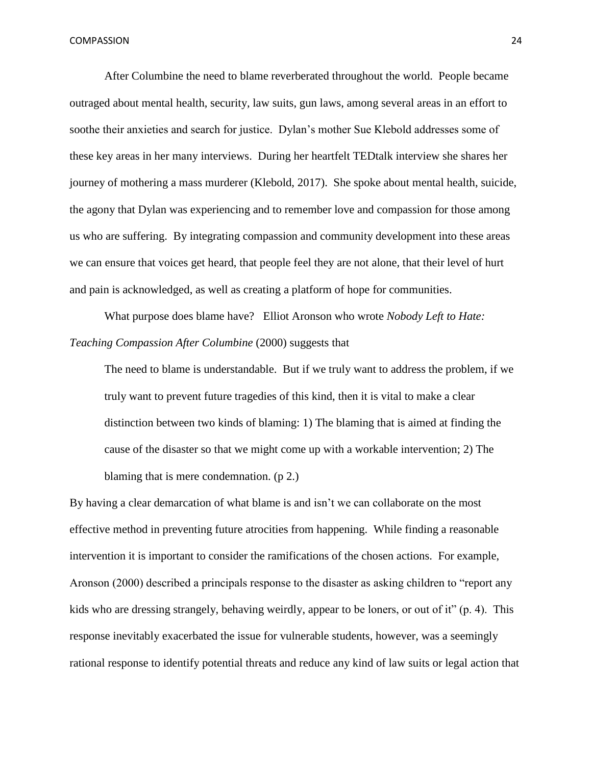After Columbine the need to blame reverberated throughout the world. People became outraged about mental health, security, law suits, gun laws, among several areas in an effort to soothe their anxieties and search for justice. Dylan's mother Sue Klebold addresses some of these key areas in her many interviews. During her heartfelt TEDtalk interview she shares her journey of mothering a mass murderer (Klebold, 2017). She spoke about mental health, suicide, the agony that Dylan was experiencing and to remember love and compassion for those among us who are suffering. By integrating compassion and community development into these areas we can ensure that voices get heard, that people feel they are not alone, that their level of hurt and pain is acknowledged, as well as creating a platform of hope for communities.

What purpose does blame have? Elliot Aronson who wrote *Nobody Left to Hate: Teaching Compassion After Columbine* (2000) suggests that

> The need to blame is understandable. But if we truly want to address the problem, if we truly want to prevent future tragedies of this kind, then it is vital to make a clear distinction between two kinds of blaming: 1) The blaming that is aimed at finding the cause of the disaster so that we might come up with a workable intervention; 2) The blaming that is mere condemnation. (p 2.)

By having a clear demarcation of what blame is and isn't we can collaborate on the most effective method in preventing future atrocities from happening. While finding a reasonable intervention it is important to consider the ramifications of the chosen actions. For example, Aronson (2000) described a principals response to the disaster as asking children to "report any kids who are dressing strangely, behaving weirdly, appear to be loners, or out of it" (p. 4). This response inevitably exacerbated the issue for vulnerable students, however, was a seemingly rational response to identify potential threats and reduce any kind of law suits or legal action that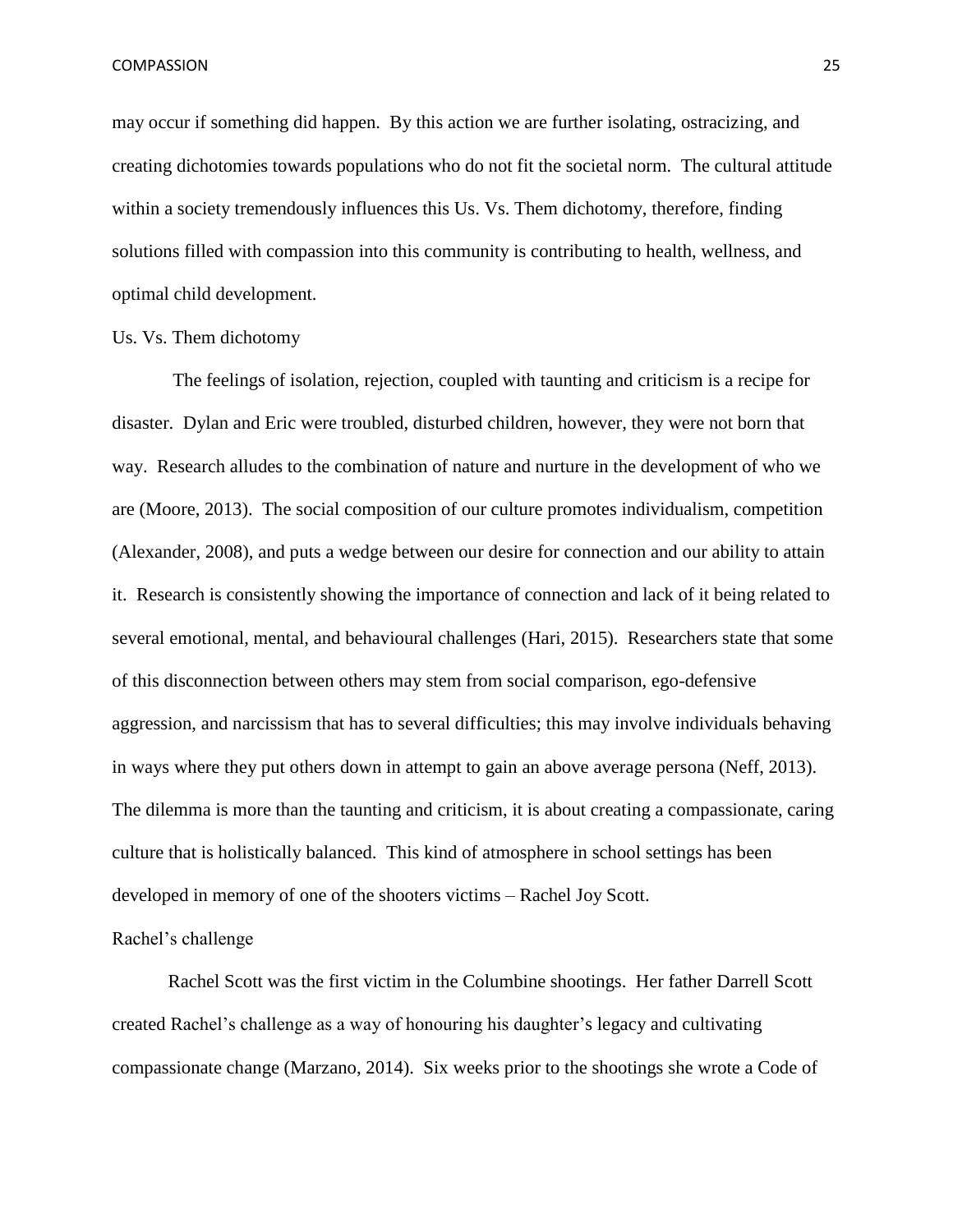may occur if something did happen. By this action we are further isolating, ostracizing, and creating dichotomies towards populations who do not fit the societal norm. The cultural attitude within a society tremendously influences this Us. Vs. Them dichotomy, therefore, finding solutions filled with compassion into this community is contributing to health, wellness, and optimal child development.

## Us. Vs. Them dichotomy

The feelings of isolation, rejection, coupled with taunting and criticism is a recipe for disaster. Dylan and Eric were troubled, disturbed children, however, they were not born that way. Research alludes to the combination of nature and nurture in the development of who we are (Moore, 2013). The social composition of our culture promotes individualism, competition (Alexander, 2008), and puts a wedge between our desire for connection and our ability to attain it. Research is consistently showing the importance of connection and lack of it being related to several emotional, mental, and behavioural challenges (Hari, 2015). Researchers state that some of this disconnection between others may stem from social comparison, ego-defensive aggression, and narcissism that has to several difficulties; this may involve individuals behaving in ways where they put others down in attempt to gain an above average persona (Neff, 2013). The dilemma is more than the taunting and criticism, it is about creating a compassionate, caring culture that is holistically balanced. This kind of atmosphere in school settings has been developed in memory of one of the shooters victims – Rachel Joy Scott.

## Rachel's challenge

Rachel Scott was the first victim in the Columbine shootings. Her father Darrell Scott created Rachel's challenge as a way of honouring his daughter's legacy and cultivating compassionate change (Marzano, 2014). Six weeks prior to the shootings she wrote a Code of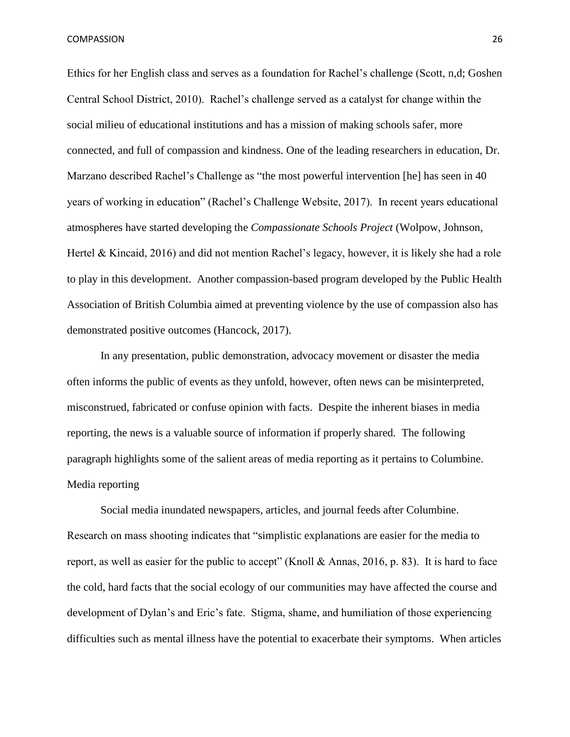Ethics for her English class and serves as a foundation for Rachel's challenge (Scott, n,d; Goshen Central School District, 2010). Rachel's challenge served as a catalyst for change within the social milieu of educational institutions and has a mission of making schools safer, more connected, and full of compassion and kindness. One of the leading researchers in education, Dr. Marzano described Rachel's Challenge as "the most powerful intervention [he] has seen in 40 years of working in education" (Rachel's Challenge Website, 2017). In recent years educational atmospheres have started developing the *Compassionate Schools Project* (Wolpow, Johnson, Hertel & Kincaid, 2016) and did not mention Rachel's legacy, however, it is likely she had a role to play in this development. Another compassion-based program developed by the Public Health Association of British Columbia aimed at preventing violence by the use of compassion also has demonstrated positive outcomes (Hancock, 2017).

In any presentation, public demonstration, advocacy movement or disaster the media often informs the public of events as they unfold, however, often news can be misinterpreted, misconstrued, fabricated or confuse opinion with facts. Despite the inherent biases in media reporting, the news is a valuable source of information if properly shared. The following paragraph highlights some of the salient areas of media reporting as it pertains to Columbine.

Media reporting

Social media inundated newspapers, articles, and journal feeds after Columbine. Research on mass shooting indicates that "simplistic explanations are easier for the media to report, as well as easier for the public to accept" (Knoll & Annas, 2016, p. 83). It is hard to face the cold, hard facts that the social ecology of our communities may have affected the course and development of Dylan's and Eric's fate. Stigma, shame, and humiliation of those experiencing difficulties such as mental illness have the potential to exacerbate their symptoms. When articles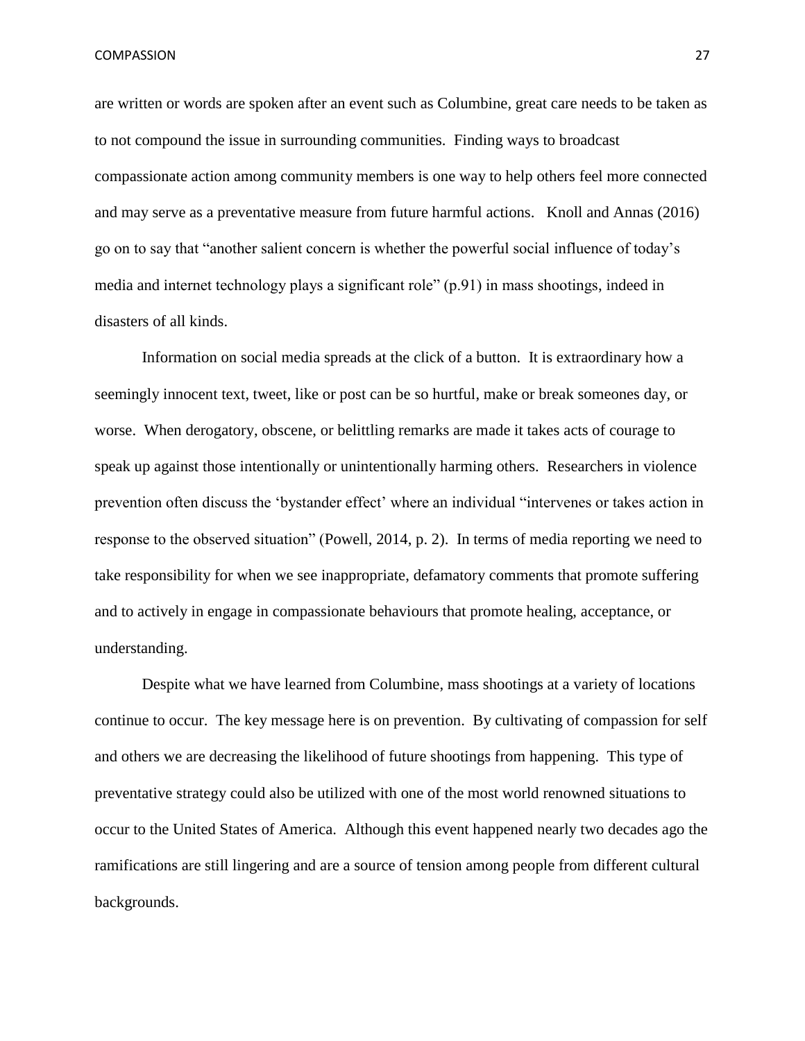are written or words are spoken after an event such as Columbine, great care needs to be taken as to not compound the issue in surrounding communities. Finding ways to broadcast compassionate action among community members is one way to help others feel more connected and may serve as a preventative measure from future harmful actions. Knoll and Annas (2016) go on to say that "another salient concern is whether the powerful social influence of today's media and internet technology plays a significant role" (p.91) in mass shootings, indeed in disasters of all kinds.

Information on social media spreads at the click of a button. It is extraordinary how a seemingly innocent text, tweet, like or post can be so hurtful, make or break someones day, or worse. When derogatory, obscene, or belittling remarks are made it takes acts of courage to speak up against those intentionally or unintentionally harming others. Researchers in violence prevention often discuss the 'bystander effect' where an individual "intervenes or takes action in response to the observed situation" (Powell, 2014, p. 2). In terms of media reporting we need to take responsibility for when we see inappropriate, defamatory comments that promote suffering and to actively in engage in compassionate behaviours that promote healing, acceptance, or understanding.

Despite what we have learned from Columbine, mass shootings at a variety of locations continue to occur. The key message here is on prevention. By cultivating of compassion for self and others we are decreasing the likelihood of future shootings from happening. This type of preventative strategy could also be utilized with one of the most world renowned situations to occur to the United States of America. Although this event happened nearly two decades ago the ramifications are still lingering and are a source of tension among people from different cultural backgrounds.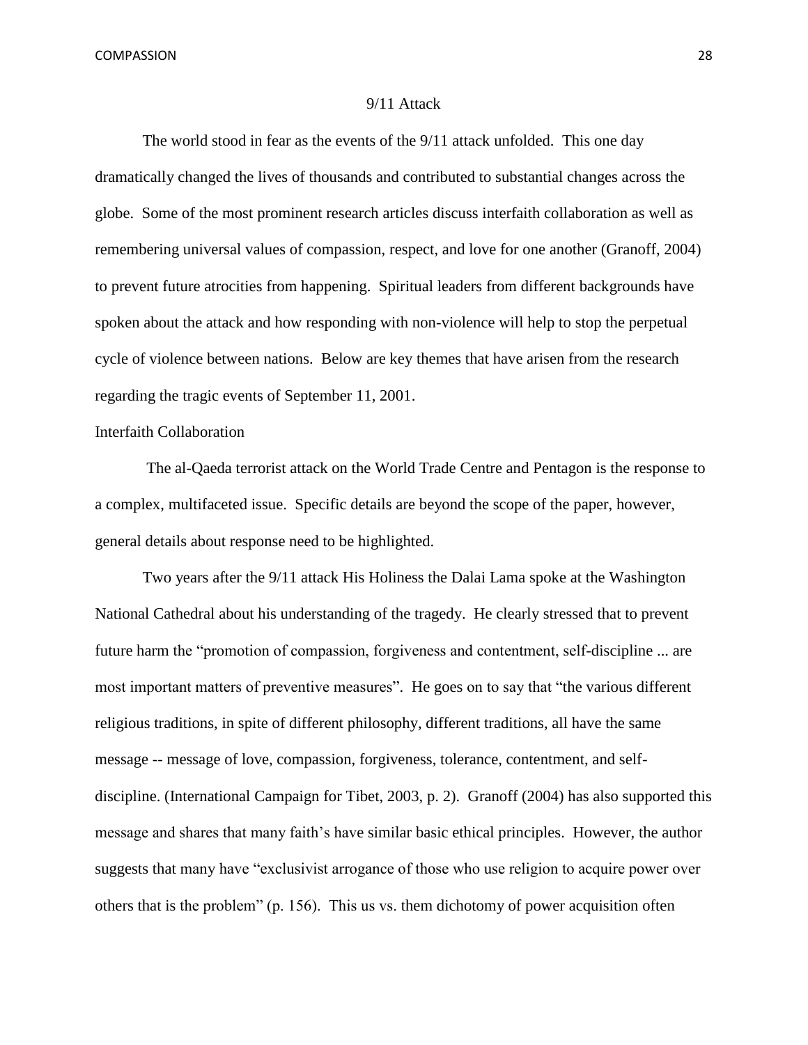## 9/11 Attack

The world stood in fear as the events of the 9/11 attack unfolded. This one day dramatically changed the lives of thousands and contributed to substantial changes across the globe. Some of the most prominent research articles discuss interfaith collaboration as well as remembering universal values of compassion, respect, and love for one another (Granoff, 2004) to prevent future atrocities from happening. Spiritual leaders from different backgrounds have spoken about the attack and how responding with non-violence will help to stop the perpetual cycle of violence between nations. Below are key themes that have arisen from the research regarding the tragic events of September 11, 2001.

### Interfaith Collaboration

The al-Qaeda terrorist attack on the World Trade Centre and Pentagon is the response to a complex, multifaceted issue. Specific details are beyond the scope of the paper, however, general details about response need to be highlighted.

Two years after the 9/11 attack His Holiness the Dalai Lama spoke at the Washington National Cathedral about his understanding of the tragedy. He clearly stressed that to prevent future harm the "promotion of compassion, forgiveness and contentment, self-discipline ... are most important matters of preventive measures". He goes on to say that "the various different religious traditions, in spite of different philosophy, different traditions, all have the same message -- message of love, compassion, forgiveness, tolerance, contentment, and self-discipline. (International Campaign for Tibet, 2003, p. 2). Granoff (2004) has also supported this message and shares that many faith's have similar basic ethical principles. However, the author suggests that many have "exclusivist arrogance of those who use religion to acquire power over others that is the problem" (p. 156). This us vs. them dichotomy of power acquisition often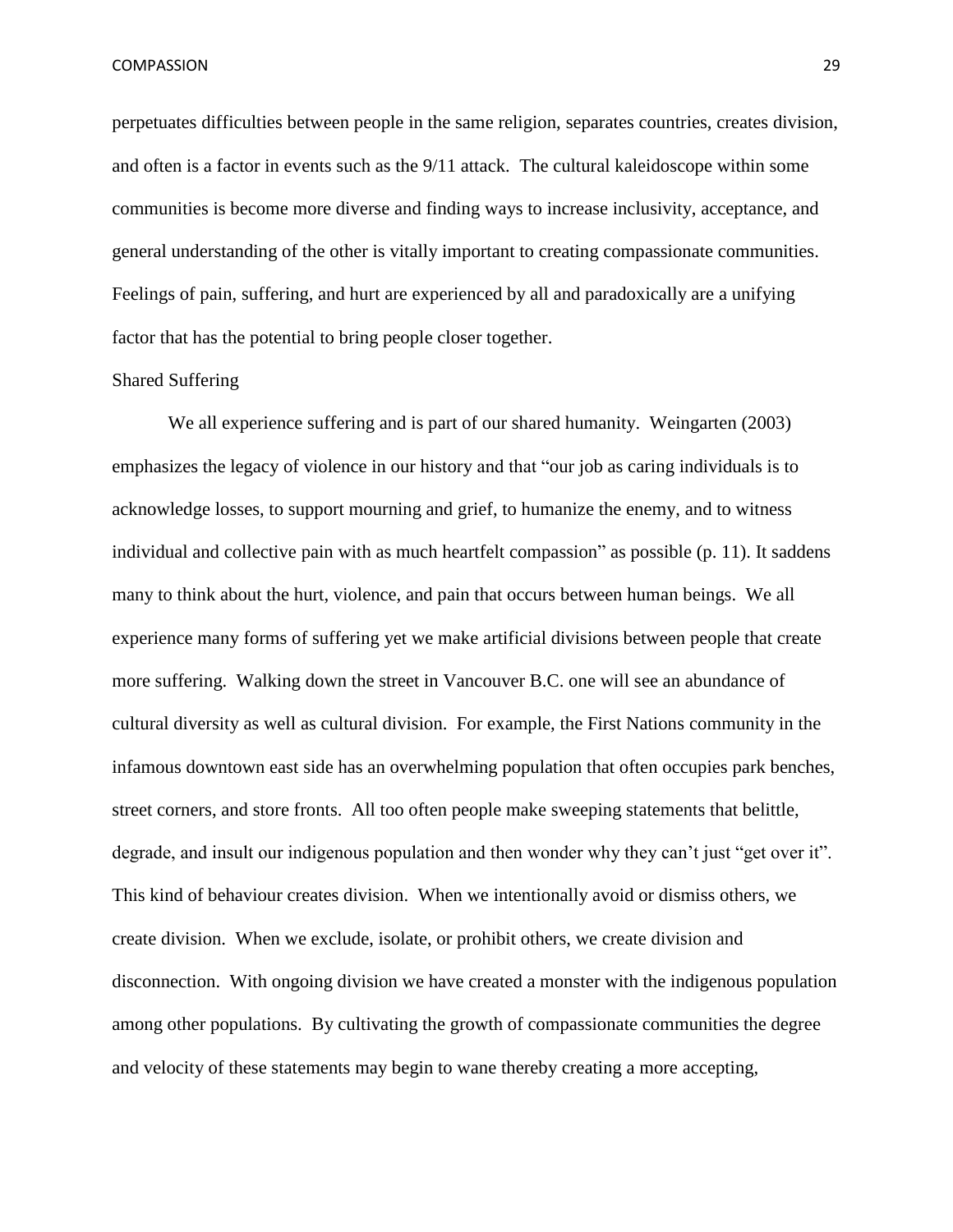perpetuates difficulties between people in the same religion, separates countries, creates division, and often is a factor in events such as the 9/11 attack. The cultural kaleidoscope within some communities is become more diverse and finding ways to increase inclusivity, acceptance, and general understanding of the other is vitally important to creating compassionate communities. Feelings of pain, suffering, and hurt are experienced by all and paradoxically are a unifying factor that has the potential to bring people closer together.

## Shared Suffering

We all experience suffering and is part of our shared humanity. Weingarten (2003) emphasizes the legacy of violence in our history and that "our job as caring individuals is to acknowledge losses, to support mourning and grief, to humanize the enemy, and to witness individual and collective pain with as much heartfelt compassion" as possible (p. 11). It saddens many to think about the hurt, violence, and pain that occurs between human beings. We all experience many forms of suffering yet we make artificial divisions between people that create more suffering. Walking down the street in Vancouver B.C. one will see an abundance of cultural diversity as well as cultural division. For example, the First Nations community in the infamous downtown east side has an overwhelming population that often occupies park benches, street corners, and store fronts. All too often people make sweeping statements that belittle, degrade, and insult our indigenous population and then wonder why they can't just "get over it". This kind of behaviour creates division. When we intentionally avoid or dismiss others, we create division. When we exclude, isolate, or prohibit others, we create division and disconnection. With ongoing division we have created a monster with the indigenous population among other populations. By cultivating the growth of compassionate communities the degree and velocity of these statements may begin to wane thereby creating a more accepting,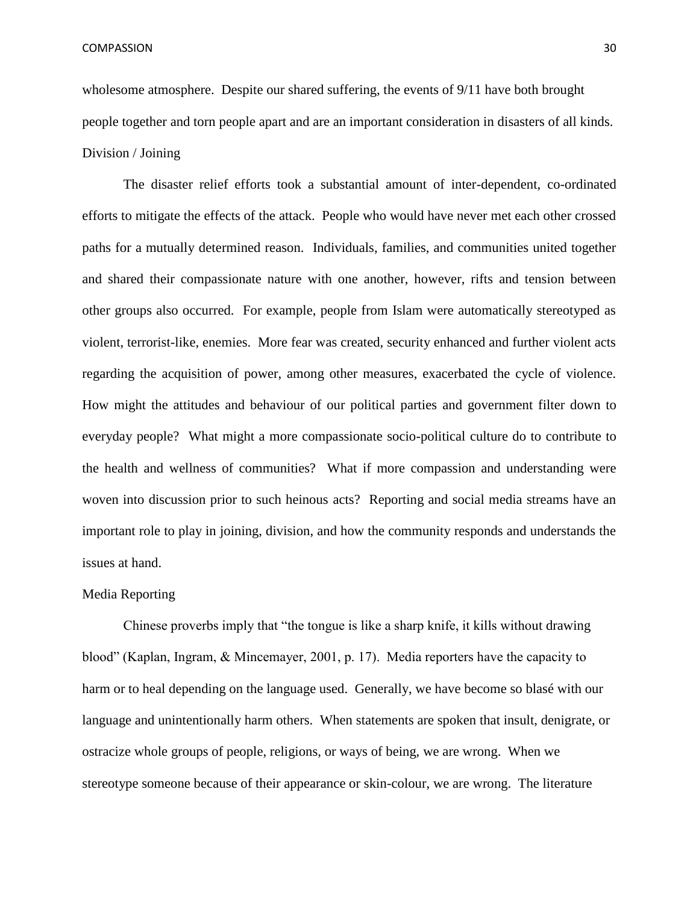wholesome atmosphere. Despite our shared suffering, the events of 9/11 have both brought people together and torn people apart and are an important consideration in disasters of all kinds.

### Division / Joining

The disaster relief efforts took a substantial amount of inter-dependent, co-ordinated efforts to mitigate the effects of the attack. People who would have never met each other crossed paths for a mutually determined reason. Individuals, families, and communities united together and shared their compassionate nature with one another, however, rifts and tension between other groups also occurred. For example, people from Islam were automatically stereotyped as violent, terrorist-like, enemies. More fear was created, security enhanced and further violent acts regarding the acquisition of power, among other measures, exacerbated the cycle of violence. How might the attitudes and behaviour of our political parties and government filter down to everyday people? What might a more compassionate socio-political culture do to contribute to the health and wellness of communities? What if more compassion and understanding were woven into discussion prior to such heinous acts? Reporting and social media streams have an important role to play in joining, division, and how the community responds and understands the issues at hand.

### Media Reporting

Chinese proverbs imply that "the tongue is like a sharp knife, it kills without drawing blood" (Kaplan, Ingram, & Mincemayer, 2001, p. 17). Media reporters have the capacity to harm or to heal depending on the language used. Generally, we have become so blasé with our language and unintentionally harm others. When statements are spoken that insult, denigrate, or ostracize whole groups of people, religions, or ways of being, we are wrong. When we stereotype someone because of their appearance or skin-colour, we are wrong. The literature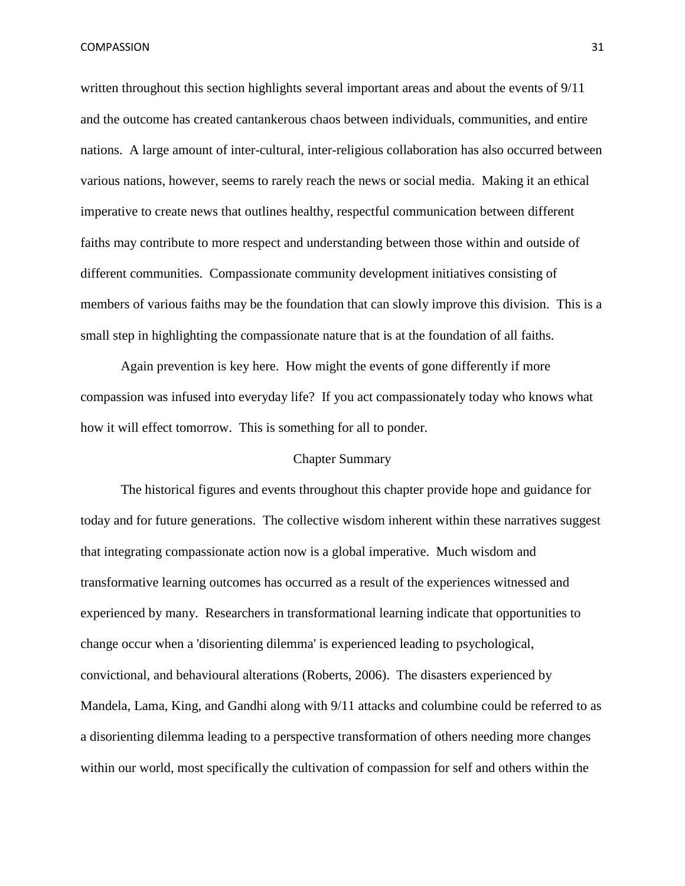written throughout this section highlights several important areas and about the events of 9/11 and the outcome has created cantankerous chaos between individuals, communities, and entire nations. A large amount of inter-cultural, inter-religious collaboration has also occurred between various nations, however, seems to rarely reach the news or social media. Making it an ethical imperative to create news that outlines healthy, respectful communication between different faiths may contribute to more respect and understanding between those within and outside of different communities. Compassionate community development initiatives consisting of members of various faiths may be the foundation that can slowly improve this division. This is a small step in highlighting the compassionate nature that is at the foundation of all faiths.

Again prevention is key here. How might the events of gone differently if more compassion was infused into everyday life? If you act compassionately today who knows what how it will effect tomorrow. This is something for all to ponder.

## Chapter Summary

The historical figures and events throughout this chapter provide hope and guidance for today and for future generations. The collective wisdom inherent within these narratives suggest that integrating compassionate action now is a global imperative. Much wisdom and transformative learning outcomes has occurred as a result of the experiences witnessed and experienced by many. Researchers in transformational learning indicate that opportunities to change occur when a 'disorienting dilemma' is experienced leading to psychological, convictional, and behavioural alterations (Roberts, 2006). The disasters experienced by Mandela, Lama, King, and Gandhi along with 9/11 attacks and columbine could be referred to as a disorienting dilemma leading to a perspective transformation of others needing more changes within our world, most specifically the cultivation of compassion for self and others within the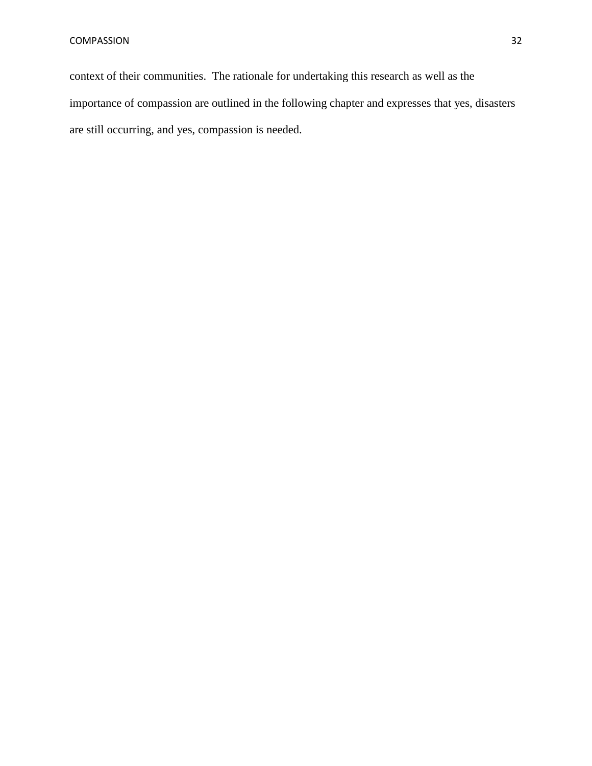context of their communities.  The rationale for undertaking this research as well as the importance of compassion are outlined in the following chapter and expresses that yes, disasters are still occurring, and yes, compassion is needed.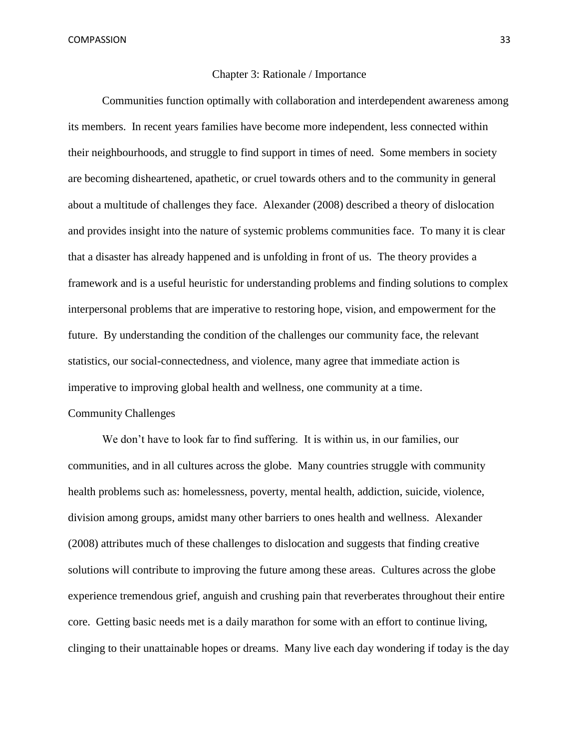# Chapter 3: Rationale / Importance

Communities function optimally with collaboration and interdependent awareness among its members. In recent years families have become more independent, less connected within their neighbourhoods, and struggle to find support in times of need. Some members in society are becoming disheartened, apathetic, or cruel towards others and to the community in general about a multitude of challenges they face. Alexander (2008) described a theory of dislocation and provides insight into the nature of systemic problems communities face. To many it is clear that a disaster has already happened and is unfolding in front of us. The theory provides a framework and is a useful heuristic for understanding problems and finding solutions to complex interpersonal problems that are imperative to restoring hope, vision, and empowerment for the future. By understanding the condition of the challenges our community face, the relevant statistics, our social-connectedness, and violence, many agree that immediate action is imperative to improving global health and wellness, one community at a time.

## Community Challenges

We don't have to look far to find suffering. It is within us, in our families, our communities, and in all cultures across the globe. Many countries struggle with community health problems such as: homelessness, poverty, mental health, addiction, suicide, violence, division among groups, amidst many other barriers to ones health and wellness. Alexander (2008) attributes much of these challenges to dislocation and suggests that finding creative solutions will contribute to improving the future among these areas. Cultures across the globe experience tremendous grief, anguish and crushing pain that reverberates throughout their entire core. Getting basic needs met is a daily marathon for some with an effort to continue living, clinging to their unattainable hopes or dreams. Many live each day wondering if today is the day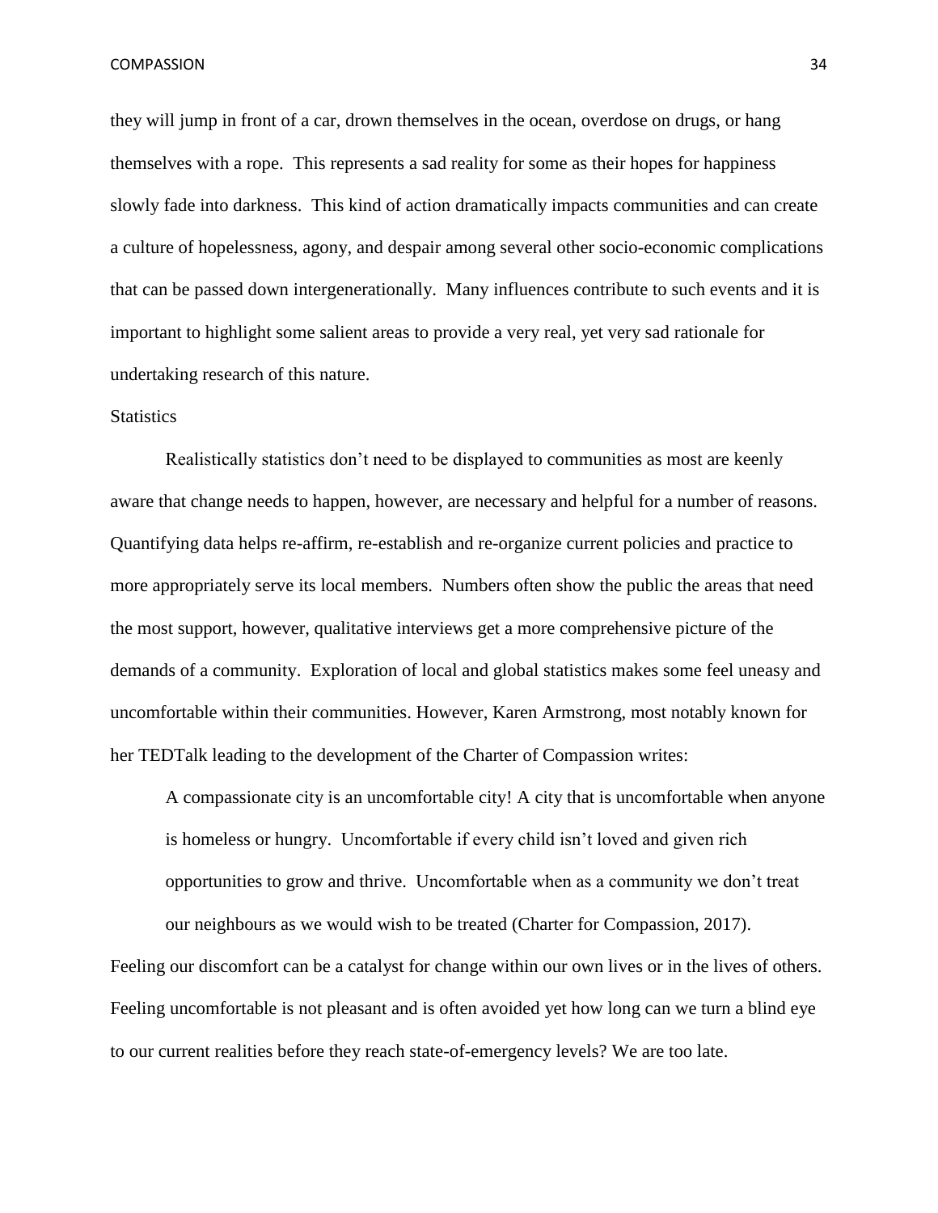they will jump in front of a car, drown themselves in the ocean, overdose on drugs, or hang themselves with a rope. This represents a sad reality for some as their hopes for happiness slowly fade into darkness. This kind of action dramatically impacts communities and can create a culture of hopelessness, agony, and despair among several other socio-economic complications that can be passed down intergenerationally. Many influences contribute to such events and it is important to highlight some salient areas to provide a very real, yet very sad rationale for undertaking research of this nature.

## Statistics

Realistically statistics don't need to be displayed to communities as most are keenly aware that change needs to happen, however, are necessary and helpful for a number of reasons. Quantifying data helps re-affirm, re-establish and re-organize current policies and practice to more appropriately serve its local members. Numbers often show the public the areas that need the most support, however, qualitative interviews get a more comprehensive picture of the demands of a community. Exploration of local and global statistics makes some feel uneasy and uncomfortable within their communities. However, Karen Armstrong, most notably known for her TEDTalk leading to the development of the Charter of Compassion writes:

> A compassionate city is an uncomfortable city! A city that is uncomfortable when anyone is homeless or hungry. Uncomfortable if every child isn't loved and given rich opportunities to grow and thrive. Uncomfortable when as a community we don't treat our neighbours as we would wish to be treated (Charter for Compassion, 2017).

Feeling our discomfort can be a catalyst for change within our own lives or in the lives of others. Feeling uncomfortable is not pleasant and is often avoided yet how long can we turn a blind eye to our current realities before they reach state-of-emergency levels? We are too late.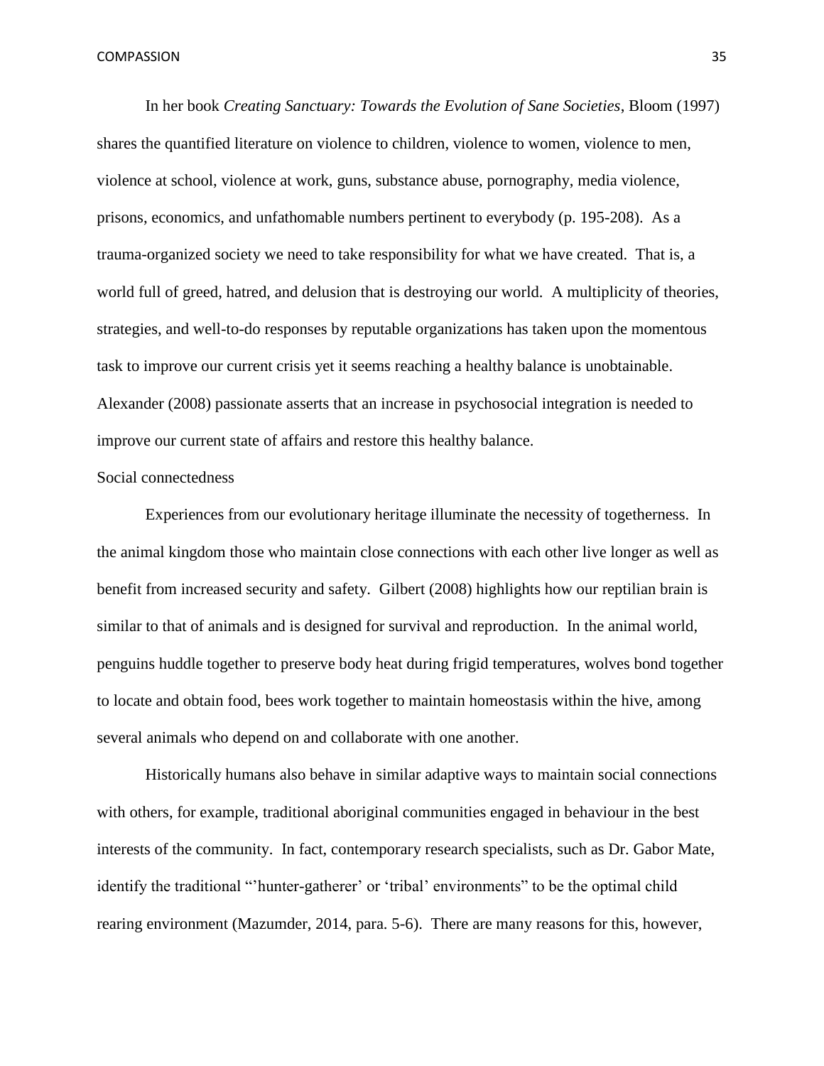In her book *Creating Sanctuary: Towards the Evolution of Sane Societies*, Bloom (1997) shares the quantified literature on violence to children, violence to women, violence to men, violence at school, violence at work, guns, substance abuse, pornography, media violence, prisons, economics, and unfathomable numbers pertinent to everybody (p. 195-208). As a trauma-organized society we need to take responsibility for what we have created. That is, a world full of greed, hatred, and delusion that is destroying our world. A multiplicity of theories, strategies, and well-to-do responses by reputable organizations has taken upon the momentous task to improve our current crisis yet it seems reaching a healthy balance is unobtainable. Alexander (2008) passionate asserts that an increase in psychosocial integration is needed to improve our current state of affairs and restore this healthy balance.

## Social connectedness

Experiences from our evolutionary heritage illuminate the necessity of togetherness. In the animal kingdom those who maintain close connections with each other live longer as well as benefit from increased security and safety. Gilbert (2008) highlights how our reptilian brain is similar to that of animals and is designed for survival and reproduction. In the animal world, penguins huddle together to preserve body heat during frigid temperatures, wolves bond together to locate and obtain food, bees work together to maintain homeostasis within the hive, among several animals who depend on and collaborate with one another.

Historically humans also behave in similar adaptive ways to maintain social connections with others, for example, traditional aboriginal communities engaged in behaviour in the best interests of the community. In fact, contemporary research specialists, such as Dr. Gabor Mate, identify the traditional "'hunter-gatherer' or 'tribal' environments" to be the optimal child rearing environment (Mazumder, 2014, para. 5-6). There are many reasons for this, however,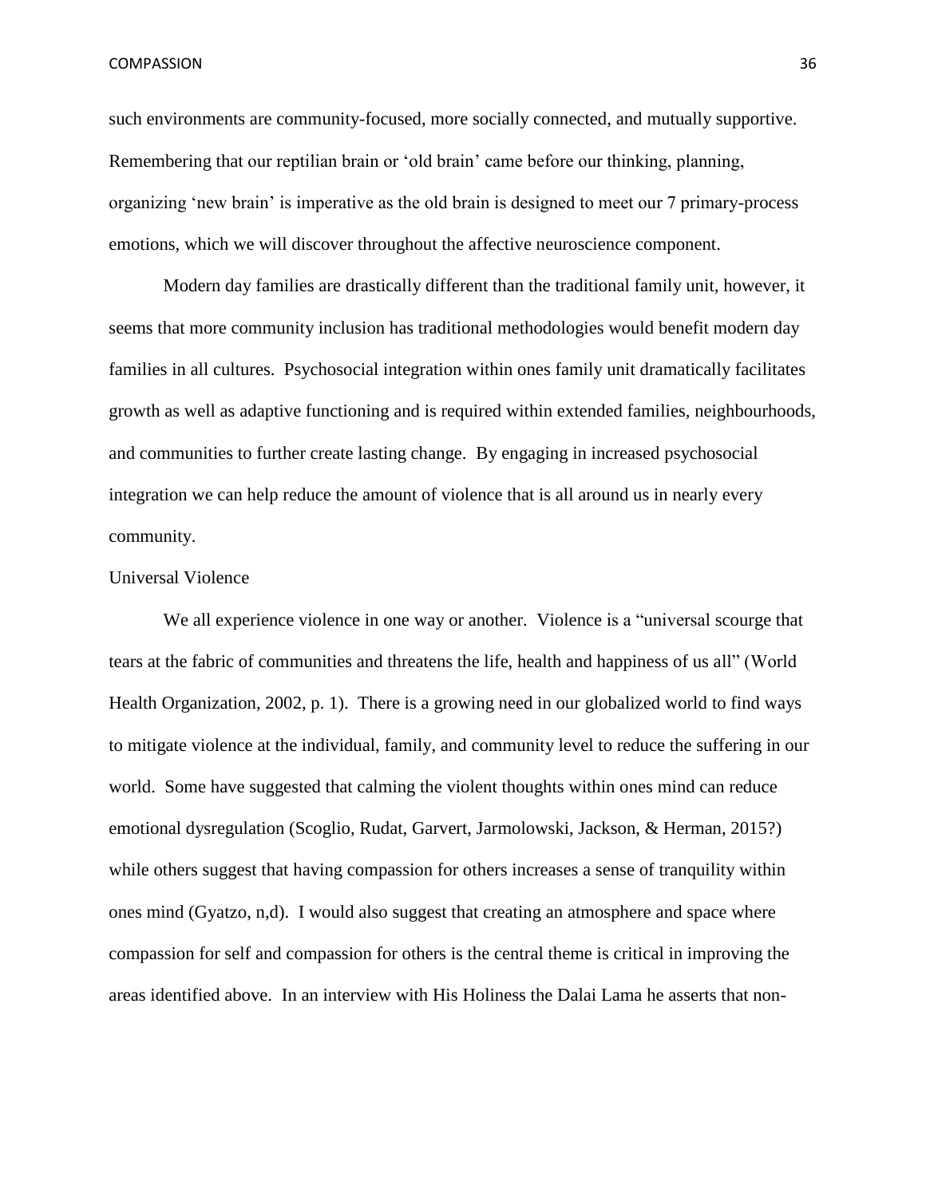such environments are community-focused, more socially connected, and mutually supportive. Remembering that our reptilian brain or 'old brain' came before our thinking, planning, organizing 'new brain' is imperative as the old brain is designed to meet our 7 primary-process emotions, which we will discover throughout the affective neuroscience component.

Modern day families are drastically different than the traditional family unit, however, it seems that more community inclusion has traditional methodologies would benefit modern day families in all cultures. Psychosocial integration within ones family unit dramatically facilitates growth as well as adaptive functioning and is required within extended families, neighbourhoods, and communities to further create lasting change. By engaging in increased psychosocial integration we can help reduce the amount of violence that is all around us in nearly every community.

## Universal Violence

We all experience violence in one way or another. Violence is a "universal scourge that tears at the fabric of communities and threatens the life, health and happiness of us all" (World Health Organization, 2002, p. 1). There is a growing need in our globalized world to find ways to mitigate violence at the individual, family, and community level to reduce the suffering in our world. Some have suggested that calming the violent thoughts within ones mind can reduce emotional dysregulation (Scoglio, Rudat, Garvert, Jarmolowski, Jackson, & Herman, 2015?) while others suggest that having compassion for others increases a sense of tranquility within ones mind (Gyatzo, n,d). I would also suggest that creating an atmosphere and space where compassion for self and compassion for others is the central theme is critical in improving the areas identified above. In an interview with His Holiness the Dalai Lama he asserts that non-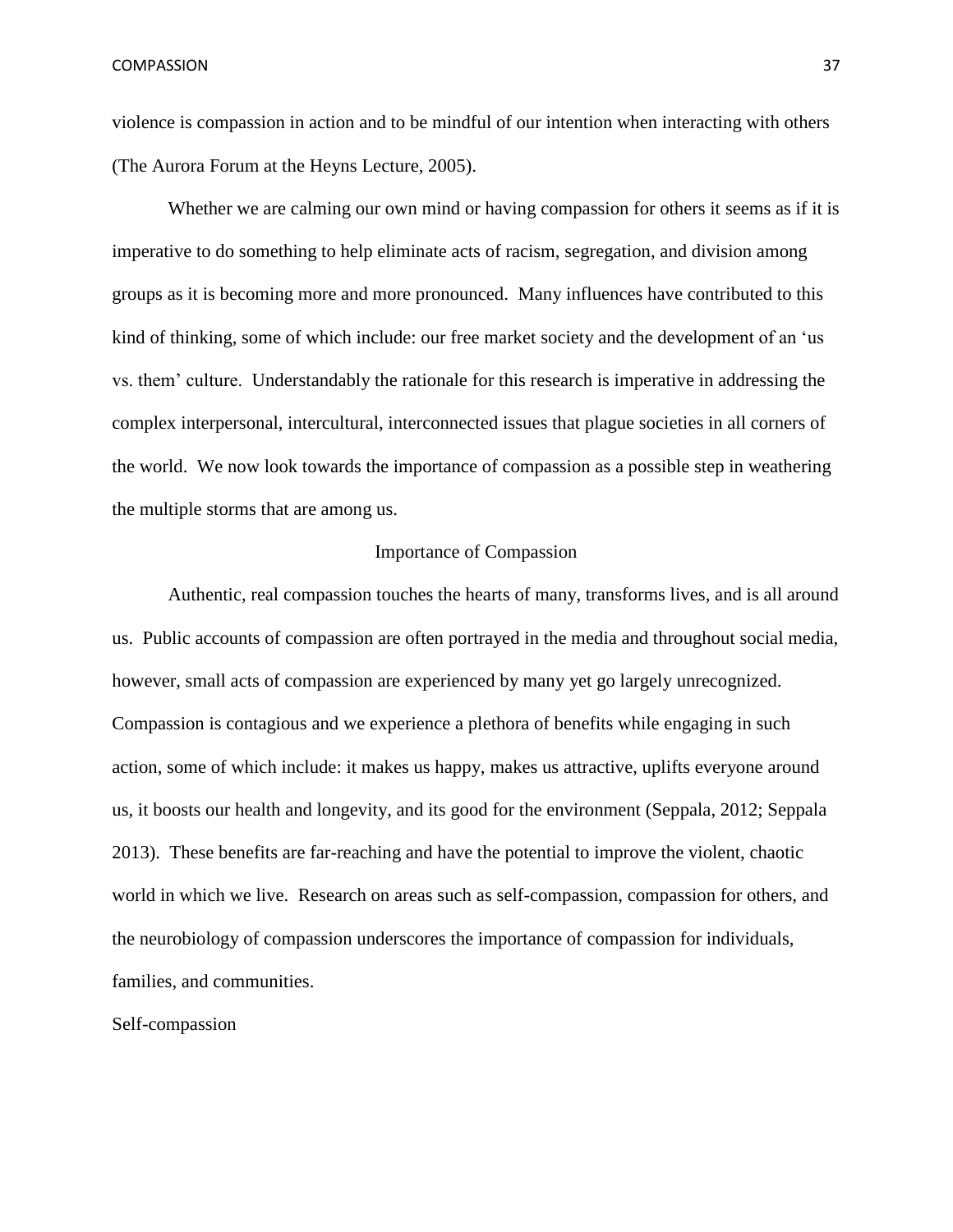violence is compassion in action and to be mindful of our intention when interacting with others (The Aurora Forum at the Heyns Lecture, 2005).

Whether we are calming our own mind or having compassion for others it seems as if it is imperative to do something to help eliminate acts of racism, segregation, and division among groups as it is becoming more and more pronounced. Many influences have contributed to this kind of thinking, some of which include: our free market society and the development of an 'us vs. them' culture. Understandably the rationale for this research is imperative in addressing the complex interpersonal, intercultural, interconnected issues that plague societies in all corners of the world. We now look towards the importance of compassion as a possible step in weathering the multiple storms that are among us.

## Importance of Compassion

Authentic, real compassion touches the hearts of many, transforms lives, and is all around us. Public accounts of compassion are often portrayed in the media and throughout social media, however, small acts of compassion are experienced by many yet go largely unrecognized. Compassion is contagious and we experience a plethora of benefits while engaging in such action, some of which include: it makes us happy, makes us attractive, uplifts everyone around us, it boosts our health and longevity, and its good for the environment (Seppala, 2012; Seppala 2013). These benefits are far-reaching and have the potential to improve the violent, chaotic world in which we live. Research on areas such as self-compassion, compassion for others, and the neurobiology of compassion underscores the importance of compassion for individuals, families, and communities.

### Self-compassion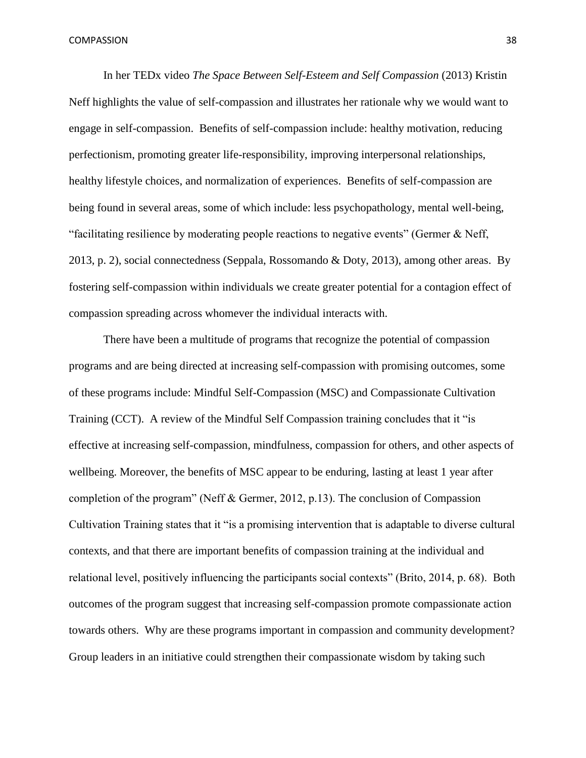In her TEDx video *The Space Between Self-Esteem and Self Compassion* (2013) Kristin Neff highlights the value of self-compassion and illustrates her rationale why we would want to engage in self-compassion. Benefits of self-compassion include: healthy motivation, reducing perfectionism, promoting greater life-responsibility, improving interpersonal relationships, healthy lifestyle choices, and normalization of experiences. Benefits of self-compassion are being found in several areas, some of which include: less psychopathology, mental well-being, "facilitating resilience by moderating people reactions to negative events" (Germer & Neff, 2013, p. 2), social connectedness (Seppala, Rossomando & Doty, 2013), among other areas. By fostering self-compassion within individuals we create greater potential for a contagion effect of compassion spreading across whomever the individual interacts with.

There have been a multitude of programs that recognize the potential of compassion programs and are being directed at increasing self-compassion with promising outcomes, some of these programs include: Mindful Self-Compassion (MSC) and Compassionate Cultivation Training (CCT). A review of the Mindful Self Compassion training concludes that it "is effective at increasing self-compassion, mindfulness, compassion for others, and other aspects of wellbeing. Moreover, the benefits of MSC appear to be enduring, lasting at least 1 year after completion of the program" (Neff & Germer, 2012, p.13). The conclusion of Compassion Cultivation Training states that it "is a promising intervention that is adaptable to diverse cultural contexts, and that there are important benefits of compassion training at the individual and relational level, positively influencing the participants social contexts" (Brito, 2014, p. 68). Both outcomes of the program suggest that increasing self-compassion promote compassionate action towards others. Why are these programs important in compassion and community development? Group leaders in an initiative could strengthen their compassionate wisdom by taking such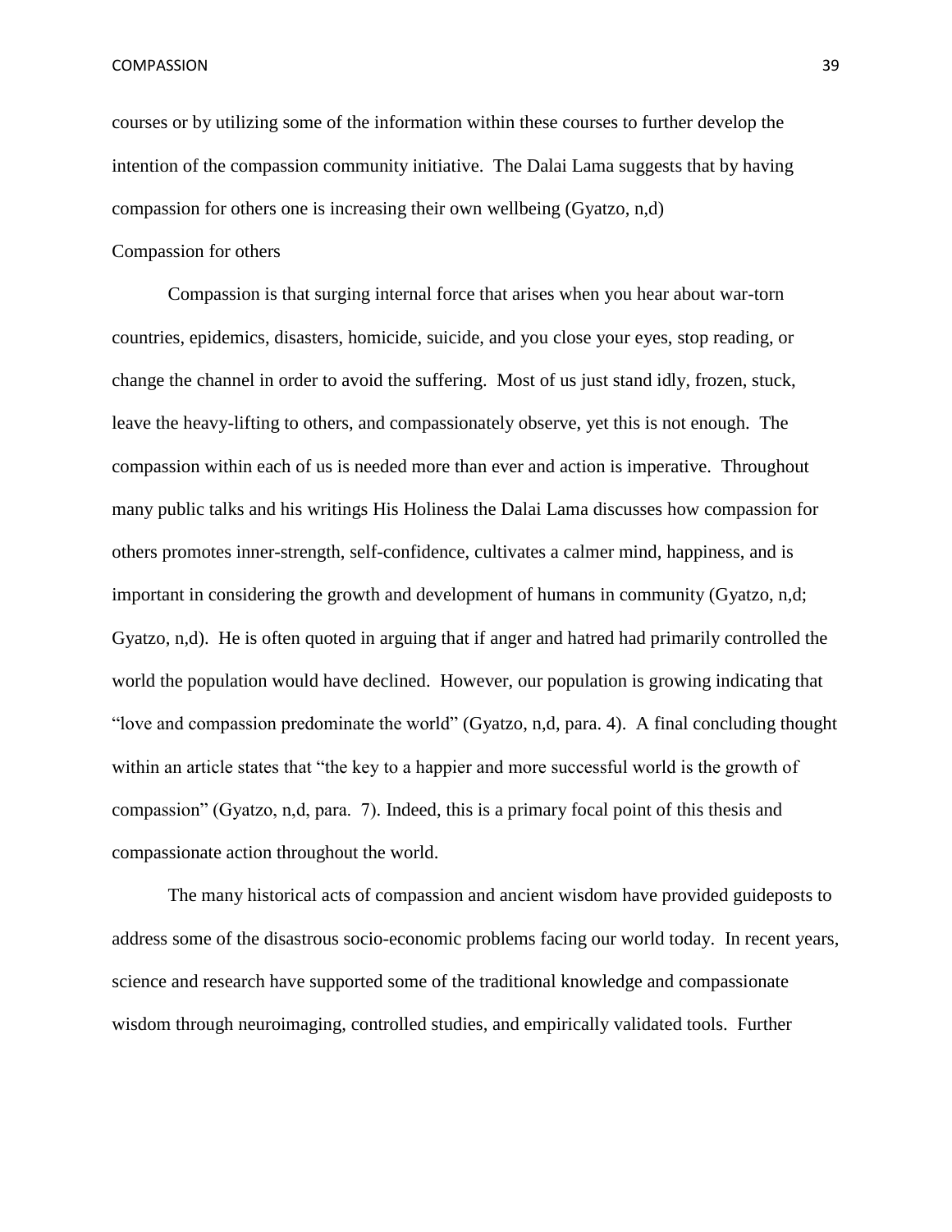courses or by utilizing some of the information within these courses to further develop the intention of the compassion community initiative. The Dalai Lama suggests that by having compassion for others one is increasing their own wellbeing (Gyatzo, n,d)

## Compassion for others

Compassion is that surging internal force that arises when you hear about war-torn countries, epidemics, disasters, homicide, suicide, and you close your eyes, stop reading, or change the channel in order to avoid the suffering. Most of us just stand idly, frozen, stuck, leave the heavy-lifting to others, and compassionately observe, yet this is not enough. The compassion within each of us is needed more than ever and action is imperative. Throughout many public talks and his writings His Holiness the Dalai Lama discusses how compassion for others promotes inner-strength, self-confidence, cultivates a calmer mind, happiness, and is important in considering the growth and development of humans in community (Gyatzo, n,d; Gyatzo, n,d). He is often quoted in arguing that if anger and hatred had primarily controlled the world the population would have declined. However, our population is growing indicating that "love and compassion predominate the world" (Gyatzo, n,d, para. 4). A final concluding thought within an article states that "the key to a happier and more successful world is the growth of compassion" (Gyatzo, n,d, para. 7). Indeed, this is a primary focal point of this thesis and compassionate action throughout the world.

The many historical acts of compassion and ancient wisdom have provided guideposts to address some of the disastrous socio-economic problems facing our world today. In recent years, science and research have supported some of the traditional knowledge and compassionate wisdom through neuroimaging, controlled studies, and empirically validated tools. Further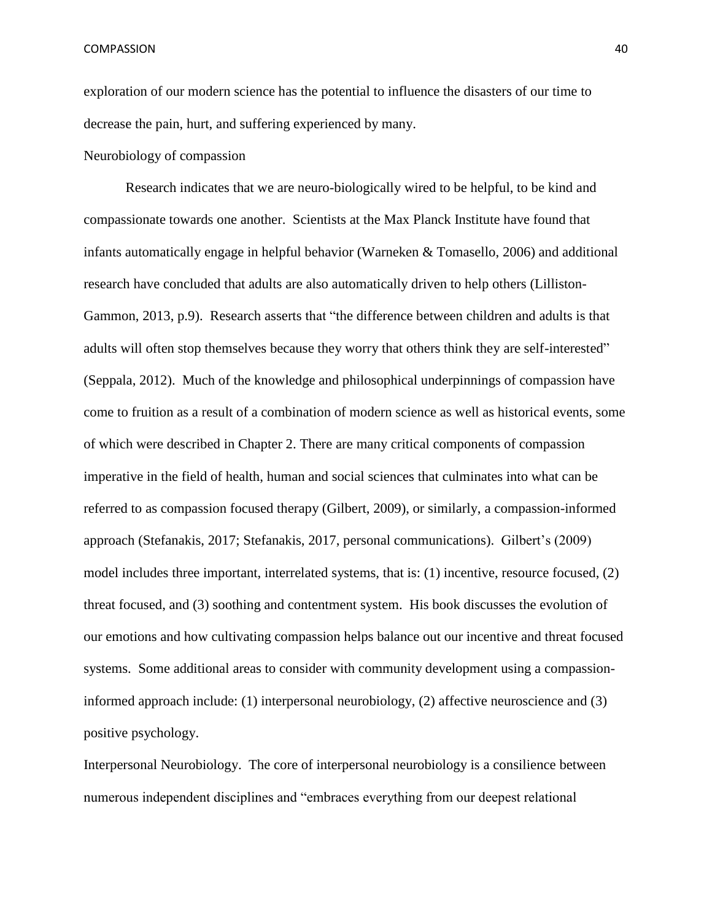exploration of our modern science has the potential to influence the disasters of our time to decrease the pain, hurt, and suffering experienced by many.

## Neurobiology of compassion

Research indicates that we are neuro-biologically wired to be helpful, to be kind and compassionate towards one another. Scientists at the Max Planck Institute have found that infants automatically engage in helpful behavior (Warneken & Tomasello, 2006) and additional research have concluded that adults are also automatically driven to help others (Lilliston-Gammon, 2013, p.9). Research asserts that "the difference between children and adults is that adults will often stop themselves because they worry that others think they are self-interested" (Seppala, 2012). Much of the knowledge and philosophical underpinnings of compassion have come to fruition as a result of a combination of modern science as well as historical events, some of which were described in Chapter 2. There are many critical components of compassion imperative in the field of health, human and social sciences that culminates into what can be referred to as compassion focused therapy (Gilbert, 2009), or similarly, a compassion-informed approach (Stefanakis, 2017; Stefanakis, 2017, personal communications). Gilbert's (2009) model includes three important, interrelated systems, that is: (1) incentive, resource focused, (2) threat focused, and (3) soothing and contentment system. His book discusses the evolution of our emotions and how cultivating compassion helps balance out our incentive and threat focused systems. Some additional areas to consider with community development using a compassion-informed approach include: (1) interpersonal neurobiology, (2) affective neuroscience and (3) positive psychology.

Interpersonal Neurobiology. The core of interpersonal neurobiology is a consilience between numerous independent disciplines and "embraces everything from our deepest relational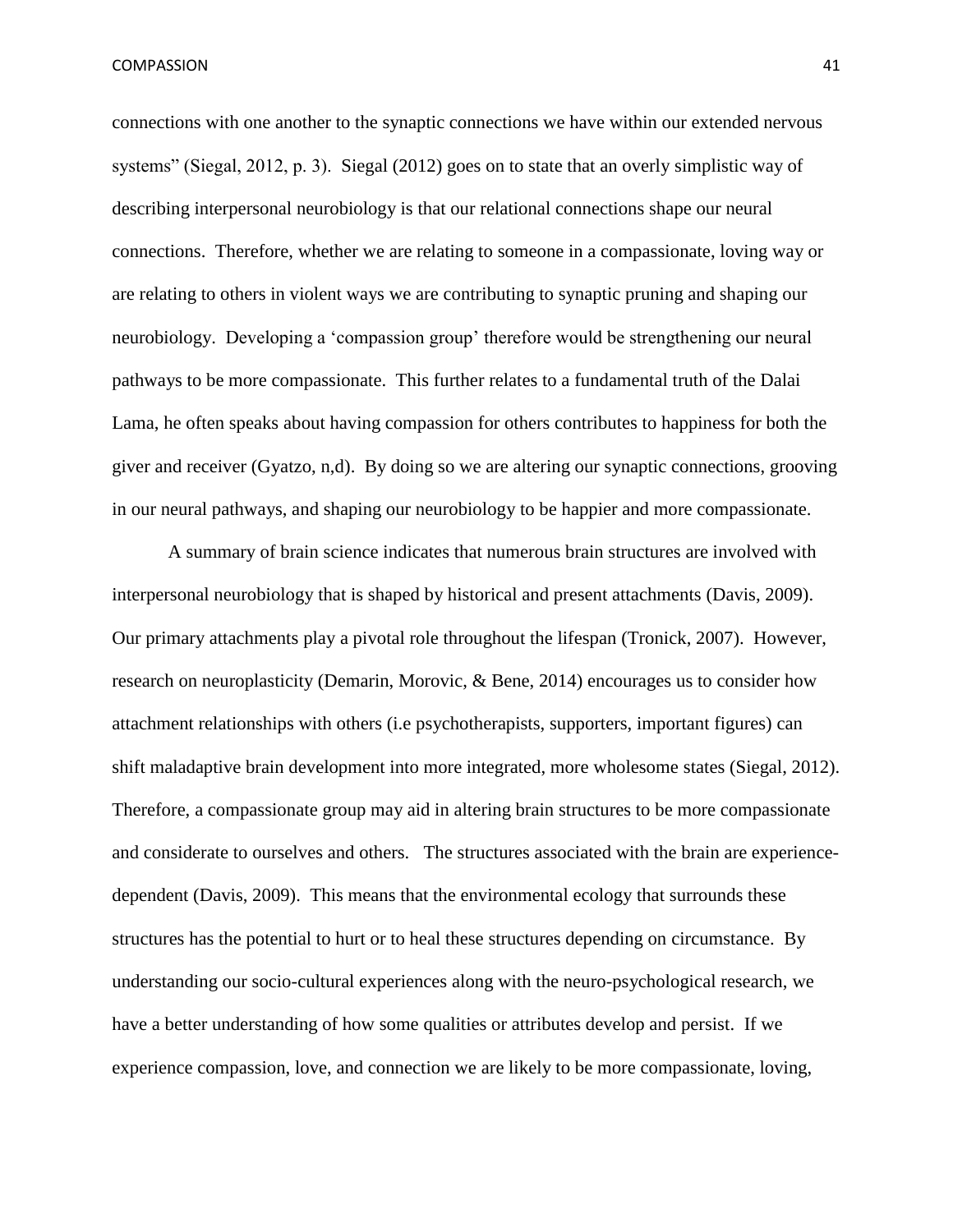connections with one another to the synaptic connections we have within our extended nervous systems" (Siegal, 2012, p. 3). Siegal (2012) goes on to state that an overly simplistic way of describing interpersonal neurobiology is that our relational connections shape our neural connections. Therefore, whether we are relating to someone in a compassionate, loving way or are relating to others in violent ways we are contributing to synaptic pruning and shaping our neurobiology. Developing a 'compassion group' therefore would be strengthening our neural pathways to be more compassionate. This further relates to a fundamental truth of the Dalai Lama, he often speaks about having compassion for others contributes to happiness for both the giver and receiver (Gyatzo, n,d). By doing so we are altering our synaptic connections, grooving in our neural pathways, and shaping our neurobiology to be happier and more compassionate.

A summary of brain science indicates that numerous brain structures are involved with interpersonal neurobiology that is shaped by historical and present attachments (Davis, 2009). Our primary attachments play a pivotal role throughout the lifespan (Tronick, 2007). However, research on neuroplasticity (Demarin, Morovic, & Bene, 2014) encourages us to consider how attachment relationships with others (i.e psychotherapists, supporters, important figures) can shift maladaptive brain development into more integrated, more wholesome states (Siegal, 2012). Therefore, a compassionate group may aid in altering brain structures to be more compassionate and considerate to ourselves and others. The structures associated with the brain are experience-dependent (Davis, 2009). This means that the environmental ecology that surrounds these structures has the potential to hurt or to heal these structures depending on circumstance. By understanding our socio-cultural experiences along with the neuro-psychological research, we have a better understanding of how some qualities or attributes develop and persist. If we experience compassion, love, and connection we are likely to be more compassionate, loving,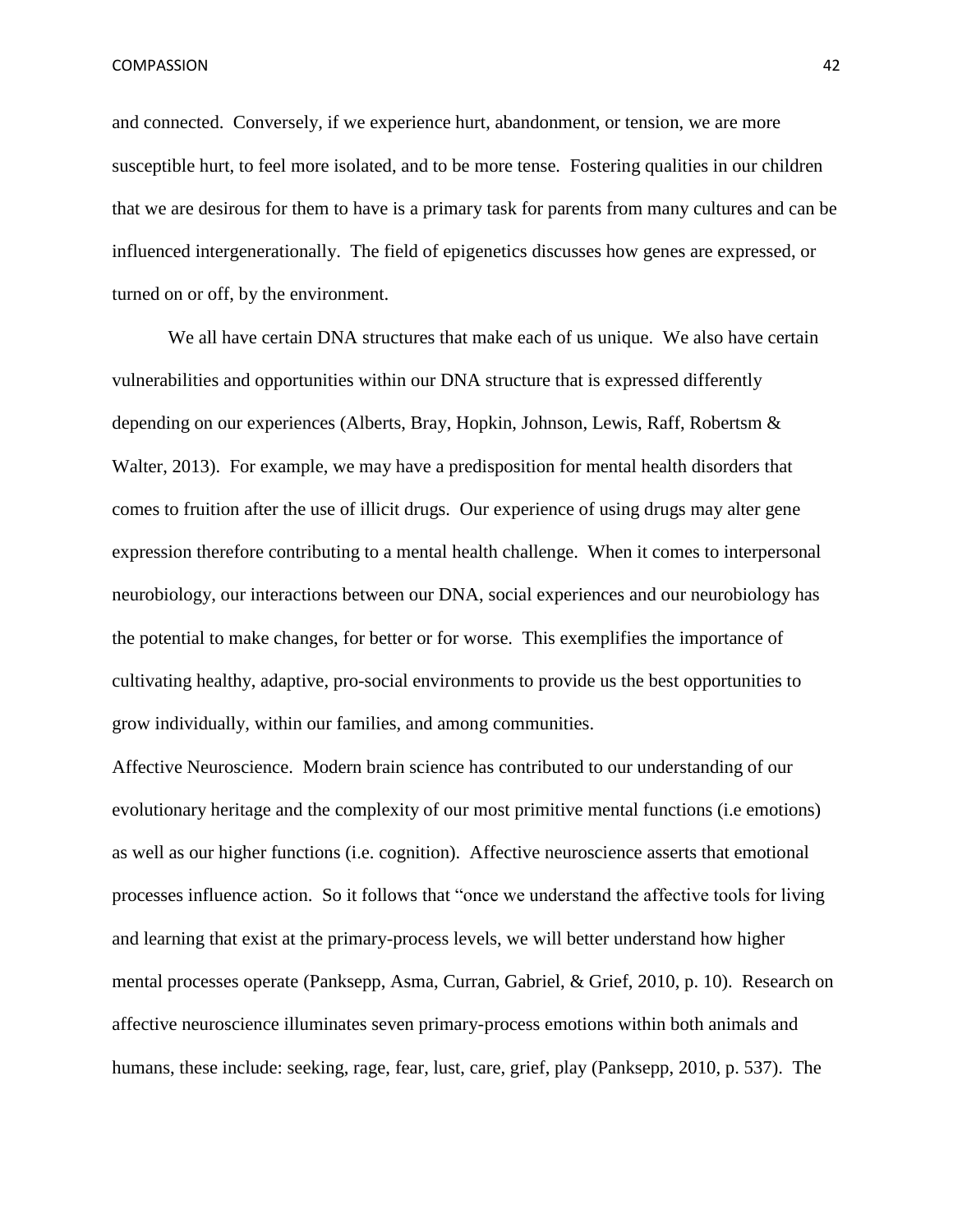and connected. Conversely, if we experience hurt, abandonment, or tension, we are more susceptible hurt, to feel more isolated, and to be more tense. Fostering qualities in our children that we are desirous for them to have is a primary task for parents from many cultures and can be influenced intergenerationally. The field of epigenetics discusses how genes are expressed, or turned on or off, by the environment.

We all have certain DNA structures that make each of us unique. We also have certain vulnerabilities and opportunities within our DNA structure that is expressed differently depending on our experiences (Alberts, Bray, Hopkin, Johnson, Lewis, Raff, Robertsm & Walter, 2013). For example, we may have a predisposition for mental health disorders that comes to fruition after the use of illicit drugs. Our experience of using drugs may alter gene expression therefore contributing to a mental health challenge. When it comes to interpersonal neurobiology, our interactions between our DNA, social experiences and our neurobiology has the potential to make changes, for better or for worse. This exemplifies the importance of cultivating healthy, adaptive, pro-social environments to provide us the best opportunities to grow individually, within our families, and among communities.

Affective Neuroscience. Modern brain science has contributed to our understanding of our evolutionary heritage and the complexity of our most primitive mental functions (i.e emotions) as well as our higher functions (i.e. cognition). Affective neuroscience asserts that emotional processes influence action. So it follows that "once we understand the affective tools for living and learning that exist at the primary-process levels, we will better understand how higher mental processes operate (Panksepp, Asma, Curran, Gabriel, & Grief, 2010, p. 10). Research on affective neuroscience illuminates seven primary-process emotions within both animals and humans, these include: seeking, rage, fear, lust, care, grief, play (Panksepp, 2010, p. 537). The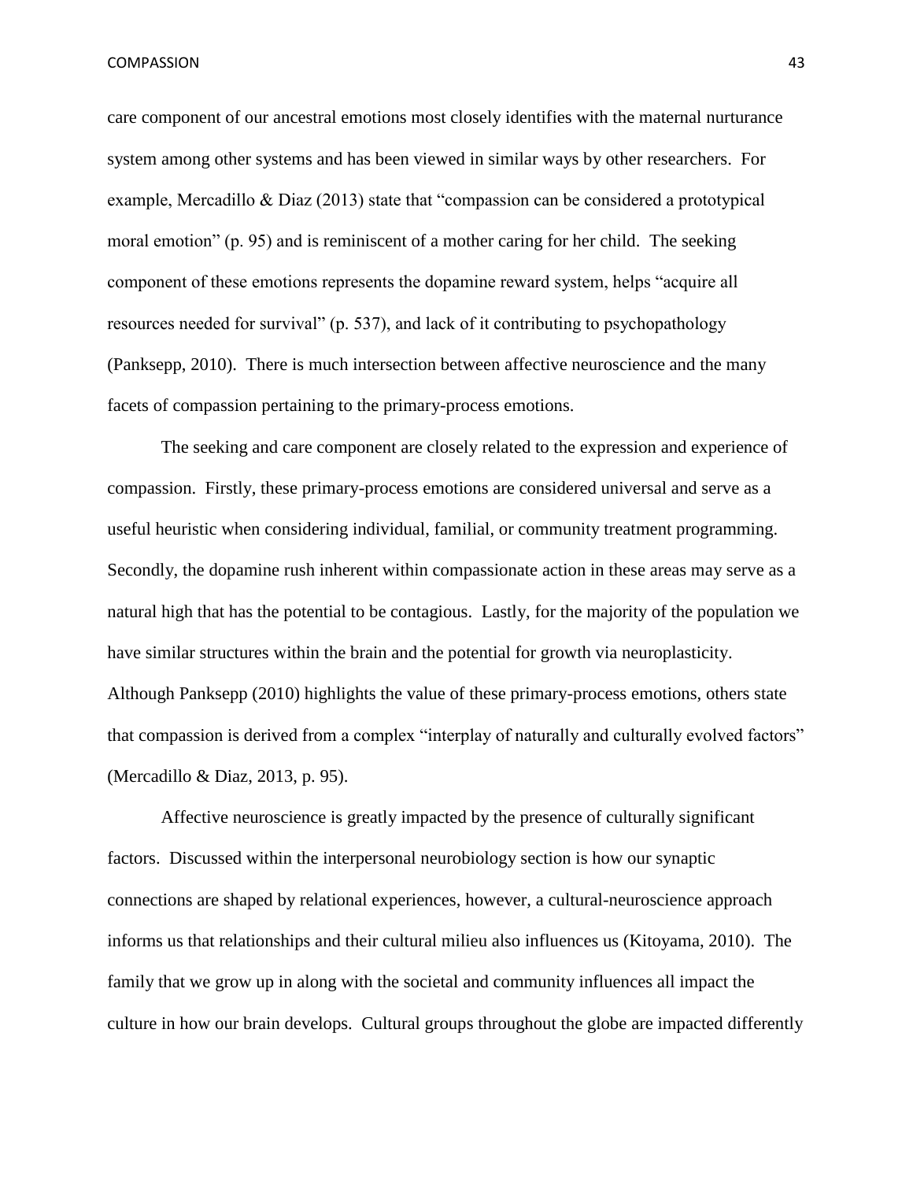care component of our ancestral emotions most closely identifies with the maternal nurturance system among other systems and has been viewed in similar ways by other researchers. For example, Mercadillo & Diaz (2013) state that "compassion can be considered a prototypical moral emotion" (p. 95) and is reminiscent of a mother caring for her child. The seeking component of these emotions represents the dopamine reward system, helps "acquire all resources needed for survival" (p. 537), and lack of it contributing to psychopathology (Panksepp, 2010). There is much intersection between affective neuroscience and the many facets of compassion pertaining to the primary-process emotions.

The seeking and care component are closely related to the expression and experience of compassion. Firstly, these primary-process emotions are considered universal and serve as a useful heuristic when considering individual, familial, or community treatment programming. Secondly, the dopamine rush inherent within compassionate action in these areas may serve as a natural high that has the potential to be contagious. Lastly, for the majority of the population we have similar structures within the brain and the potential for growth via neuroplasticity. Although Panksepp (2010) highlights the value of these primary-process emotions, others state that compassion is derived from a complex "interplay of naturally and culturally evolved factors" (Mercadillo & Diaz, 2013, p. 95).

Affective neuroscience is greatly impacted by the presence of culturally significant factors. Discussed within the interpersonal neurobiology section is how our synaptic connections are shaped by relational experiences, however, a cultural-neuroscience approach informs us that relationships and their cultural milieu also influences us (Kitoyama, 2010). The family that we grow up in along with the societal and community influences all impact the culture in how our brain develops. Cultural groups throughout the globe are impacted differently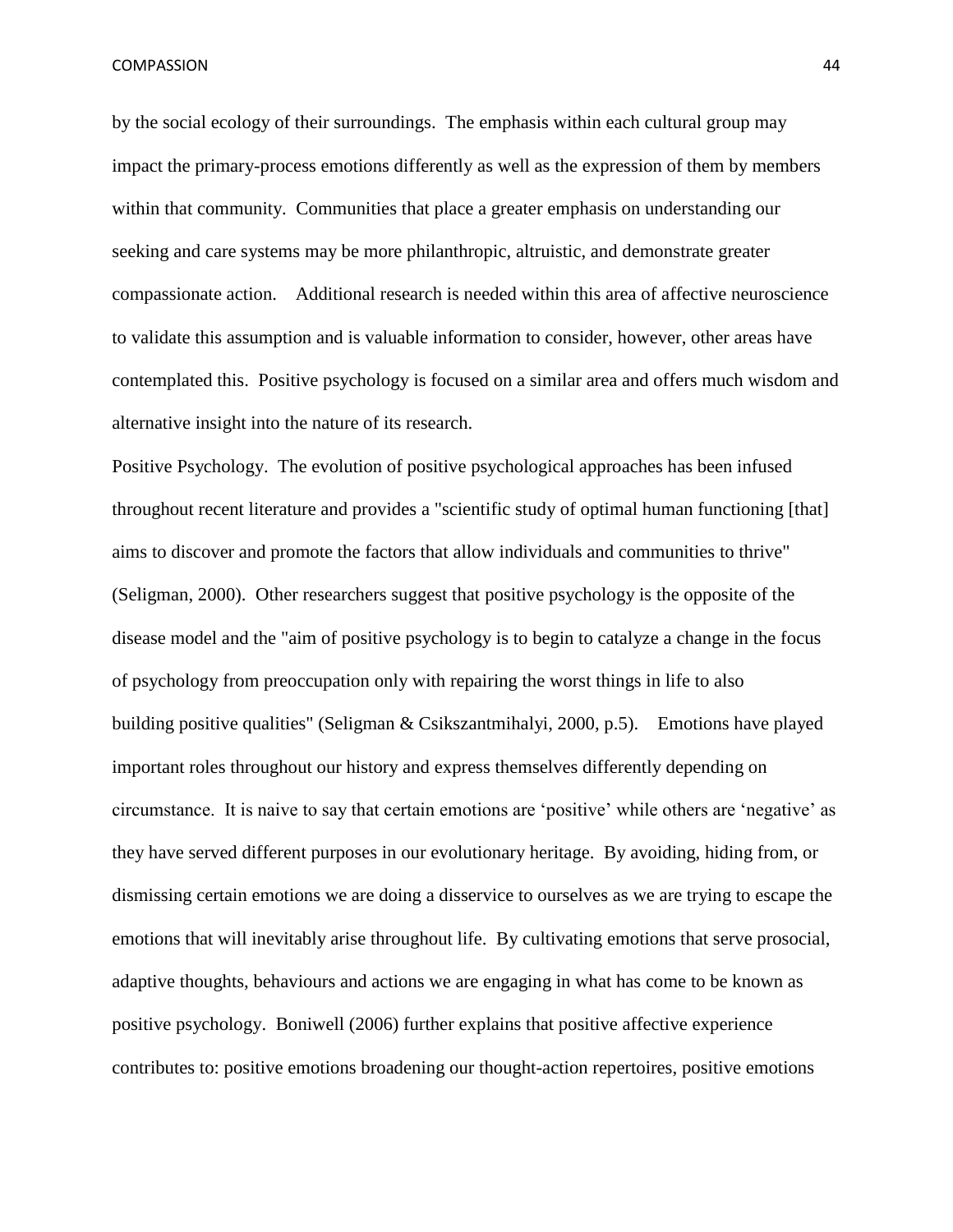by the social ecology of their surroundings. The emphasis within each cultural group may impact the primary-process emotions differently as well as the expression of them by members within that community. Communities that place a greater emphasis on understanding our seeking and care systems may be more philanthropic, altruistic, and demonstrate greater compassionate action. Additional research is needed within this area of affective neuroscience to validate this assumption and is valuable information to consider, however, other areas have contemplated this. Positive psychology is focused on a similar area and offers much wisdom and alternative insight into the nature of its research.

Positive Psychology. The evolution of positive psychological approaches has been infused throughout recent literature and provides a "scientific study of optimal human functioning [that] aims to discover and promote the factors that allow individuals and communities to thrive" (Seligman, 2000). Other researchers suggest that positive psychology is the opposite of the disease model and the "aim of positive psychology is to begin to catalyze a change in the focus of psychology from preoccupation only with repairing the worst things in life to also building positive qualities" (Seligman & Csikszantmihalyi, 2000, p.5). Emotions have played important roles throughout our history and express themselves differently depending on circumstance. It is naive to say that certain emotions are 'positive' while others are 'negative' as they have served different purposes in our evolutionary heritage. By avoiding, hiding from, or dismissing certain emotions we are doing a disservice to ourselves as we are trying to escape the emotions that will inevitably arise throughout life. By cultivating emotions that serve prosocial, adaptive thoughts, behaviours and actions we are engaging in what has come to be known as positive psychology. Boniwell (2006) further explains that positive affective experience contributes to: positive emotions broadening our thought-action repertoires, positive emotions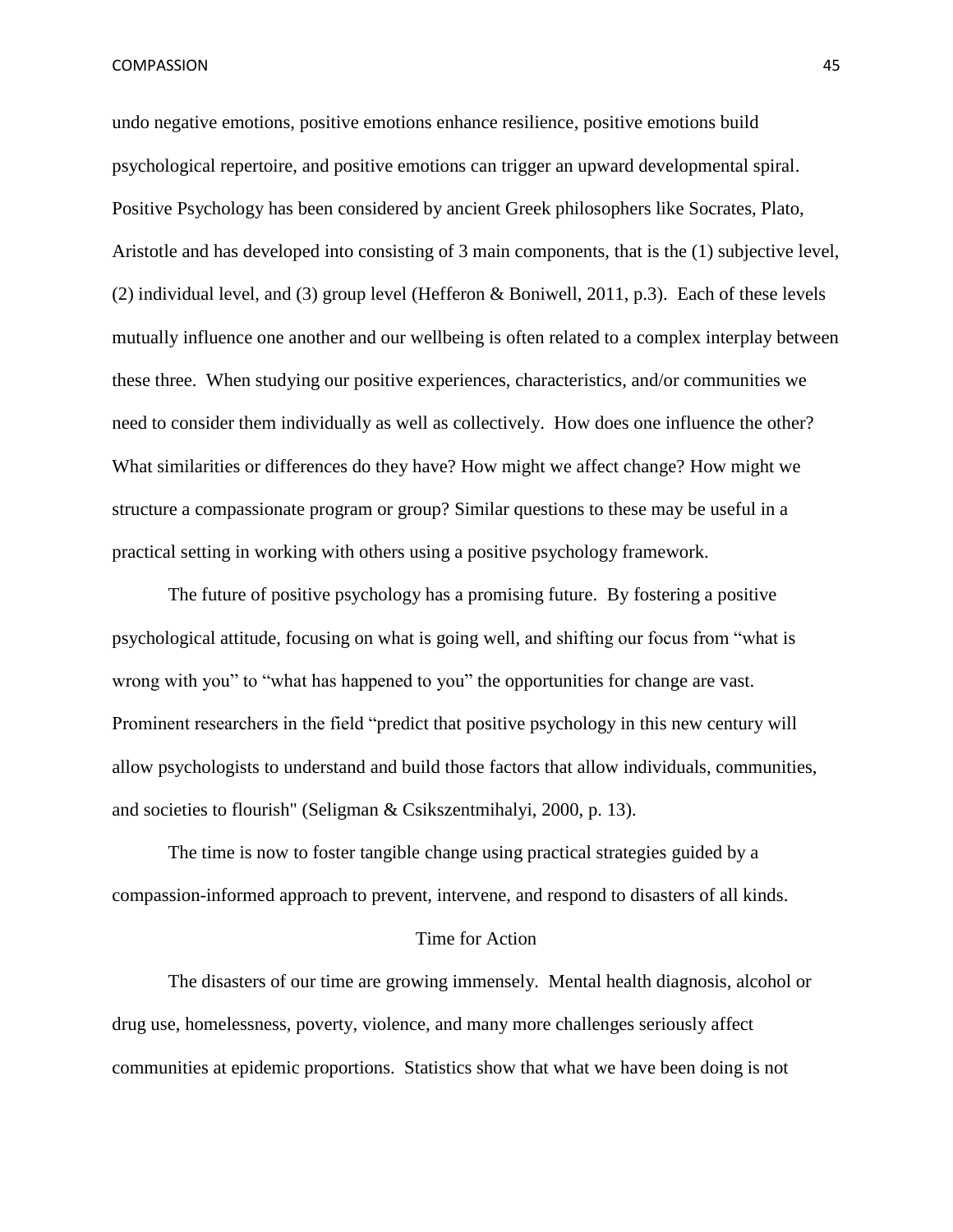undo negative emotions, positive emotions enhance resilience, positive emotions build psychological repertoire, and positive emotions can trigger an upward developmental spiral. Positive Psychology has been considered by ancient Greek philosophers like Socrates, Plato, Aristotle and has developed into consisting of 3 main components, that is the (1) subjective level, (2) individual level, and (3) group level (Hefferon & Boniwell, 2011, p.3). Each of these levels mutually influence one another and our wellbeing is often related to a complex interplay between these three. When studying our positive experiences, characteristics, and/or communities we need to consider them individually as well as collectively. How does one influence the other? What similarities or differences do they have? How might we affect change? How might we structure a compassionate program or group? Similar questions to these may be useful in a practical setting in working with others using a positive psychology framework.

The future of positive psychology has a promising future. By fostering a positive psychological attitude, focusing on what is going well, and shifting our focus from "what is wrong with you" to "what has happened to you" the opportunities for change are vast. Prominent researchers in the field "predict that positive psychology in this new century will allow psychologists to understand and build those factors that allow individuals, communities, and societies to flourish" (Seligman & Csikszentmihalyi, 2000, p. 13).

The time is now to foster tangible change using practical strategies guided by a compassion-informed approach to prevent, intervene, and respond to disasters of all kinds.

## Time for Action

The disasters of our time are growing immensely. Mental health diagnosis, alcohol or drug use, homelessness, poverty, violence, and many more challenges seriously affect communities at epidemic proportions. Statistics show that what we have been doing is not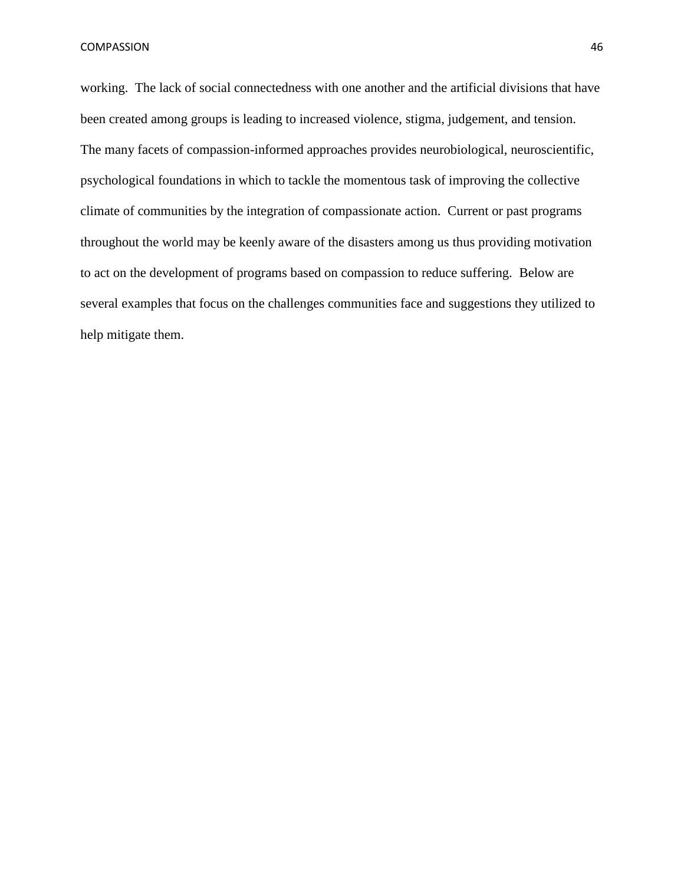working. The lack of social connectedness with one another and the artificial divisions that have been created among groups is leading to increased violence, stigma, judgement, and tension. The many facets of compassion-informed approaches provides neurobiological, neuroscientific, psychological foundations in which to tackle the momentous task of improving the collective climate of communities by the integration of compassionate action. Current or past programs throughout the world may be keenly aware of the disasters among us thus providing motivation to act on the development of programs based on compassion to reduce suffering. Below are several examples that focus on the challenges communities face and suggestions they utilized to help mitigate them.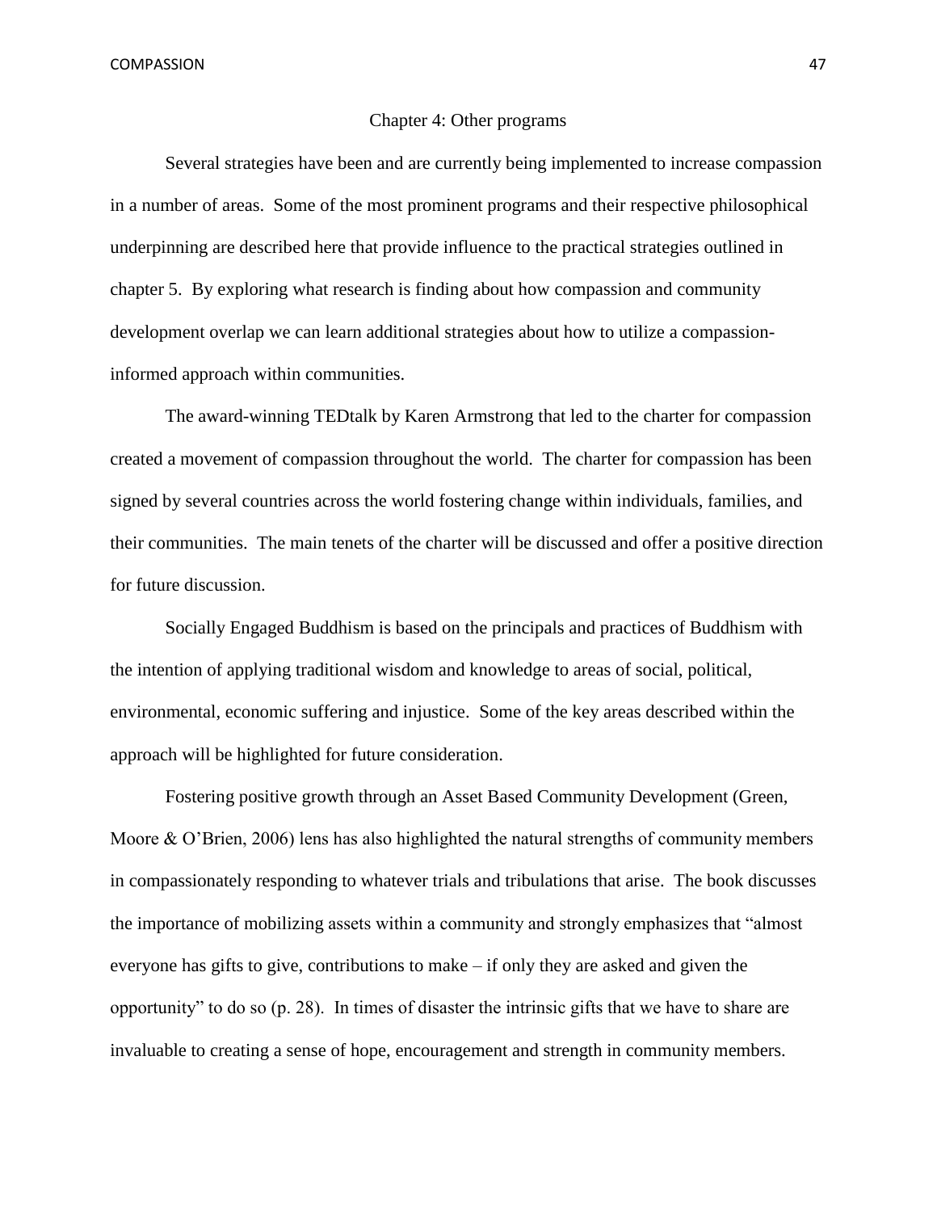## Chapter 4: Other programs

Several strategies have been and are currently being implemented to increase compassion in a number of areas. Some of the most prominent programs and their respective philosophical underpinning are described here that provide influence to the practical strategies outlined in chapter 5. By exploring what research is finding about how compassion and community development overlap we can learn additional strategies about how to utilize a compassion-informed approach within communities.

The award-winning TEDtalk by Karen Armstrong that led to the charter for compassion created a movement of compassion throughout the world. The charter for compassion has been signed by several countries across the world fostering change within individuals, families, and their communities. The main tenets of the charter will be discussed and offer a positive direction for future discussion.

Socially Engaged Buddhism is based on the principals and practices of Buddhism with the intention of applying traditional wisdom and knowledge to areas of social, political, environmental, economic suffering and injustice. Some of the key areas described within the approach will be highlighted for future consideration.

Fostering positive growth through an Asset Based Community Development (Green, Moore & O'Brien, 2006) lens has also highlighted the natural strengths of community members in compassionately responding to whatever trials and tribulations that arise. The book discusses the importance of mobilizing assets within a community and strongly emphasizes that "almost everyone has gifts to give, contributions to make – if only they are asked and given the opportunity" to do so (p. 28). In times of disaster the intrinsic gifts that we have to share are invaluable to creating a sense of hope, encouragement and strength in community members.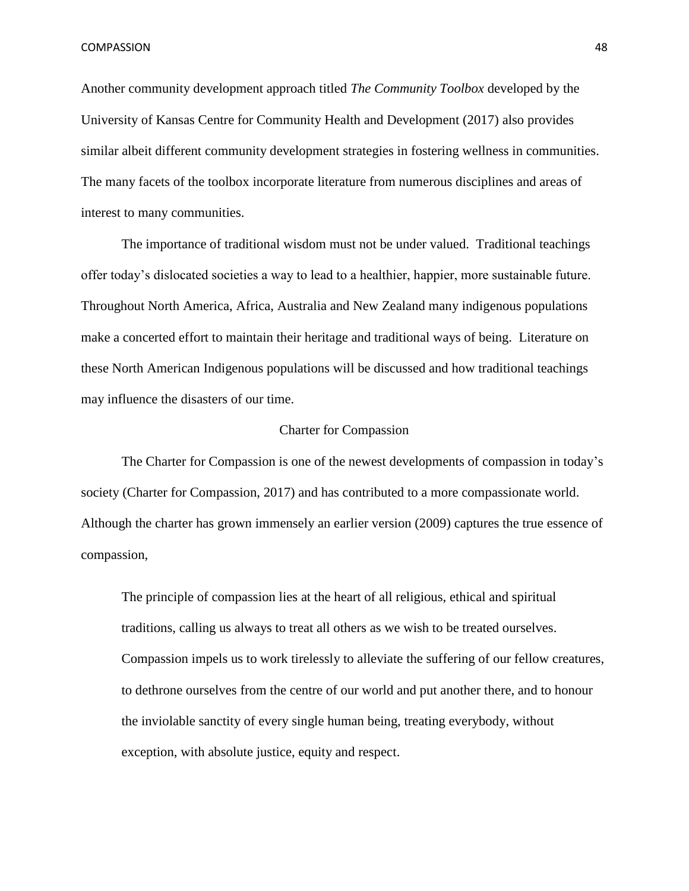Another community development approach titled *The Community Toolbox* developed by the University of Kansas Centre for Community Health and Development (2017) also provides similar albeit different community development strategies in fostering wellness in communities. The many facets of the toolbox incorporate literature from numerous disciplines and areas of interest to many communities.

The importance of traditional wisdom must not be under valued. Traditional teachings offer today's dislocated societies a way to lead to a healthier, happier, more sustainable future. Throughout North America, Africa, Australia and New Zealand many indigenous populations make a concerted effort to maintain their heritage and traditional ways of being. Literature on these North American Indigenous populations will be discussed and how traditional teachings may influence the disasters of our time.

## Charter for Compassion

The Charter for Compassion is one of the newest developments of compassion in today's society (Charter for Compassion, 2017) and has contributed to a more compassionate world. Although the charter has grown immensely an earlier version (2009) captures the true essence of compassion,

> The principle of compassion lies at the heart of all religious, ethical and spiritual traditions, calling us always to treat all others as we wish to be treated ourselves. Compassion impels us to work tirelessly to alleviate the suffering of our fellow creatures, to dethrone ourselves from the centre of our world and put another there, and to honour the inviolable sanctity of every single human being, treating everybody, without exception, with absolute justice, equity and respect.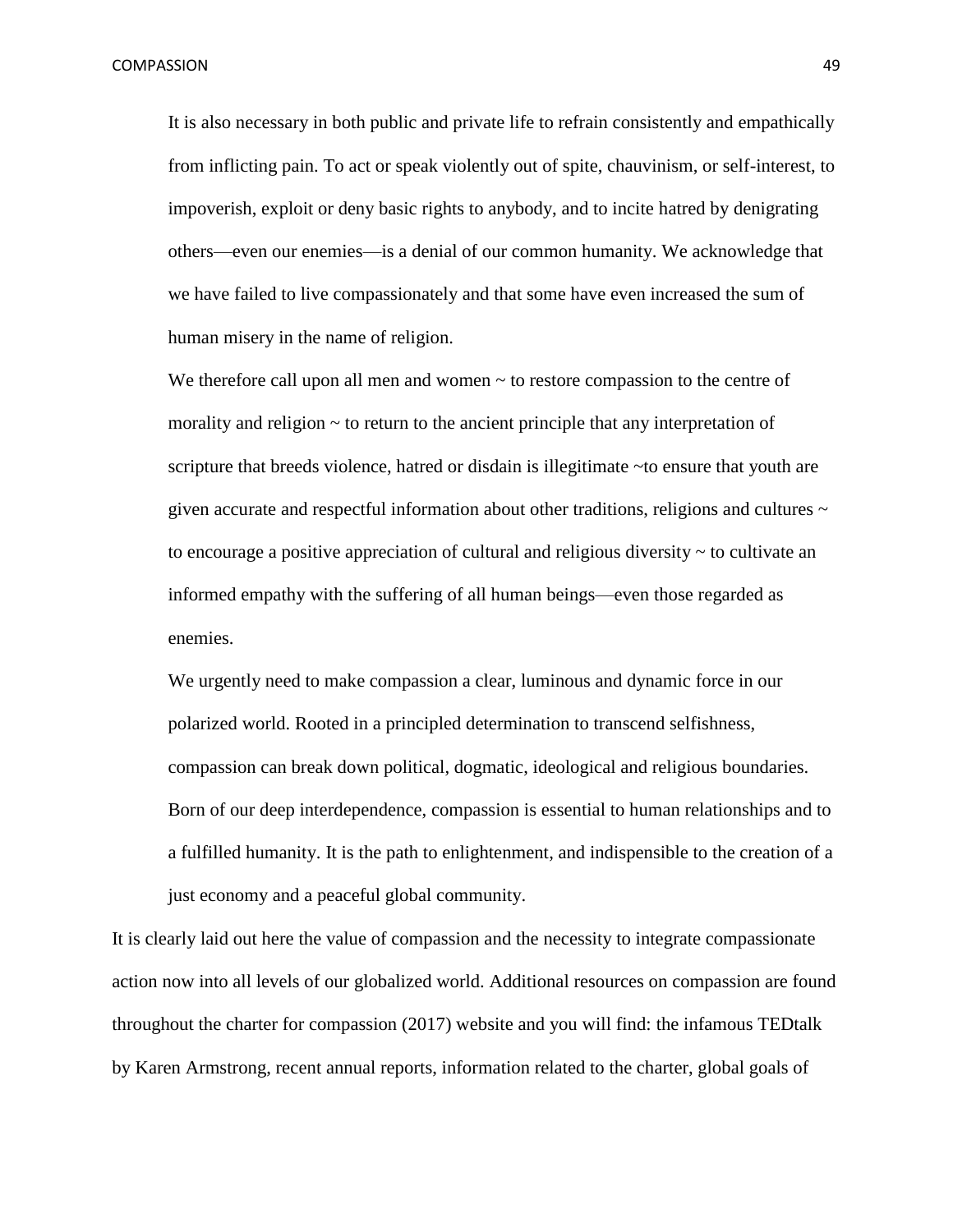> It is also necessary in both public and private life to refrain consistently and empathically from inflicting pain. To act or speak violently out of spite, chauvinism, or self-interest, to impoverish, exploit or deny basic rights to anybody, and to incite hatred by denigrating others—even our enemies—is a denial of our common humanity. We acknowledge that we have failed to live compassionately and that some have even increased the sum of human misery in the name of religion.
>
> We therefore call upon all men and women ~ to restore compassion to the centre of morality and religion ~ to return to the ancient principle that any interpretation of scripture that breeds violence, hatred or disdain is illegitimate ~to ensure that youth are given accurate and respectful information about other traditions, religions and cultures ~ to encourage a positive appreciation of cultural and religious diversity ~ to cultivate an informed empathy with the suffering of all human beings—even those regarded as enemies.
>
> We urgently need to make compassion a clear, luminous and dynamic force in our polarized world. Rooted in a principled determination to transcend selfishness, compassion can break down political, dogmatic, ideological and religious boundaries. Born of our deep interdependence, compassion is essential to human relationships and to a fulfilled humanity. It is the path to enlightenment, and indispensible to the creation of a just economy and a peaceful global community.

It is clearly laid out here the value of compassion and the necessity to integrate compassionate action now into all levels of our globalized world. Additional resources on compassion are found throughout the charter for compassion (2017) website and you will find: the infamous TEDtalk by Karen Armstrong, recent annual reports, information related to the charter, global goals of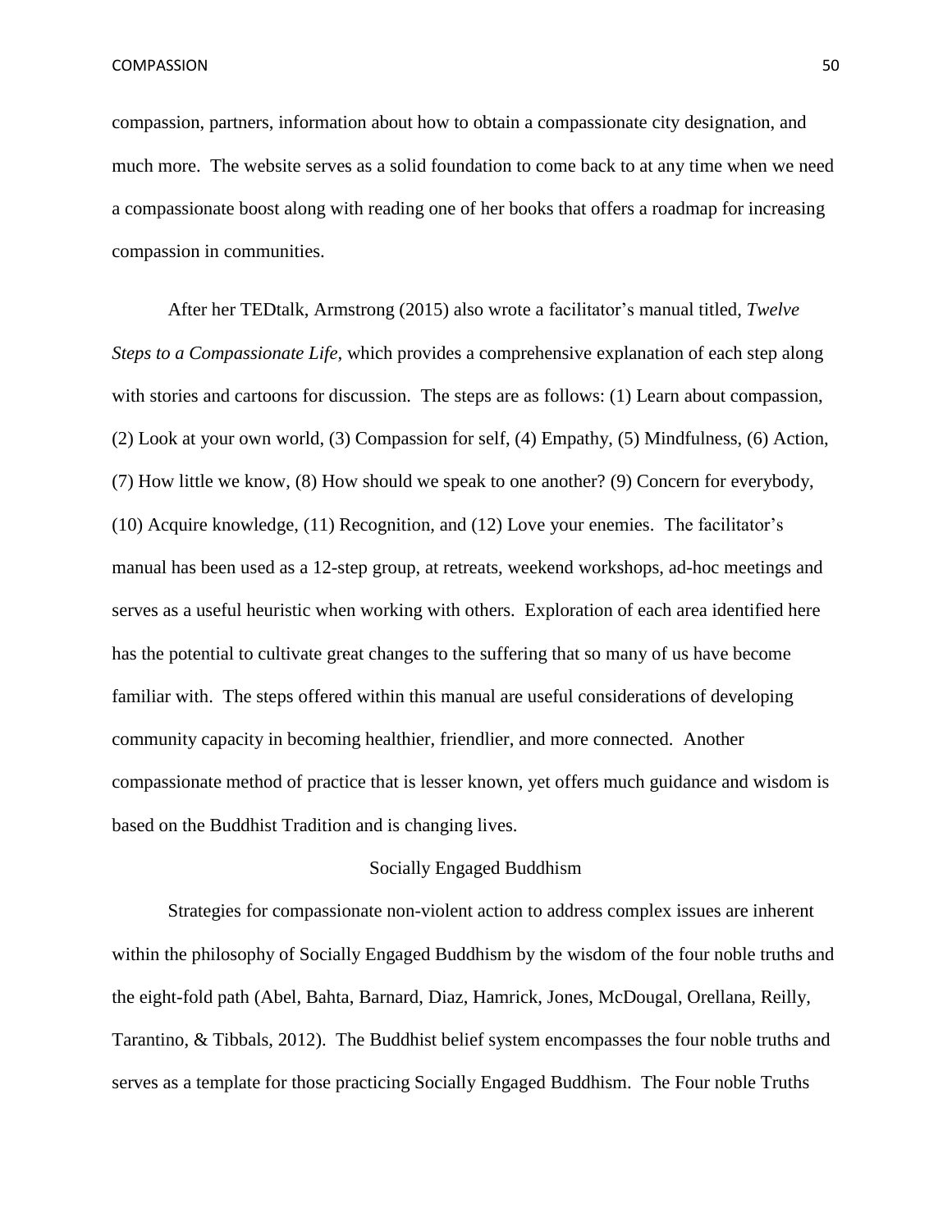compassion, partners, information about how to obtain a compassionate city designation, and much more. The website serves as a solid foundation to come back to at any time when we need a compassionate boost along with reading one of her books that offers a roadmap for increasing compassion in communities.

After her TEDtalk, Armstrong (2015) also wrote a facilitator's manual titled, *Twelve Steps to a Compassionate Life,* which provides a comprehensive explanation of each step along with stories and cartoons for discussion. The steps are as follows: (1) Learn about compassion, (2) Look at your own world, (3) Compassion for self, (4) Empathy, (5) Mindfulness, (6) Action, (7) How little we know, (8) How should we speak to one another? (9) Concern for everybody, (10) Acquire knowledge, (11) Recognition, and (12) Love your enemies. The facilitator's manual has been used as a 12-step group, at retreats, weekend workshops, ad-hoc meetings and serves as a useful heuristic when working with others. Exploration of each area identified here has the potential to cultivate great changes to the suffering that so many of us have become familiar with. The steps offered within this manual are useful considerations of developing community capacity in becoming healthier, friendlier, and more connected. Another compassionate method of practice that is lesser known, yet offers much guidance and wisdom is based on the Buddhist Tradition and is changing lives.

## Socially Engaged Buddhism

Strategies for compassionate non-violent action to address complex issues are inherent within the philosophy of Socially Engaged Buddhism by the wisdom of the four noble truths and the eight-fold path (Abel, Bahta, Barnard, Diaz, Hamrick, Jones, McDougal, Orellana, Reilly, Tarantino, & Tibbals, 2012). The Buddhist belief system encompasses the four noble truths and serves as a template for those practicing Socially Engaged Buddhism. The Four noble Truths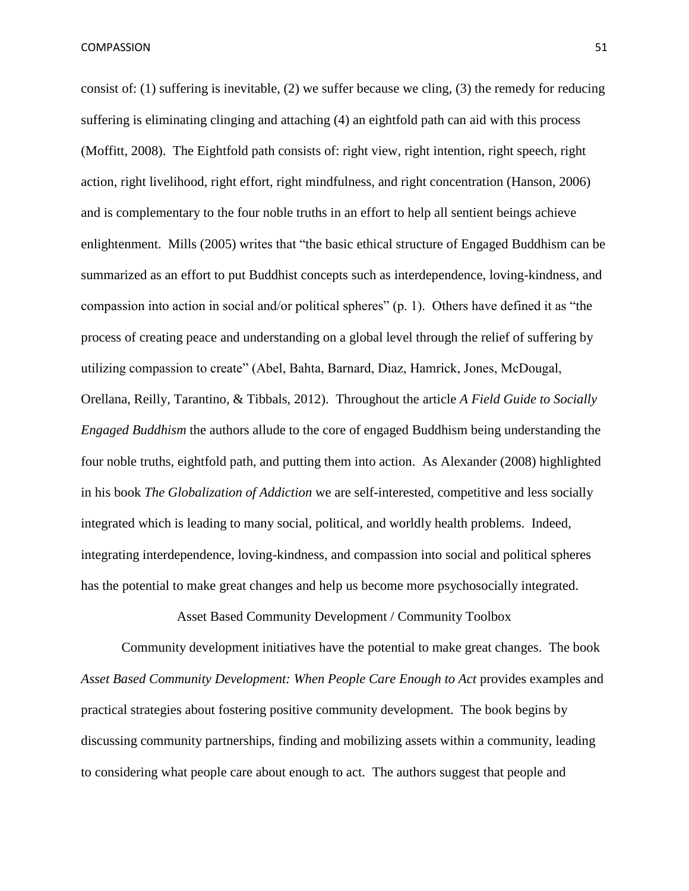consist of: (1) suffering is inevitable, (2) we suffer because we cling, (3) the remedy for reducing suffering is eliminating clinging and attaching (4) an eightfold path can aid with this process (Moffitt, 2008). The Eightfold path consists of: right view, right intention, right speech, right action, right livelihood, right effort, right mindfulness, and right concentration (Hanson, 2006) and is complementary to the four noble truths in an effort to help all sentient beings achieve enlightenment. Mills (2005) writes that "the basic ethical structure of Engaged Buddhism can be summarized as an effort to put Buddhist concepts such as interdependence, loving-kindness, and compassion into action in social and/or political spheres" (p. 1). Others have defined it as "the process of creating peace and understanding on a global level through the relief of suffering by utilizing compassion to create" (Abel, Bahta, Barnard, Diaz, Hamrick, Jones, McDougal, Orellana, Reilly, Tarantino, & Tibbals, 2012). Throughout the article *A Field Guide to Socially Engaged Buddhism* the authors allude to the core of engaged Buddhism being understanding the four noble truths, eightfold path, and putting them into action. As Alexander (2008) highlighted in his book *The Globalization of Addiction* we are self-interested, competitive and less socially integrated which is leading to many social, political, and worldly health problems. Indeed, integrating interdependence, loving-kindness, and compassion into social and political spheres has the potential to make great changes and help us become more psychosocially integrated.

## Asset Based Community Development / Community Toolbox

Community development initiatives have the potential to make great changes. The book *Asset Based Community Development: When People Care Enough to Act* provides examples and practical strategies about fostering positive community development. The book begins by discussing community partnerships, finding and mobilizing assets within a community, leading to considering what people care about enough to act. The authors suggest that people and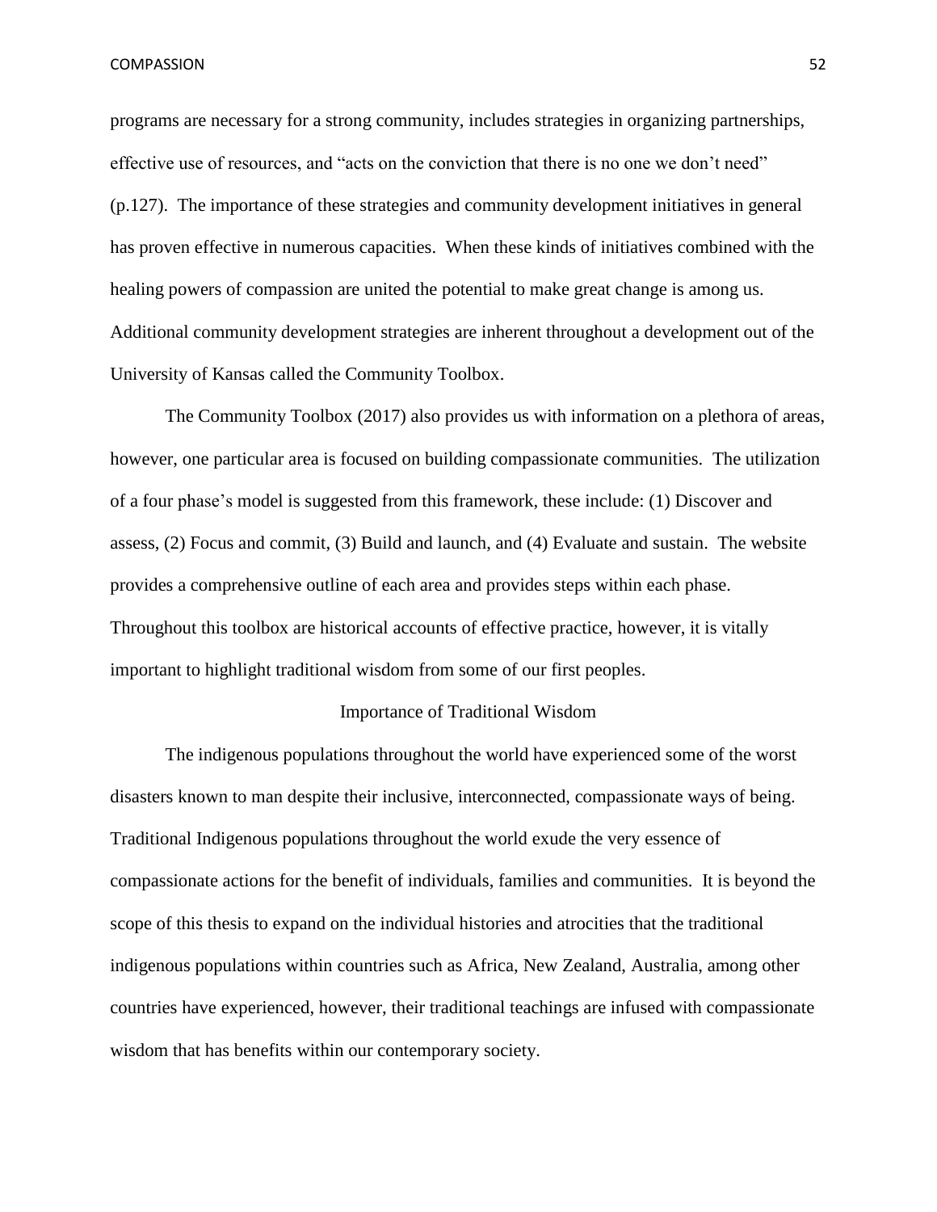programs are necessary for a strong community, includes strategies in organizing partnerships, effective use of resources, and "acts on the conviction that there is no one we don't need" (p.127). The importance of these strategies and community development initiatives in general has proven effective in numerous capacities. When these kinds of initiatives combined with the healing powers of compassion are united the potential to make great change is among us. Additional community development strategies are inherent throughout a development out of the University of Kansas called the Community Toolbox.

The Community Toolbox (2017) also provides us with information on a plethora of areas, however, one particular area is focused on building compassionate communities. The utilization of a four phase's model is suggested from this framework, these include: (1) Discover and assess, (2) Focus and commit, (3) Build and launch, and (4) Evaluate and sustain. The website provides a comprehensive outline of each area and provides steps within each phase. Throughout this toolbox are historical accounts of effective practice, however, it is vitally important to highlight traditional wisdom from some of our first peoples.

## Importance of Traditional Wisdom

The indigenous populations throughout the world have experienced some of the worst disasters known to man despite their inclusive, interconnected, compassionate ways of being. Traditional Indigenous populations throughout the world exude the very essence of compassionate actions for the benefit of individuals, families and communities. It is beyond the scope of this thesis to expand on the individual histories and atrocities that the traditional indigenous populations within countries such as Africa, New Zealand, Australia, among other countries have experienced, however, their traditional teachings are infused with compassionate wisdom that has benefits within our contemporary society.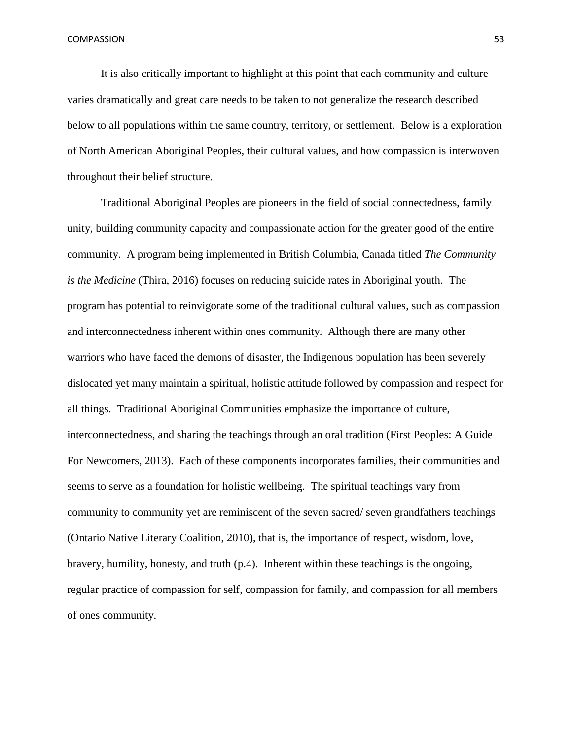It is also critically important to highlight at this point that each community and culture varies dramatically and great care needs to be taken to not generalize the research described below to all populations within the same country, territory, or settlement. Below is a exploration of North American Aboriginal Peoples, their cultural values, and how compassion is interwoven throughout their belief structure.

Traditional Aboriginal Peoples are pioneers in the field of social connectedness, family unity, building community capacity and compassionate action for the greater good of the entire community. A program being implemented in British Columbia, Canada titled *The Community is the Medicine* (Thira, 2016) focuses on reducing suicide rates in Aboriginal youth. The program has potential to reinvigorate some of the traditional cultural values, such as compassion and interconnectedness inherent within ones community. Although there are many other warriors who have faced the demons of disaster, the Indigenous population has been severely dislocated yet many maintain a spiritual, holistic attitude followed by compassion and respect for all things. Traditional Aboriginal Communities emphasize the importance of culture, interconnectedness, and sharing the teachings through an oral tradition (First Peoples: A Guide For Newcomers, 2013). Each of these components incorporates families, their communities and seems to serve as a foundation for holistic wellbeing. The spiritual teachings vary from community to community yet are reminiscent of the seven sacred/ seven grandfathers teachings (Ontario Native Literary Coalition, 2010), that is, the importance of respect, wisdom, love, bravery, humility, honesty, and truth (p.4). Inherent within these teachings is the ongoing, regular practice of compassion for self, compassion for family, and compassion for all members of ones community.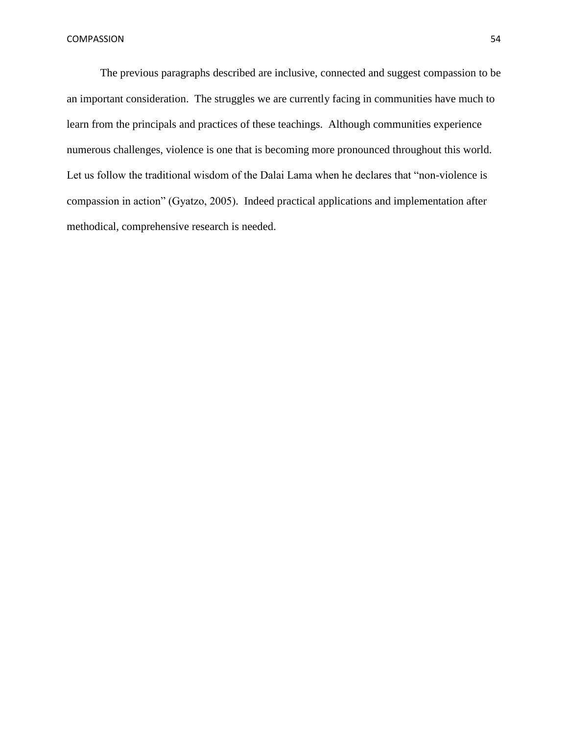The previous paragraphs described are inclusive, connected and suggest compassion to be an important consideration. The struggles we are currently facing in communities have much to learn from the principals and practices of these teachings. Although communities experience numerous challenges, violence is one that is becoming more pronounced throughout this world. Let us follow the traditional wisdom of the Dalai Lama when he declares that "non-violence is compassion in action" (Gyatzo, 2005). Indeed practical applications and implementation after methodical, comprehensive research is needed.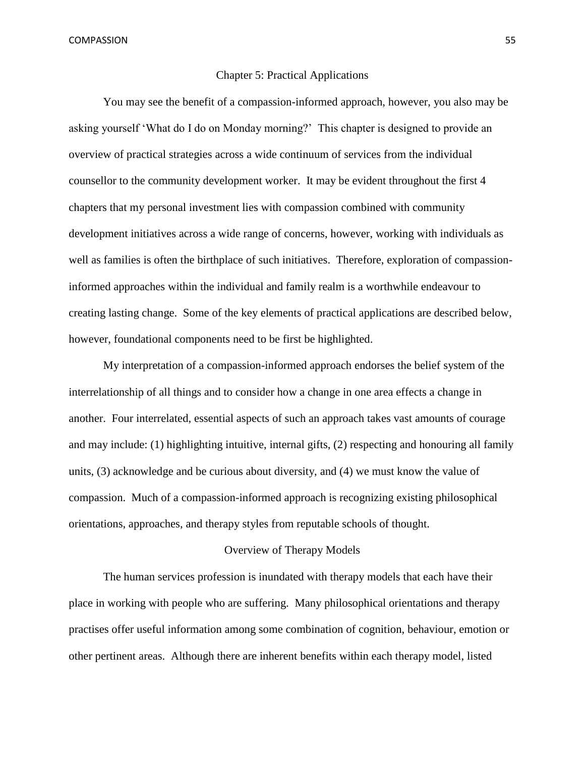## Chapter 5: Practical Applications

You may see the benefit of a compassion-informed approach, however, you also may be asking yourself 'What do I do on Monday morning?' This chapter is designed to provide an overview of practical strategies across a wide continuum of services from the individual counsellor to the community development worker. It may be evident throughout the first 4 chapters that my personal investment lies with compassion combined with community development initiatives across a wide range of concerns, however, working with individuals as well as families is often the birthplace of such initiatives. Therefore, exploration of compassion-informed approaches within the individual and family realm is a worthwhile endeavour to creating lasting change. Some of the key elements of practical applications are described below, however, foundational components need to be first be highlighted.

My interpretation of a compassion-informed approach endorses the belief system of the interrelationship of all things and to consider how a change in one area effects a change in another. Four interrelated, essential aspects of such an approach takes vast amounts of courage and may include: (1) highlighting intuitive, internal gifts, (2) respecting and honouring all family units, (3) acknowledge and be curious about diversity, and (4) we must know the value of compassion. Much of a compassion-informed approach is recognizing existing philosophical orientations, approaches, and therapy styles from reputable schools of thought.

### Overview of Therapy Models

The human services profession is inundated with therapy models that each have their place in working with people who are suffering. Many philosophical orientations and therapy practises offer useful information among some combination of cognition, behaviour, emotion or other pertinent areas. Although there are inherent benefits within each therapy model, listed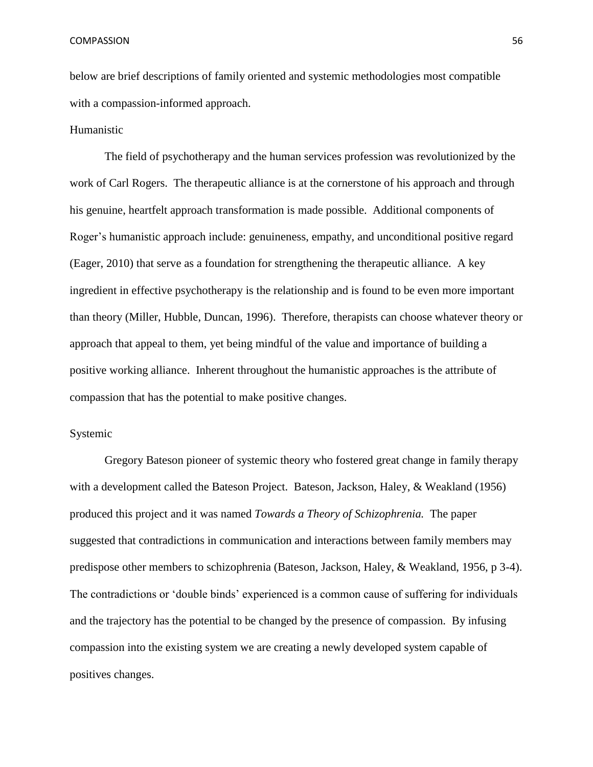below are brief descriptions of family oriented and systemic methodologies most compatible with a compassion-informed approach.

## Humanistic

The field of psychotherapy and the human services profession was revolutionized by the work of Carl Rogers. The therapeutic alliance is at the cornerstone of his approach and through his genuine, heartfelt approach transformation is made possible. Additional components of Roger's humanistic approach include: genuineness, empathy, and unconditional positive regard (Eager, 2010) that serve as a foundation for strengthening the therapeutic alliance. A key ingredient in effective psychotherapy is the relationship and is found to be even more important than theory (Miller, Hubble, Duncan, 1996). Therefore, therapists can choose whatever theory or approach that appeal to them, yet being mindful of the value and importance of building a positive working alliance. Inherent throughout the humanistic approaches is the attribute of compassion that has the potential to make positive changes.

## Systemic

Gregory Bateson pioneer of systemic theory who fostered great change in family therapy with a development called the Bateson Project. Bateson, Jackson, Haley, & Weakland (1956) produced this project and it was named *Towards a Theory of Schizophrenia.* The paper suggested that contradictions in communication and interactions between family members may predispose other members to schizophrenia (Bateson, Jackson, Haley, & Weakland, 1956, p 3-4). The contradictions or 'double binds' experienced is a common cause of suffering for individuals and the trajectory has the potential to be changed by the presence of compassion. By infusing compassion into the existing system we are creating a newly developed system capable of positives changes.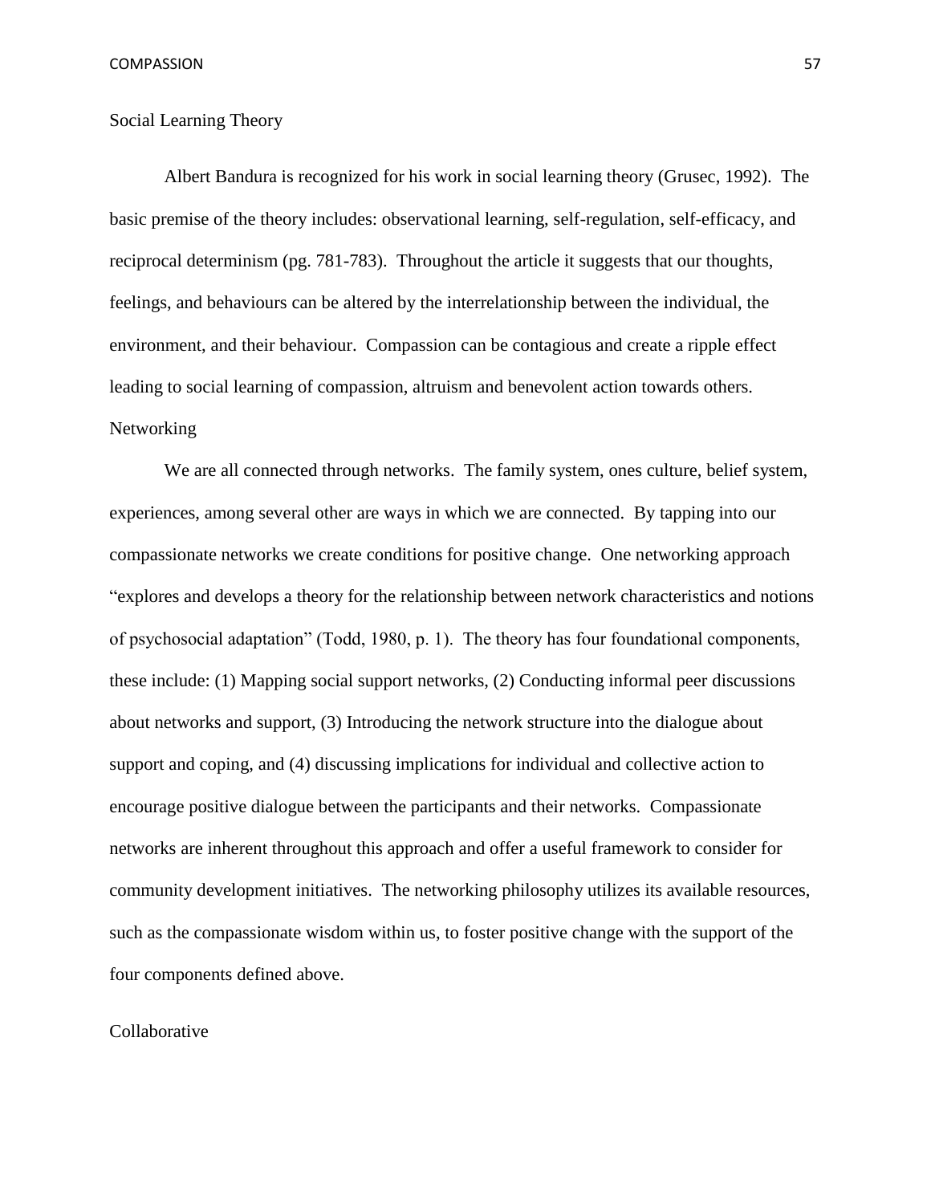## Social Learning Theory

Albert Bandura is recognized for his work in social learning theory (Grusec, 1992). The basic premise of the theory includes: observational learning, self-regulation, self-efficacy, and reciprocal determinism (pg. 781-783). Throughout the article it suggests that our thoughts, feelings, and behaviours can be altered by the interrelationship between the individual, the environment, and their behaviour. Compassion can be contagious and create a ripple effect leading to social learning of compassion, altruism and benevolent action towards others.

## Networking

We are all connected through networks. The family system, ones culture, belief system, experiences, among several other are ways in which we are connected. By tapping into our compassionate networks we create conditions for positive change. One networking approach "explores and develops a theory for the relationship between network characteristics and notions of psychosocial adaptation" (Todd, 1980, p. 1). The theory has four foundational components, these include: (1) Mapping social support networks, (2) Conducting informal peer discussions about networks and support, (3) Introducing the network structure into the dialogue about support and coping, and (4) discussing implications for individual and collective action to encourage positive dialogue between the participants and their networks. Compassionate networks are inherent throughout this approach and offer a useful framework to consider for community development initiatives. The networking philosophy utilizes its available resources, such as the compassionate wisdom within us, to foster positive change with the support of the four components defined above.

## Collaborative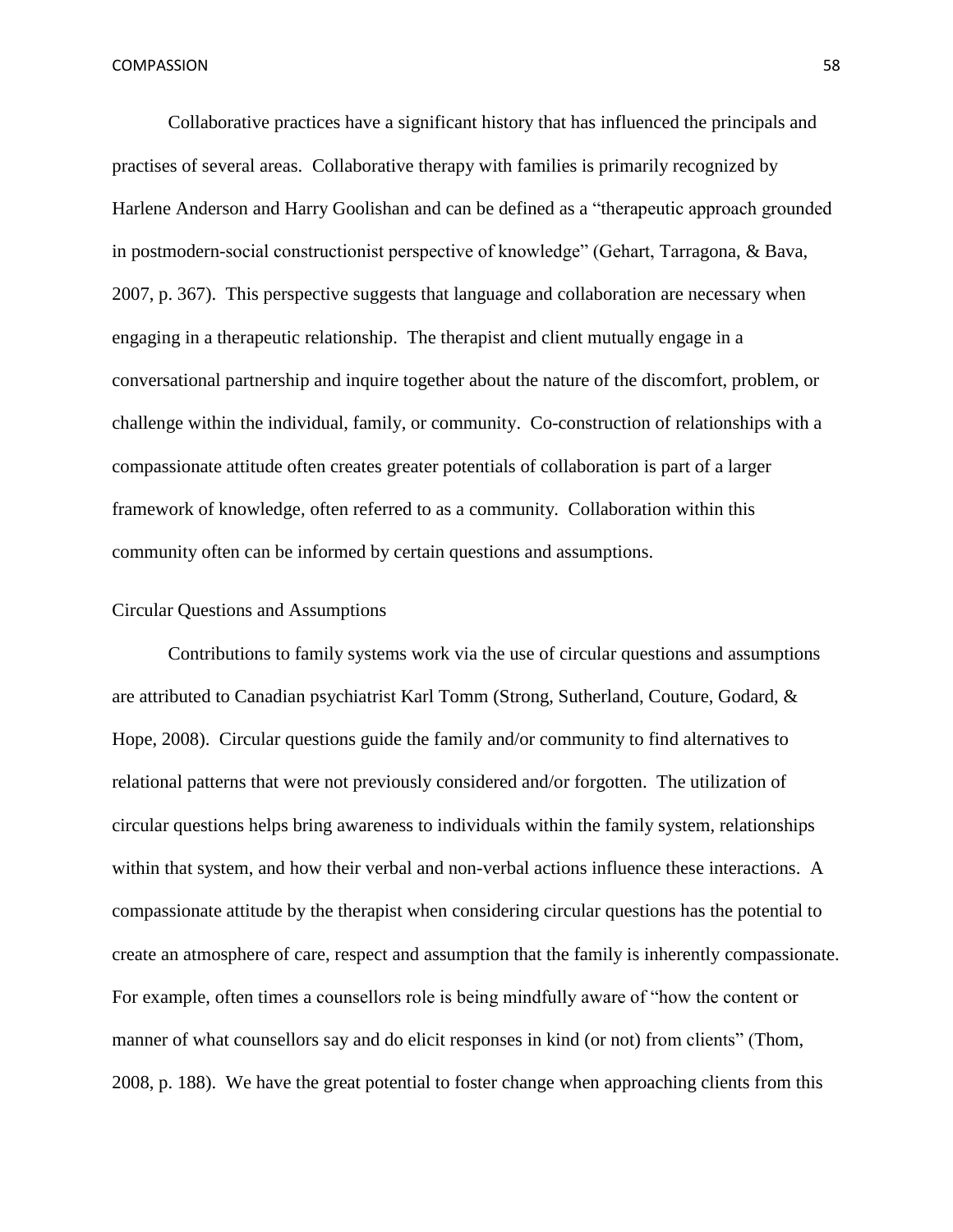Collaborative practices have a significant history that has influenced the principals and practises of several areas. Collaborative therapy with families is primarily recognized by Harlene Anderson and Harry Goolishan and can be defined as a "therapeutic approach grounded in postmodern-social constructionist perspective of knowledge" (Gehart, Tarragona, & Bava, 2007, p. 367). This perspective suggests that language and collaboration are necessary when engaging in a therapeutic relationship. The therapist and client mutually engage in a conversational partnership and inquire together about the nature of the discomfort, problem, or challenge within the individual, family, or community. Co-construction of relationships with a compassionate attitude often creates greater potentials of collaboration is part of a larger framework of knowledge, often referred to as a community. Collaboration within this community often can be informed by certain questions and assumptions.

## Circular Questions and Assumptions

Contributions to family systems work via the use of circular questions and assumptions are attributed to Canadian psychiatrist Karl Tomm (Strong, Sutherland, Couture, Godard, & Hope, 2008). Circular questions guide the family and/or community to find alternatives to relational patterns that were not previously considered and/or forgotten. The utilization of circular questions helps bring awareness to individuals within the family system, relationships within that system, and how their verbal and non-verbal actions influence these interactions. A compassionate attitude by the therapist when considering circular questions has the potential to create an atmosphere of care, respect and assumption that the family is inherently compassionate. For example, often times a counsellors role is being mindfully aware of "how the content or manner of what counsellors say and do elicit responses in kind (or not) from clients" (Thom, 2008, p. 188). We have the great potential to foster change when approaching clients from this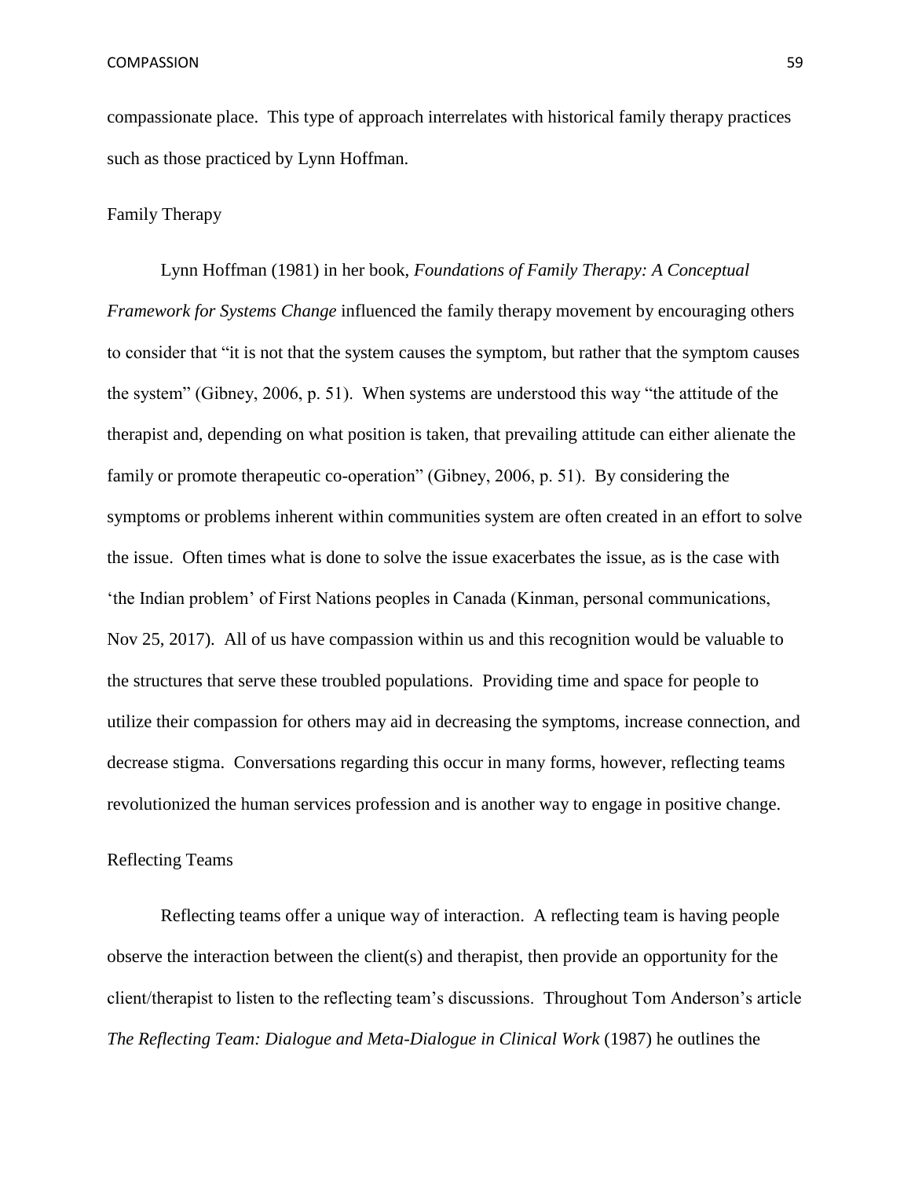compassionate place. This type of approach interrelates with historical family therapy practices such as those practiced by Lynn Hoffman.

## Family Therapy

Lynn Hoffman (1981) in her book, *Foundations of Family Therapy: A Conceptual Framework for Systems Change* influenced the family therapy movement by encouraging others to consider that "it is not that the system causes the symptom, but rather that the symptom causes the system" (Gibney, 2006, p. 51). When systems are understood this way "the attitude of the therapist and, depending on what position is taken, that prevailing attitude can either alienate the family or promote therapeutic co-operation" (Gibney, 2006, p. 51). By considering the symptoms or problems inherent within communities system are often created in an effort to solve the issue. Often times what is done to solve the issue exacerbates the issue, as is the case with 'the Indian problem' of First Nations peoples in Canada (Kinman, personal communications, Nov 25, 2017). All of us have compassion within us and this recognition would be valuable to the structures that serve these troubled populations. Providing time and space for people to utilize their compassion for others may aid in decreasing the symptoms, increase connection, and decrease stigma. Conversations regarding this occur in many forms, however, reflecting teams revolutionized the human services profession and is another way to engage in positive change.

## Reflecting Teams

Reflecting teams offer a unique way of interaction. A reflecting team is having people observe the interaction between the client(s) and therapist, then provide an opportunity for the client/therapist to listen to the reflecting team's discussions. Throughout Tom Anderson's article *The Reflecting Team: Dialogue and Meta-Dialogue in Clinical Work* (1987) he outlines the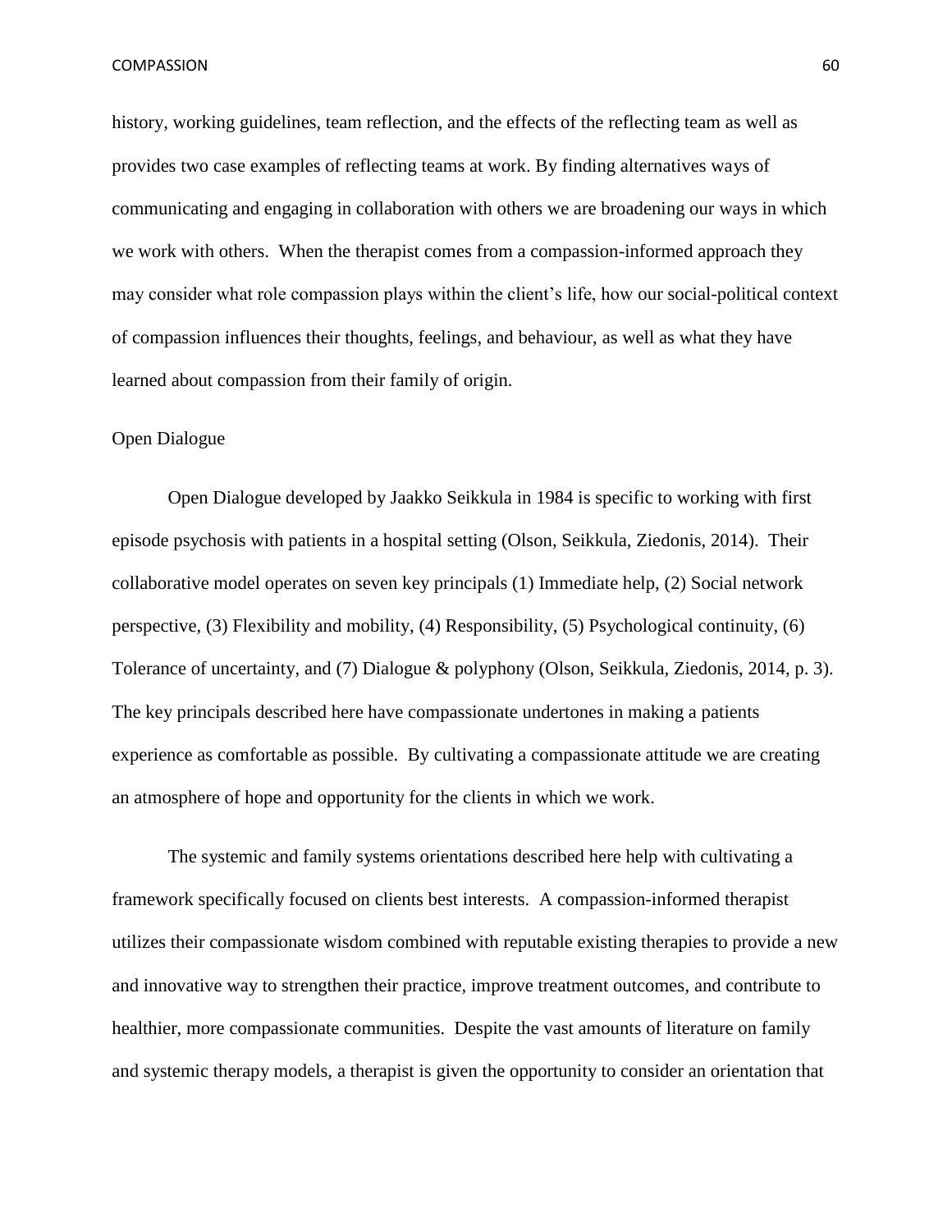history, working guidelines, team reflection, and the effects of the reflecting team as well as provides two case examples of reflecting teams at work. By finding alternatives ways of communicating and engaging in collaboration with others we are broadening our ways in which we work with others. When the therapist comes from a compassion-informed approach they may consider what role compassion plays within the client's life, how our social-political context of compassion influences their thoughts, feelings, and behaviour, as well as what they have learned about compassion from their family of origin.

### Open Dialogue

Open Dialogue developed by Jaakko Seikkula in 1984 is specific to working with first episode psychosis with patients in a hospital setting (Olson, Seikkula, Ziedonis, 2014). Their collaborative model operates on seven key principals (1) Immediate help, (2) Social network perspective, (3) Flexibility and mobility, (4) Responsibility, (5) Psychological continuity, (6) Tolerance of uncertainty, and (7) Dialogue & polyphony (Olson, Seikkula, Ziedonis, 2014, p. 3). The key principals described here have compassionate undertones in making a patients experience as comfortable as possible. By cultivating a compassionate attitude we are creating an atmosphere of hope and opportunity for the clients in which we work.

The systemic and family systems orientations described here help with cultivating a framework specifically focused on clients best interests. A compassion-informed therapist utilizes their compassionate wisdom combined with reputable existing therapies to provide a new and innovative way to strengthen their practice, improve treatment outcomes, and contribute to healthier, more compassionate communities. Despite the vast amounts of literature on family and systemic therapy models, a therapist is given the opportunity to consider an orientation that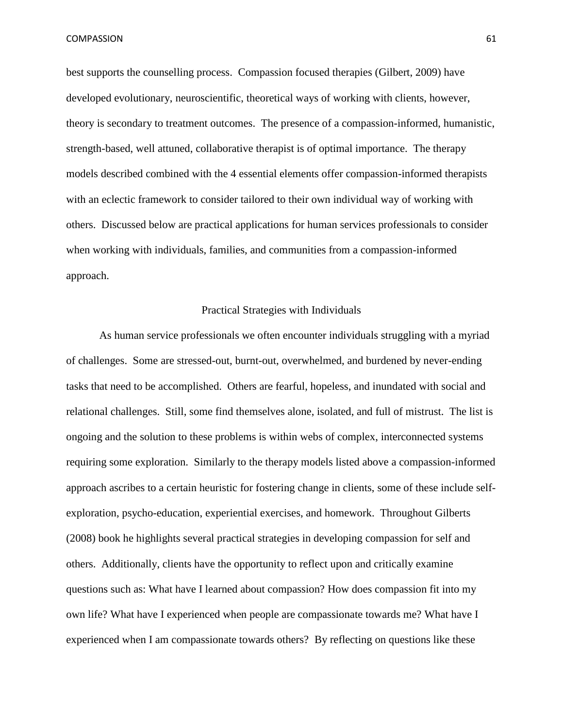best supports the counselling process. Compassion focused therapies (Gilbert, 2009) have developed evolutionary, neuroscientific, theoretical ways of working with clients, however, theory is secondary to treatment outcomes. The presence of a compassion-informed, humanistic, strength-based, well attuned, collaborative therapist is of optimal importance. The therapy models described combined with the 4 essential elements offer compassion-informed therapists with an eclectic framework to consider tailored to their own individual way of working with others. Discussed below are practical applications for human services professionals to consider when working with individuals, families, and communities from a compassion-informed approach.

## Practical Strategies with Individuals

As human service professionals we often encounter individuals struggling with a myriad of challenges. Some are stressed-out, burnt-out, overwhelmed, and burdened by never-ending tasks that need to be accomplished. Others are fearful, hopeless, and inundated with social and relational challenges. Still, some find themselves alone, isolated, and full of mistrust. The list is ongoing and the solution to these problems is within webs of complex, interconnected systems requiring some exploration. Similarly to the therapy models listed above a compassion-informed approach ascribes to a certain heuristic for fostering change in clients, some of these include self-exploration, psycho-education, experiential exercises, and homework. Throughout Gilberts (2008) book he highlights several practical strategies in developing compassion for self and others. Additionally, clients have the opportunity to reflect upon and critically examine questions such as: What have I learned about compassion? How does compassion fit into my own life? What have I experienced when people are compassionate towards me? What have I experienced when I am compassionate towards others? By reflecting on questions like these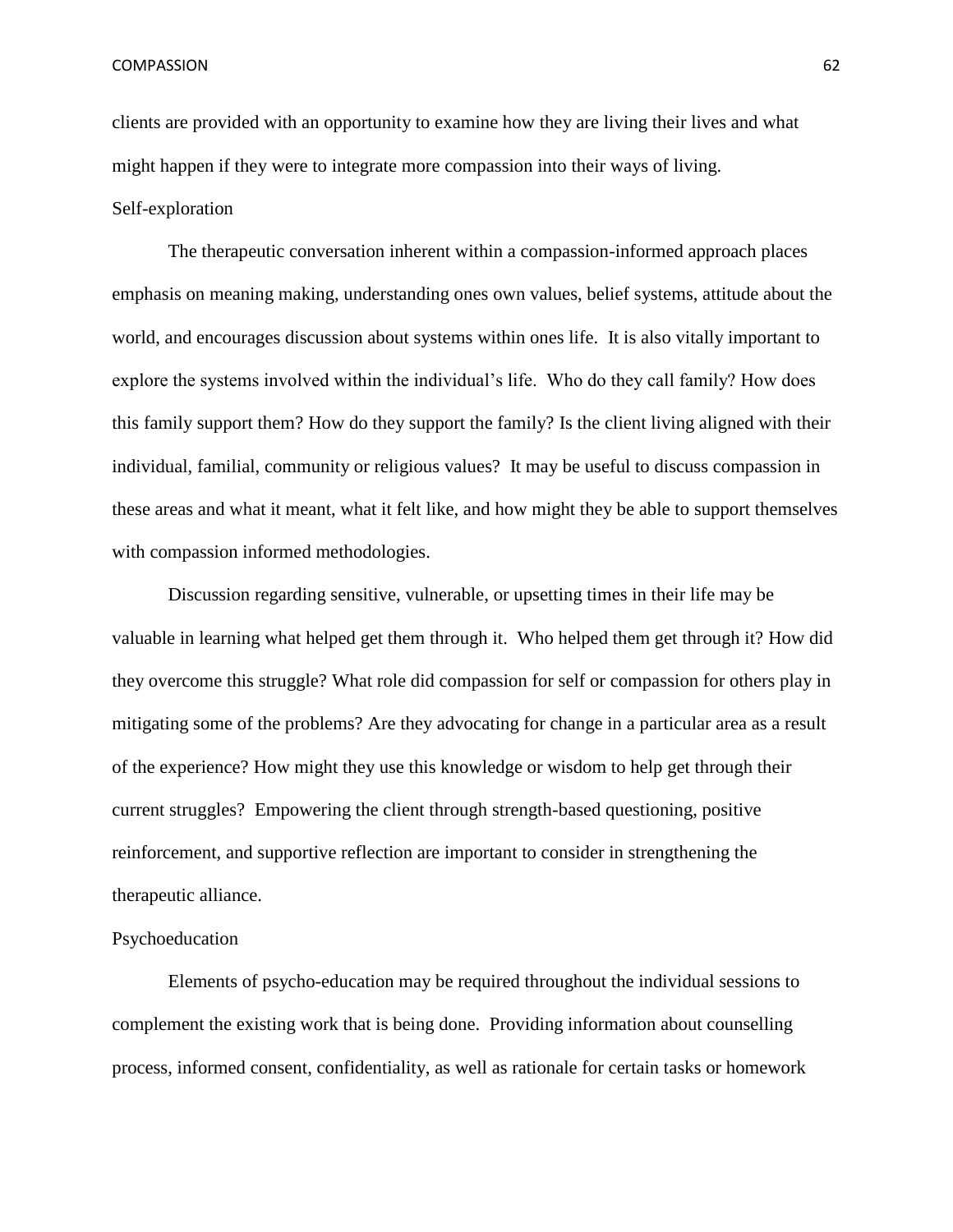clients are provided with an opportunity to examine how they are living their lives and what might happen if they were to integrate more compassion into their ways of living.

## Self-exploration

The therapeutic conversation inherent within a compassion-informed approach places emphasis on meaning making, understanding ones own values, belief systems, attitude about the world, and encourages discussion about systems within ones life. It is also vitally important to explore the systems involved within the individual's life. Who do they call family? How does this family support them? How do they support the family? Is the client living aligned with their individual, familial, community or religious values? It may be useful to discuss compassion in these areas and what it meant, what it felt like, and how might they be able to support themselves with compassion informed methodologies.

Discussion regarding sensitive, vulnerable, or upsetting times in their life may be valuable in learning what helped get them through it. Who helped them get through it? How did they overcome this struggle? What role did compassion for self or compassion for others play in mitigating some of the problems? Are they advocating for change in a particular area as a result of the experience? How might they use this knowledge or wisdom to help get through their current struggles? Empowering the client through strength-based questioning, positive reinforcement, and supportive reflection are important to consider in strengthening the therapeutic alliance.

## Psychoeducation

Elements of psycho-education may be required throughout the individual sessions to complement the existing work that is being done. Providing information about counselling process, informed consent, confidentiality, as well as rationale for certain tasks or homework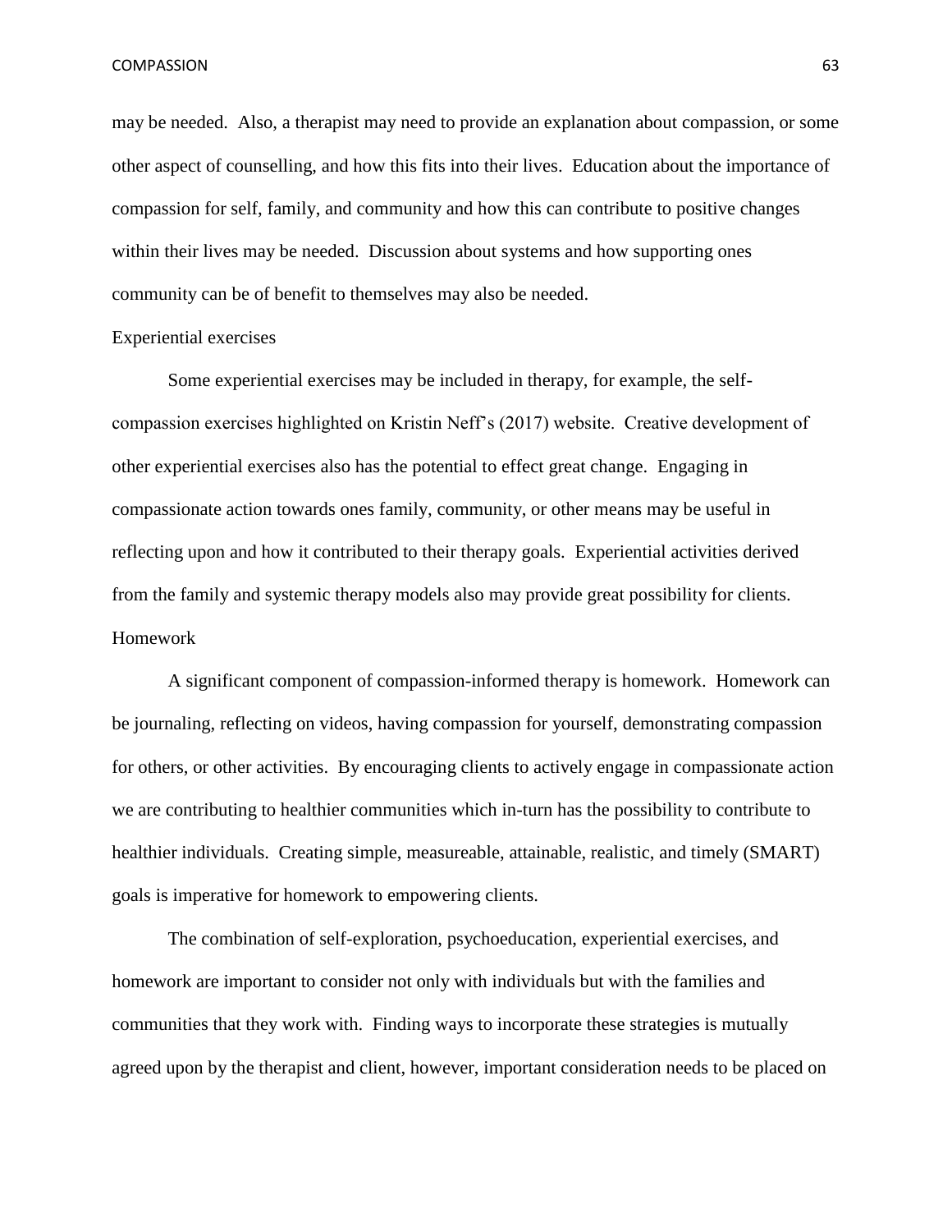may be needed. Also, a therapist may need to provide an explanation about compassion, or some other aspect of counselling, and how this fits into their lives. Education about the importance of compassion for self, family, and community and how this can contribute to positive changes within their lives may be needed. Discussion about systems and how supporting ones community can be of benefit to themselves may also be needed.

### Experiential exercises

Some experiential exercises may be included in therapy, for example, the self-compassion exercises highlighted on Kristin Neff's (2017) website. Creative development of other experiential exercises also has the potential to effect great change. Engaging in compassionate action towards ones family, community, or other means may be useful in reflecting upon and how it contributed to their therapy goals. Experiential activities derived from the family and systemic therapy models also may provide great possibility for clients.

### Homework

A significant component of compassion-informed therapy is homework. Homework can be journaling, reflecting on videos, having compassion for yourself, demonstrating compassion for others, or other activities. By encouraging clients to actively engage in compassionate action we are contributing to healthier communities which in-turn has the possibility to contribute to healthier individuals. Creating simple, measureable, attainable, realistic, and timely (SMART) goals is imperative for homework to empowering clients.

The combination of self-exploration, psychoeducation, experiential exercises, and homework are important to consider not only with individuals but with the families and communities that they work with. Finding ways to incorporate these strategies is mutually agreed upon by the therapist and client, however, important consideration needs to be placed on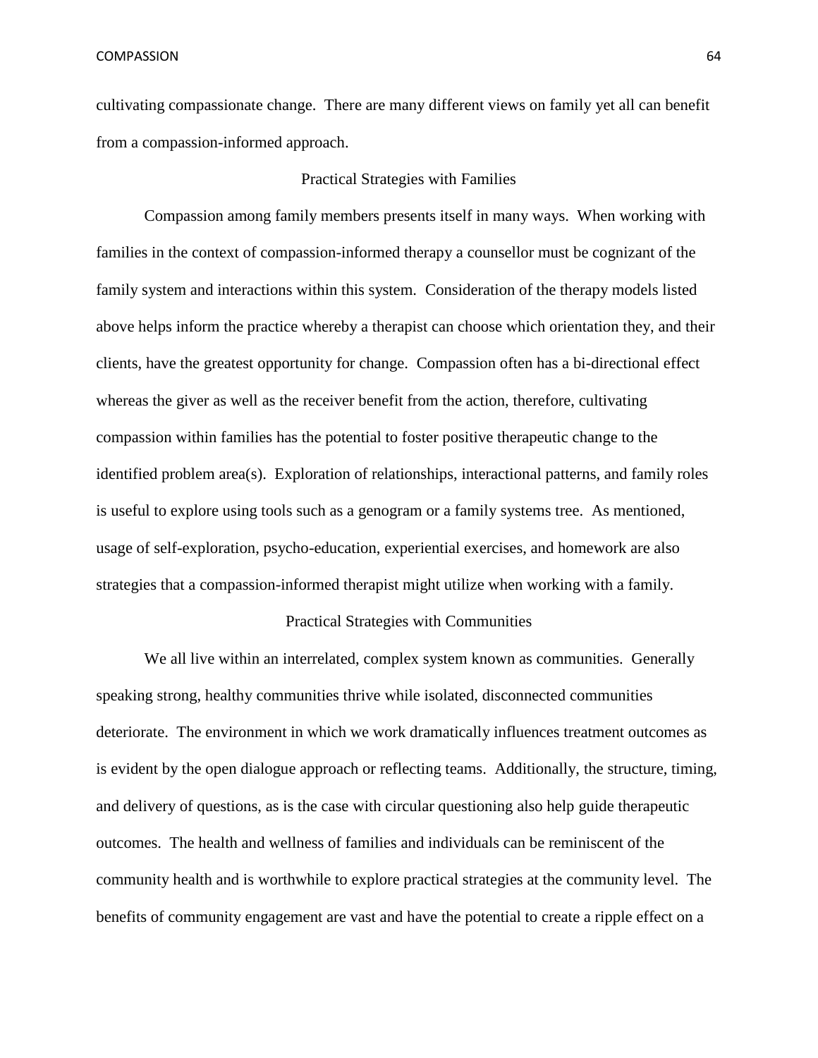cultivating compassionate change. There are many different views on family yet all can benefit from a compassion-informed approach.

## Practical Strategies with Families

Compassion among family members presents itself in many ways. When working with families in the context of compassion-informed therapy a counsellor must be cognizant of the family system and interactions within this system. Consideration of the therapy models listed above helps inform the practice whereby a therapist can choose which orientation they, and their clients, have the greatest opportunity for change. Compassion often has a bi-directional effect whereas the giver as well as the receiver benefit from the action, therefore, cultivating compassion within families has the potential to foster positive therapeutic change to the identified problem area(s). Exploration of relationships, interactional patterns, and family roles is useful to explore using tools such as a genogram or a family systems tree. As mentioned, usage of self-exploration, psycho-education, experiential exercises, and homework are also strategies that a compassion-informed therapist might utilize when working with a family.

## Practical Strategies with Communities

We all live within an interrelated, complex system known as communities. Generally speaking strong, healthy communities thrive while isolated, disconnected communities deteriorate. The environment in which we work dramatically influences treatment outcomes as is evident by the open dialogue approach or reflecting teams. Additionally, the structure, timing, and delivery of questions, as is the case with circular questioning also help guide therapeutic outcomes. The health and wellness of families and individuals can be reminiscent of the community health and is worthwhile to explore practical strategies at the community level. The benefits of community engagement are vast and have the potential to create a ripple effect on a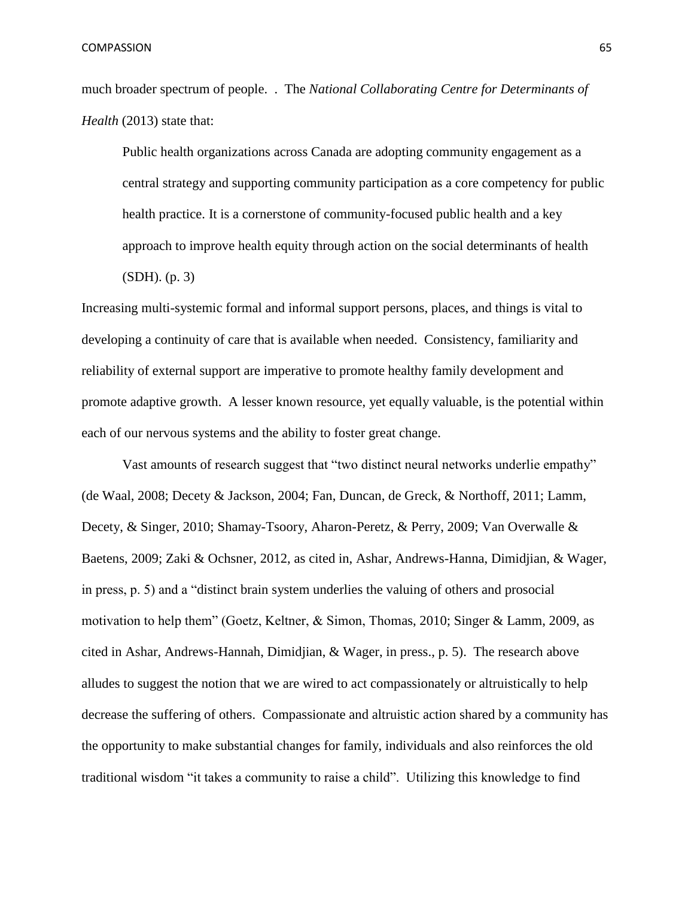much broader spectrum of people. . The *National Collaborating Centre for Determinants of Health* (2013) state that:

> Public health organizations across Canada are adopting community engagement as a central strategy and supporting community participation as a core competency for public health practice. It is a cornerstone of community-focused public health and a key approach to improve health equity through action on the social determinants of health (SDH). (p. 3)

Increasing multi-systemic formal and informal support persons, places, and things is vital to developing a continuity of care that is available when needed. Consistency, familiarity and reliability of external support are imperative to promote healthy family development and promote adaptive growth. A lesser known resource, yet equally valuable, is the potential within each of our nervous systems and the ability to foster great change.

Vast amounts of research suggest that "two distinct neural networks underlie empathy" (de Waal, 2008; Decety & Jackson, 2004; Fan, Duncan, de Greck, & Northoff, 2011; Lamm, Decety, & Singer, 2010; Shamay-Tsoory, Aharon-Peretz, & Perry, 2009; Van Overwalle & Baetens, 2009; Zaki & Ochsner, 2012, as cited in, Ashar, Andrews-Hanna, Dimidjian, & Wager, in press, p. 5) and a "distinct brain system underlies the valuing of others and prosocial motivation to help them" (Goetz, Keltner, & Simon, Thomas, 2010; Singer & Lamm, 2009, as cited in Ashar, Andrews-Hannah, Dimidjian, & Wager, in press., p. 5). The research above alludes to suggest the notion that we are wired to act compassionately or altruistically to help decrease the suffering of others. Compassionate and altruistic action shared by a community has the opportunity to make substantial changes for family, individuals and also reinforces the old traditional wisdom "it takes a community to raise a child". Utilizing this knowledge to find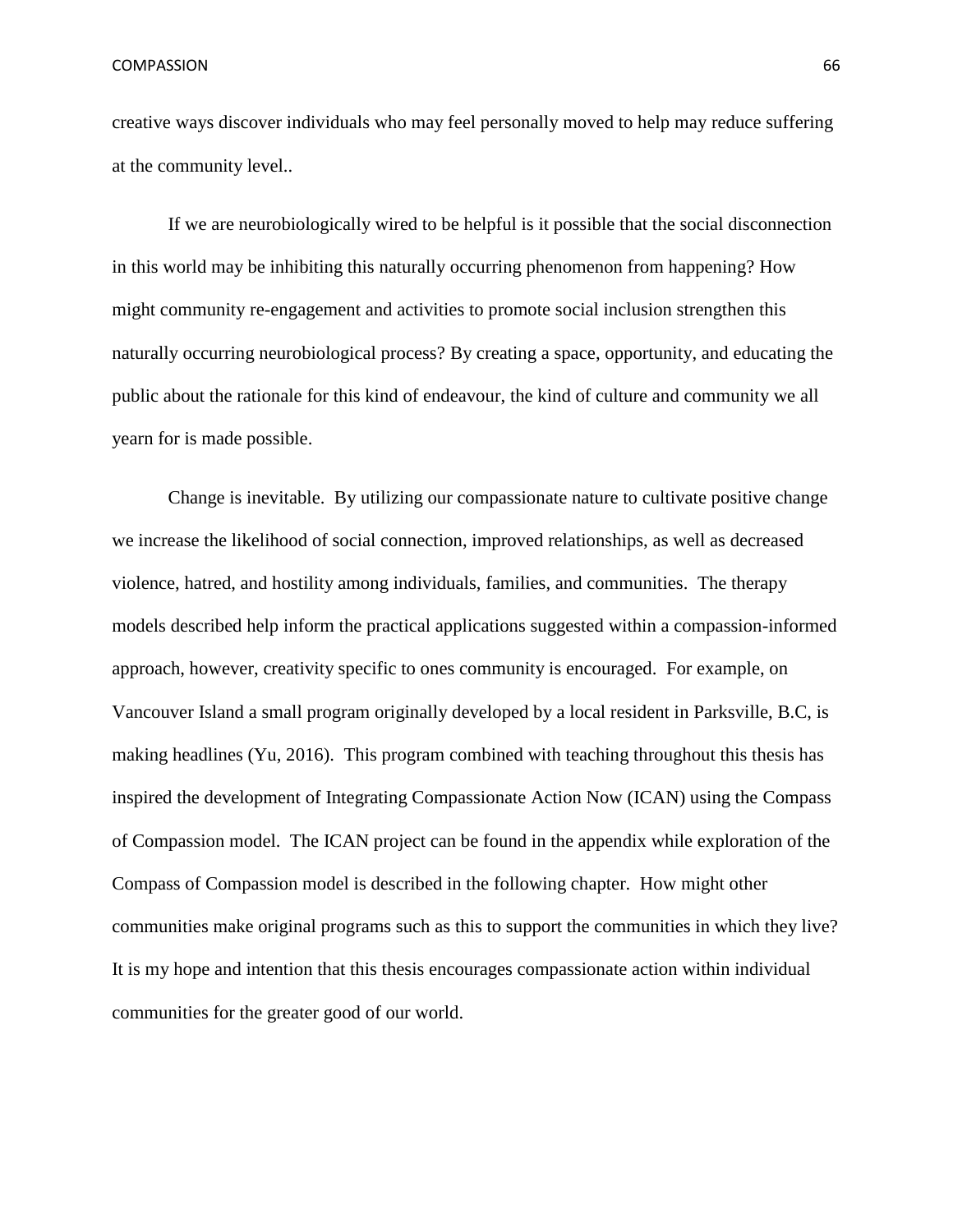creative ways discover individuals who may feel personally moved to help may reduce suffering at the community level..

If we are neurobiologically wired to be helpful is it possible that the social disconnection in this world may be inhibiting this naturally occurring phenomenon from happening? How might community re-engagement and activities to promote social inclusion strengthen this naturally occurring neurobiological process? By creating a space, opportunity, and educating the public about the rationale for this kind of endeavour, the kind of culture and community we all yearn for is made possible.

Change is inevitable. By utilizing our compassionate nature to cultivate positive change we increase the likelihood of social connection, improved relationships, as well as decreased violence, hatred, and hostility among individuals, families, and communities. The therapy models described help inform the practical applications suggested within a compassion-informed approach, however, creativity specific to ones community is encouraged. For example, on Vancouver Island a small program originally developed by a local resident in Parksville, B.C, is making headlines (Yu, 2016). This program combined with teaching throughout this thesis has inspired the development of Integrating Compassionate Action Now (ICAN) using the Compass of Compassion model. The ICAN project can be found in the appendix while exploration of the Compass of Compassion model is described in the following chapter. How might other communities make original programs such as this to support the communities in which they live? It is my hope and intention that this thesis encourages compassionate action within individual communities for the greater good of our world.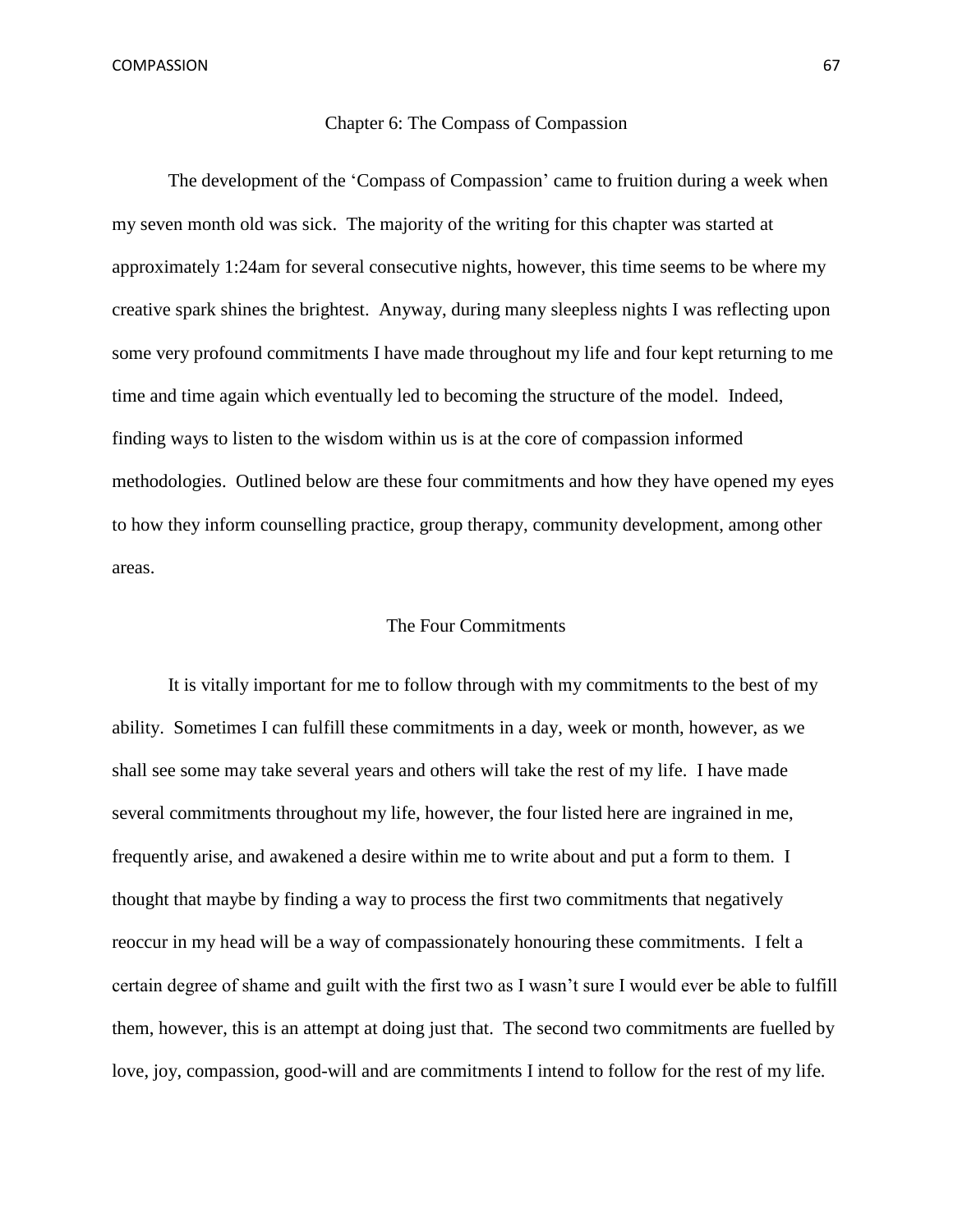# Chapter 6: The Compass of Compassion

The development of the 'Compass of Compassion' came to fruition during a week when my seven month old was sick. The majority of the writing for this chapter was started at approximately 1:24am for several consecutive nights, however, this time seems to be where my creative spark shines the brightest. Anyway, during many sleepless nights I was reflecting upon some very profound commitments I have made throughout my life and four kept returning to me time and time again which eventually led to becoming the structure of the model. Indeed, finding ways to listen to the wisdom within us is at the core of compassion informed methodologies. Outlined below are these four commitments and how they have opened my eyes to how they inform counselling practice, group therapy, community development, among other areas.

## The Four Commitments

It is vitally important for me to follow through with my commitments to the best of my ability. Sometimes I can fulfill these commitments in a day, week or month, however, as we shall see some may take several years and others will take the rest of my life. I have made several commitments throughout my life, however, the four listed here are ingrained in me, frequently arise, and awakened a desire within me to write about and put a form to them. I thought that maybe by finding a way to process the first two commitments that negatively reoccur in my head will be a way of compassionately honouring these commitments. I felt a certain degree of shame and guilt with the first two as I wasn't sure I would ever be able to fulfill them, however, this is an attempt at doing just that. The second two commitments are fuelled by love, joy, compassion, good-will and are commitments I intend to follow for the rest of my life.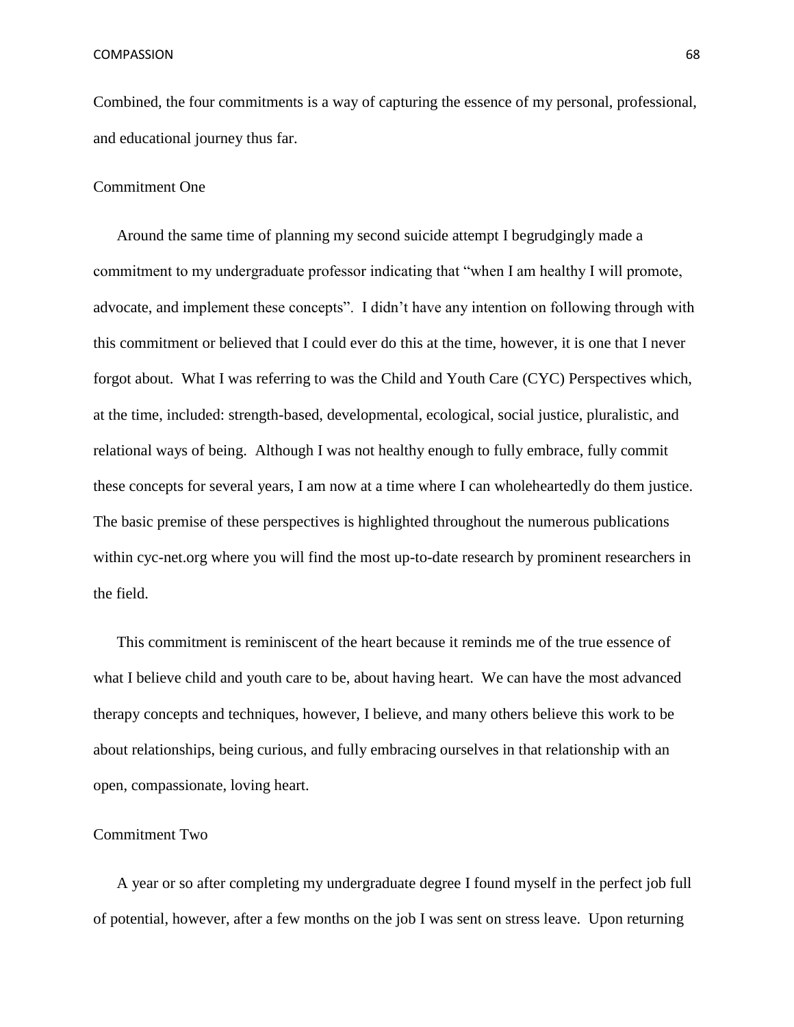Combined, the four commitments is a way of capturing the essence of my personal, professional, and educational journey thus far.

## Commitment One

Around the same time of planning my second suicide attempt I begrudgingly made a commitment to my undergraduate professor indicating that "when I am healthy I will promote, advocate, and implement these concepts". I didn't have any intention on following through with this commitment or believed that I could ever do this at the time, however, it is one that I never forgot about. What I was referring to was the Child and Youth Care (CYC) Perspectives which, at the time, included: strength-based, developmental, ecological, social justice, pluralistic, and relational ways of being. Although I was not healthy enough to fully embrace, fully commit these concepts for several years, I am now at a time where I can wholeheartedly do them justice. The basic premise of these perspectives is highlighted throughout the numerous publications within cyc-net.org where you will find the most up-to-date research by prominent researchers in the field.

This commitment is reminiscent of the heart because it reminds me of the true essence of what I believe child and youth care to be, about having heart. We can have the most advanced therapy concepts and techniques, however, I believe, and many others believe this work to be about relationships, being curious, and fully embracing ourselves in that relationship with an open, compassionate, loving heart.

## Commitment Two

A year or so after completing my undergraduate degree I found myself in the perfect job full of potential, however, after a few months on the job I was sent on stress leave. Upon returning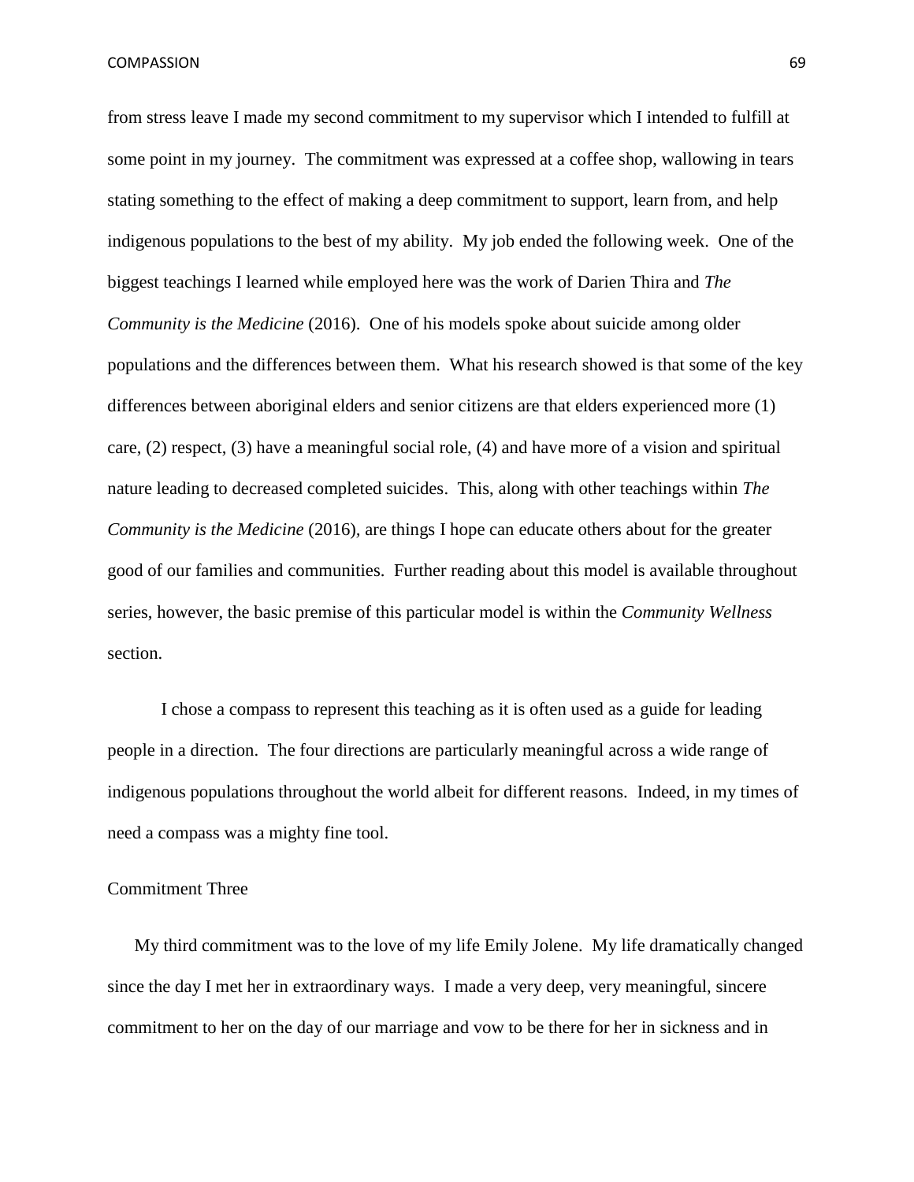from stress leave I made my second commitment to my supervisor which I intended to fulfill at some point in my journey. The commitment was expressed at a coffee shop, wallowing in tears stating something to the effect of making a deep commitment to support, learn from, and help indigenous populations to the best of my ability. My job ended the following week. One of the biggest teachings I learned while employed here was the work of Darien Thira and *The Community is the Medicine* (2016). One of his models spoke about suicide among older populations and the differences between them. What his research showed is that some of the key differences between aboriginal elders and senior citizens are that elders experienced more (1) care, (2) respect, (3) have a meaningful social role, (4) and have more of a vision and spiritual nature leading to decreased completed suicides. This, along with other teachings within *The Community is the Medicine* (2016), are things I hope can educate others about for the greater good of our families and communities. Further reading about this model is available throughout series, however, the basic premise of this particular model is within the *Community Wellness* section.

I chose a compass to represent this teaching as it is often used as a guide for leading people in a direction. The four directions are particularly meaningful across a wide range of indigenous populations throughout the world albeit for different reasons. Indeed, in my times of need a compass was a mighty fine tool.

## Commitment Three

My third commitment was to the love of my life Emily Jolene. My life dramatically changed since the day I met her in extraordinary ways. I made a very deep, very meaningful, sincere commitment to her on the day of our marriage and vow to be there for her in sickness and in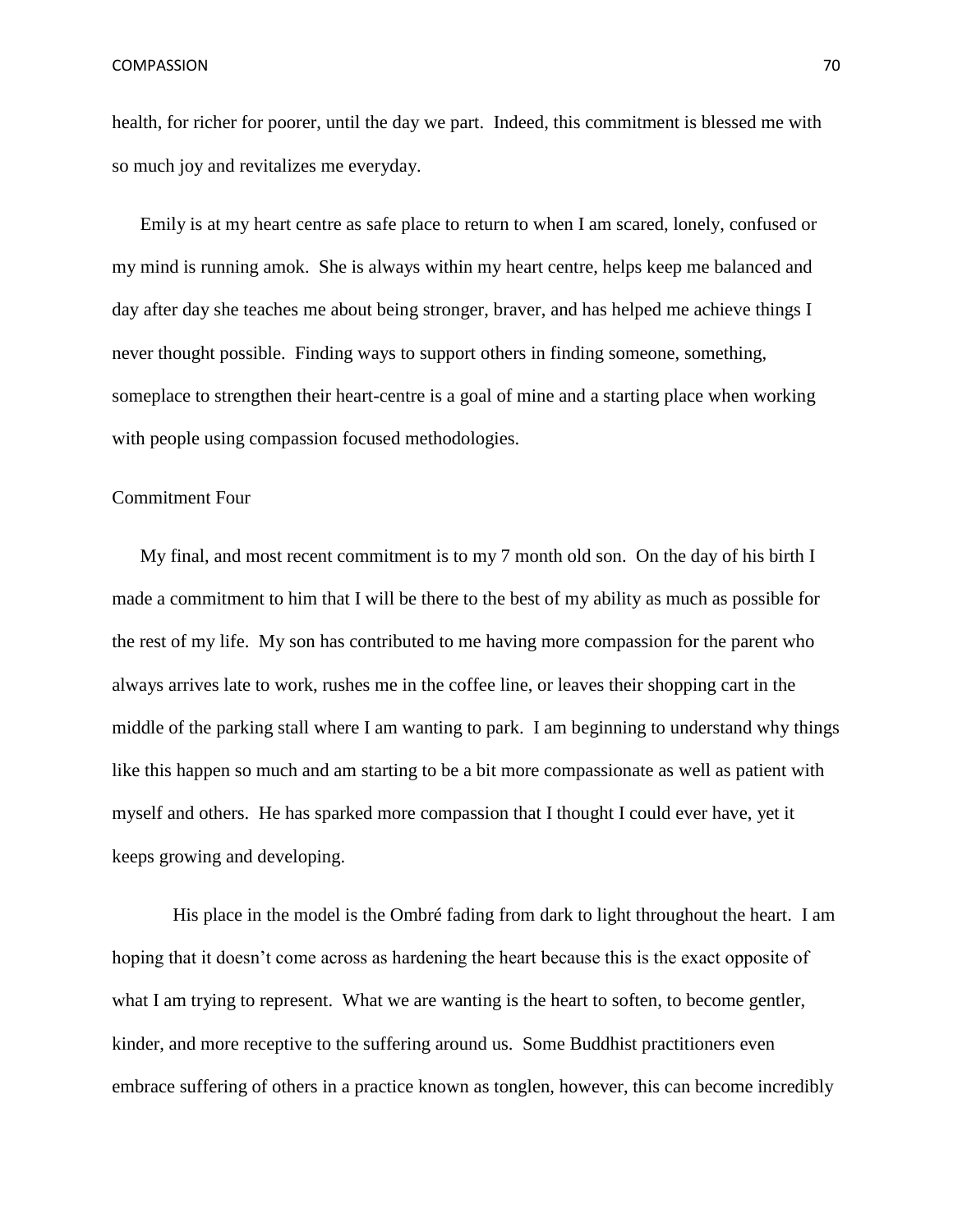health, for richer for poorer, until the day we part. Indeed, this commitment is blessed me with so much joy and revitalizes me everyday.

Emily is at my heart centre as safe place to return to when I am scared, lonely, confused or my mind is running amok. She is always within my heart centre, helps keep me balanced and day after day she teaches me about being stronger, braver, and has helped me achieve things I never thought possible. Finding ways to support others in finding someone, something, someplace to strengthen their heart-centre is a goal of mine and a starting place when working with people using compassion focused methodologies.

## Commitment Four

My final, and most recent commitment is to my 7 month old son. On the day of his birth I made a commitment to him that I will be there to the best of my ability as much as possible for the rest of my life. My son has contributed to me having more compassion for the parent who always arrives late to work, rushes me in the coffee line, or leaves their shopping cart in the middle of the parking stall where I am wanting to park. I am beginning to understand why things like this happen so much and am starting to be a bit more compassionate as well as patient with myself and others. He has sparked more compassion that I thought I could ever have, yet it keeps growing and developing.

His place in the model is the Ombré fading from dark to light throughout the heart. I am hoping that it doesn't come across as hardening the heart because this is the exact opposite of what I am trying to represent. What we are wanting is the heart to soften, to become gentler, kinder, and more receptive to the suffering around us. Some Buddhist practitioners even embrace suffering of others in a practice known as tonglen, however, this can become incredibly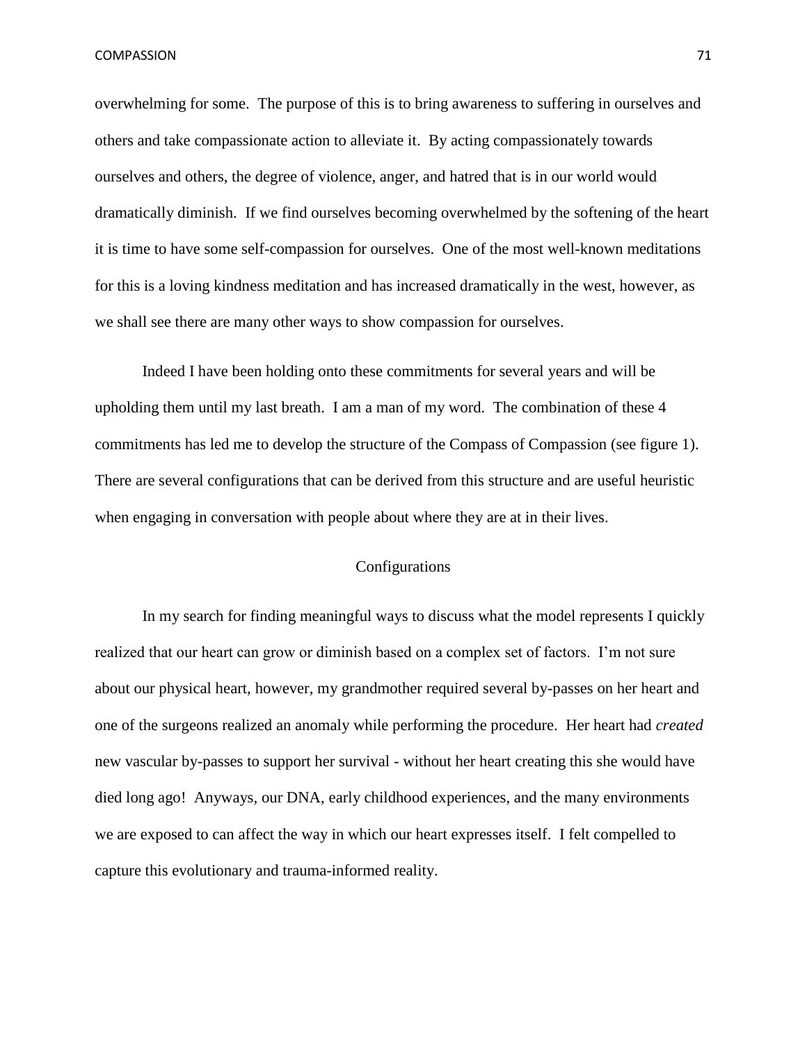overwhelming for some. The purpose of this is to bring awareness to suffering in ourselves and others and take compassionate action to alleviate it. By acting compassionately towards ourselves and others, the degree of violence, anger, and hatred that is in our world would dramatically diminish. If we find ourselves becoming overwhelmed by the softening of the heart it is time to have some self-compassion for ourselves. One of the most well-known meditations for this is a loving kindness meditation and has increased dramatically in the west, however, as we shall see there are many other ways to show compassion for ourselves.

Indeed I have been holding onto these commitments for several years and will be upholding them until my last breath. I am a man of my word. The combination of these 4 commitments has led me to develop the structure of the Compass of Compassion (see figure 1). There are several configurations that can be derived from this structure and are useful heuristic when engaging in conversation with people about where they are at in their lives.

## Configurations

In my search for finding meaningful ways to discuss what the model represents I quickly realized that our heart can grow or diminish based on a complex set of factors. I'm not sure about our physical heart, however, my grandmother required several by-passes on her heart and one of the surgeons realized an anomaly while performing the procedure. Her heart had *created* new vascular by-passes to support her survival - without her heart creating this she would have died long ago! Anyways, our DNA, early childhood experiences, and the many environments we are exposed to can affect the way in which our heart expresses itself. I felt compelled to capture this evolutionary and trauma-informed reality.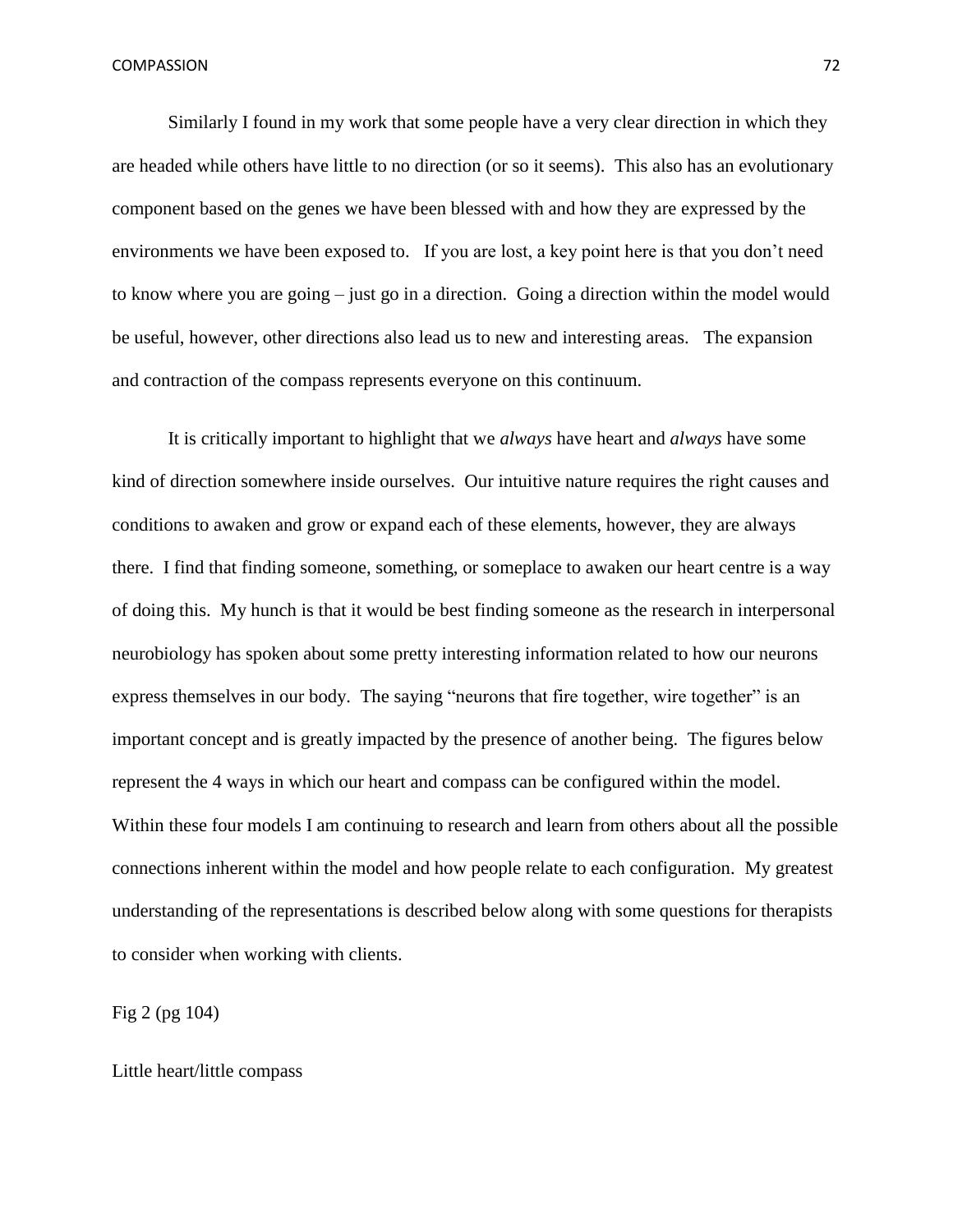Similarly I found in my work that some people have a very clear direction in which they are headed while others have little to no direction (or so it seems). This also has an evolutionary component based on the genes we have been blessed with and how they are expressed by the environments we have been exposed to. If you are lost, a key point here is that you don't need to know where you are going – just go in a direction. Going a direction within the model would be useful, however, other directions also lead us to new and interesting areas. The expansion and contraction of the compass represents everyone on this continuum.

It is critically important to highlight that we *always* have heart and *always* have some kind of direction somewhere inside ourselves. Our intuitive nature requires the right causes and conditions to awaken and grow or expand each of these elements, however, they are always there. I find that finding someone, something, or someplace to awaken our heart centre is a way of doing this. My hunch is that it would be best finding someone as the research in interpersonal neurobiology has spoken about some pretty interesting information related to how our neurons express themselves in our body. The saying "neurons that fire together, wire together" is an important concept and is greatly impacted by the presence of another being. The figures below represent the 4 ways in which our heart and compass can be configured within the model. Within these four models I am continuing to research and learn from others about all the possible connections inherent within the model and how people relate to each configuration. My greatest understanding of the representations is described below along with some questions for therapists to consider when working with clients.

Fig 2 (pg 104)

Little heart/little compass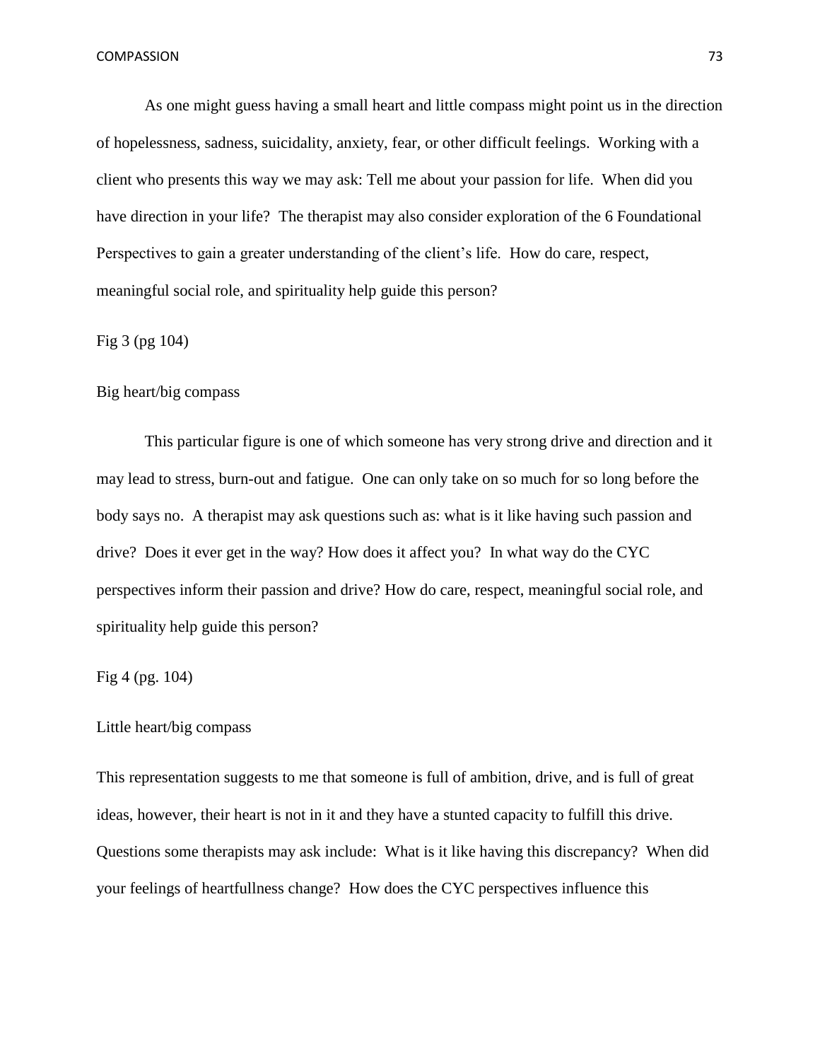As one might guess having a small heart and little compass might point us in the direction of hopelessness, sadness, suicidality, anxiety, fear, or other difficult feelings. Working with a client who presents this way we may ask: Tell me about your passion for life. When did you have direction in your life? The therapist may also consider exploration of the 6 Foundational Perspectives to gain a greater understanding of the client's life. How do care, respect, meaningful social role, and spirituality help guide this person?

Fig 3 (pg 104)

Big heart/big compass

This particular figure is one of which someone has very strong drive and direction and it may lead to stress, burn-out and fatigue. One can only take on so much for so long before the body says no. A therapist may ask questions such as: what is it like having such passion and drive? Does it ever get in the way? How does it affect you? In what way do the CYC perspectives inform their passion and drive? How do care, respect, meaningful social role, and spirituality help guide this person?

Fig 4 (pg. 104)

Little heart/big compass

This representation suggests to me that someone is full of ambition, drive, and is full of great ideas, however, their heart is not in it and they have a stunted capacity to fulfill this drive. Questions some therapists may ask include: What is it like having this discrepancy? When did your feelings of heartfullness change? How does the CYC perspectives influence this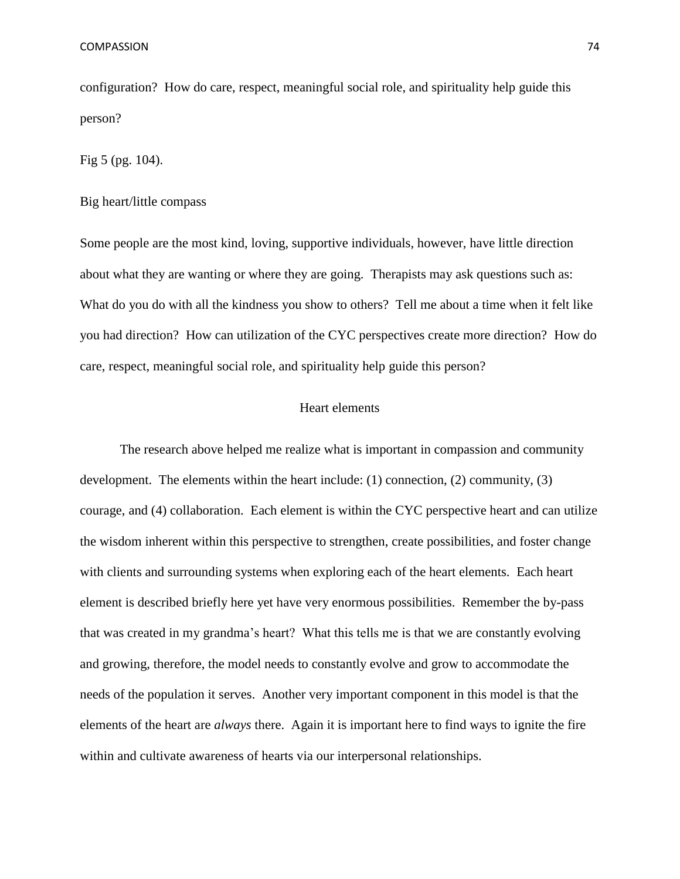configuration? How do care, respect, meaningful social role, and spirituality help guide this person?

Fig 5 (pg. 104).

Big heart/little compass

Some people are the most kind, loving, supportive individuals, however, have little direction about what they are wanting or where they are going. Therapists may ask questions such as: What do you do with all the kindness you show to others? Tell me about a time when it felt like you had direction? How can utilization of the CYC perspectives create more direction? How do care, respect, meaningful social role, and spirituality help guide this person?

## Heart elements

The research above helped me realize what is important in compassion and community development. The elements within the heart include: (1) connection, (2) community, (3) courage, and (4) collaboration. Each element is within the CYC perspective heart and can utilize the wisdom inherent within this perspective to strengthen, create possibilities, and foster change with clients and surrounding systems when exploring each of the heart elements. Each heart element is described briefly here yet have very enormous possibilities. Remember the by-pass that was created in my grandma's heart? What this tells me is that we are constantly evolving and growing, therefore, the model needs to constantly evolve and grow to accommodate the needs of the population it serves. Another very important component in this model is that the elements of the heart are *always* there. Again it is important here to find ways to ignite the fire within and cultivate awareness of hearts via our interpersonal relationships.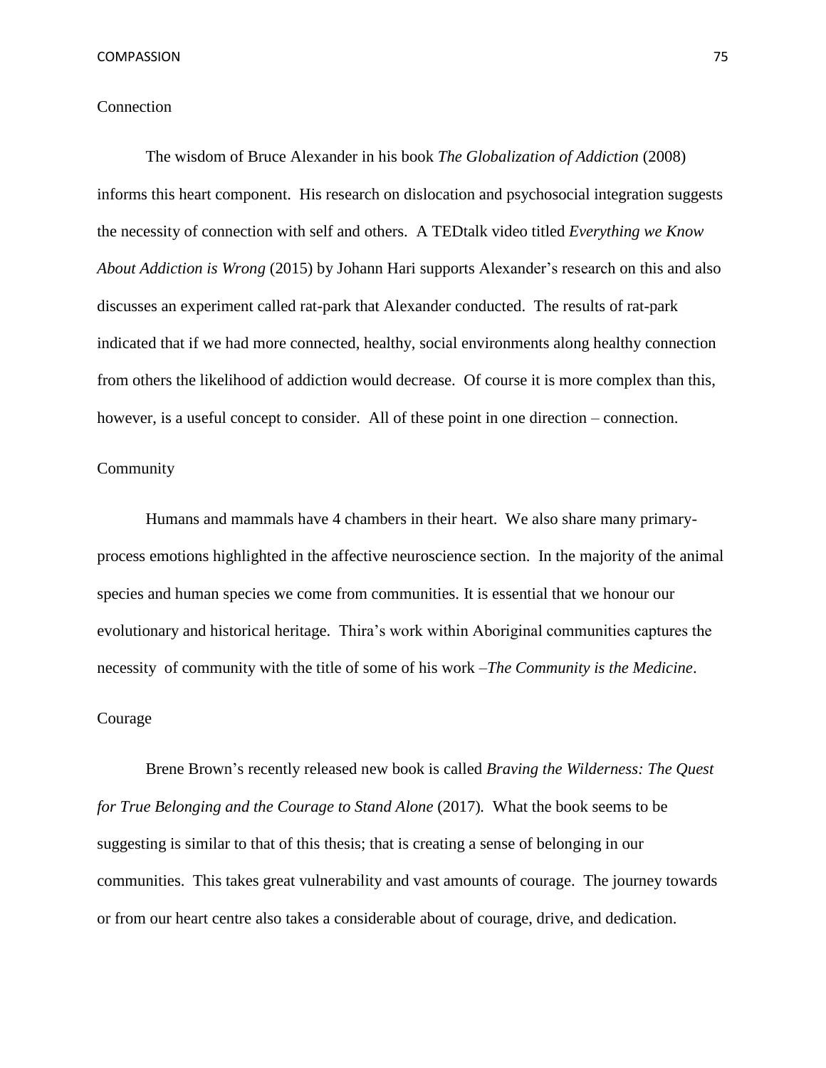## Connection

The wisdom of Bruce Alexander in his book *The Globalization of Addiction* (2008) informs this heart component. His research on dislocation and psychosocial integration suggests the necessity of connection with self and others. A TEDtalk video titled *Everything we Know About Addiction is Wrong* (2015) by Johann Hari supports Alexander's research on this and also discusses an experiment called rat-park that Alexander conducted. The results of rat-park indicated that if we had more connected, healthy, social environments along healthy connection from others the likelihood of addiction would decrease. Of course it is more complex than this, however, is a useful concept to consider. All of these point in one direction – connection.

## Community

Humans and mammals have 4 chambers in their heart. We also share many primary-process emotions highlighted in the affective neuroscience section. In the majority of the animal species and human species we come from communities. It is essential that we honour our evolutionary and historical heritage. Thira's work within Aboriginal communities captures the necessity of community with the title of some of his work –*The Community is the Medicine*.

## Courage

Brene Brown's recently released new book is called *Braving the Wilderness: The Quest for True Belonging and the Courage to Stand Alone* (2017). What the book seems to be suggesting is similar to that of this thesis; that is creating a sense of belonging in our communities. This takes great vulnerability and vast amounts of courage. The journey towards or from our heart centre also takes a considerable about of courage, drive, and dedication.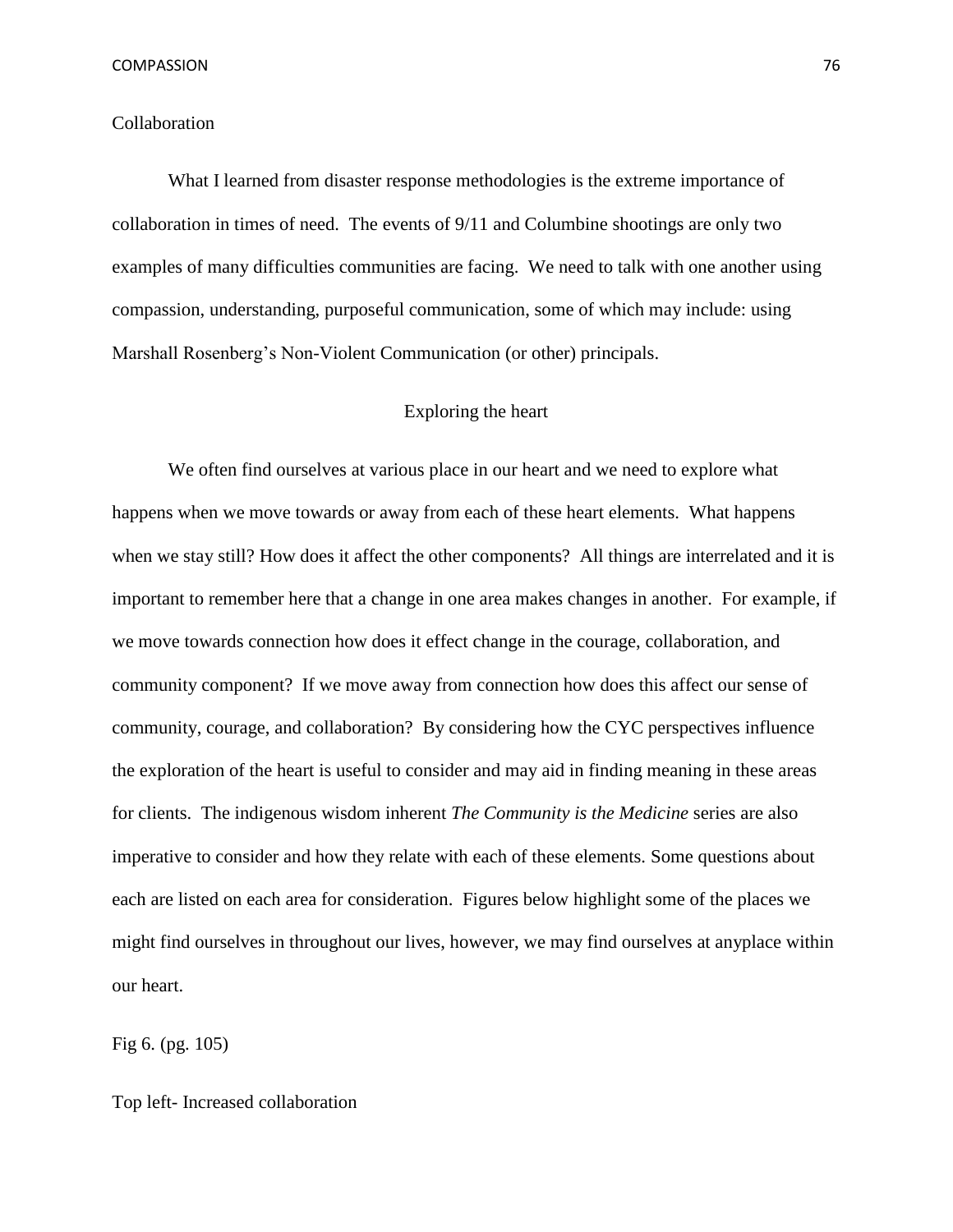Collaboration

What I learned from disaster response methodologies is the extreme importance of collaboration in times of need. The events of 9/11 and Columbine shootings are only two examples of many difficulties communities are facing. We need to talk with one another using compassion, understanding, purposeful communication, some of which may include: using Marshall Rosenberg's Non-Violent Communication (or other) principals.

## Exploring the heart

We often find ourselves at various place in our heart and we need to explore what happens when we move towards or away from each of these heart elements. What happens when we stay still? How does it affect the other components? All things are interrelated and it is important to remember here that a change in one area makes changes in another. For example, if we move towards connection how does it effect change in the courage, collaboration, and community component? If we move away from connection how does this affect our sense of community, courage, and collaboration? By considering how the CYC perspectives influence the exploration of the heart is useful to consider and may aid in finding meaning in these areas for clients. The indigenous wisdom inherent *The Community is the Medicine* series are also imperative to consider and how they relate with each of these elements. Some questions about each are listed on each area for consideration. Figures below highlight some of the places we might find ourselves in throughout our lives, however, we may find ourselves at anyplace within our heart.

Fig 6. (pg. 105)

Top left- Increased collaboration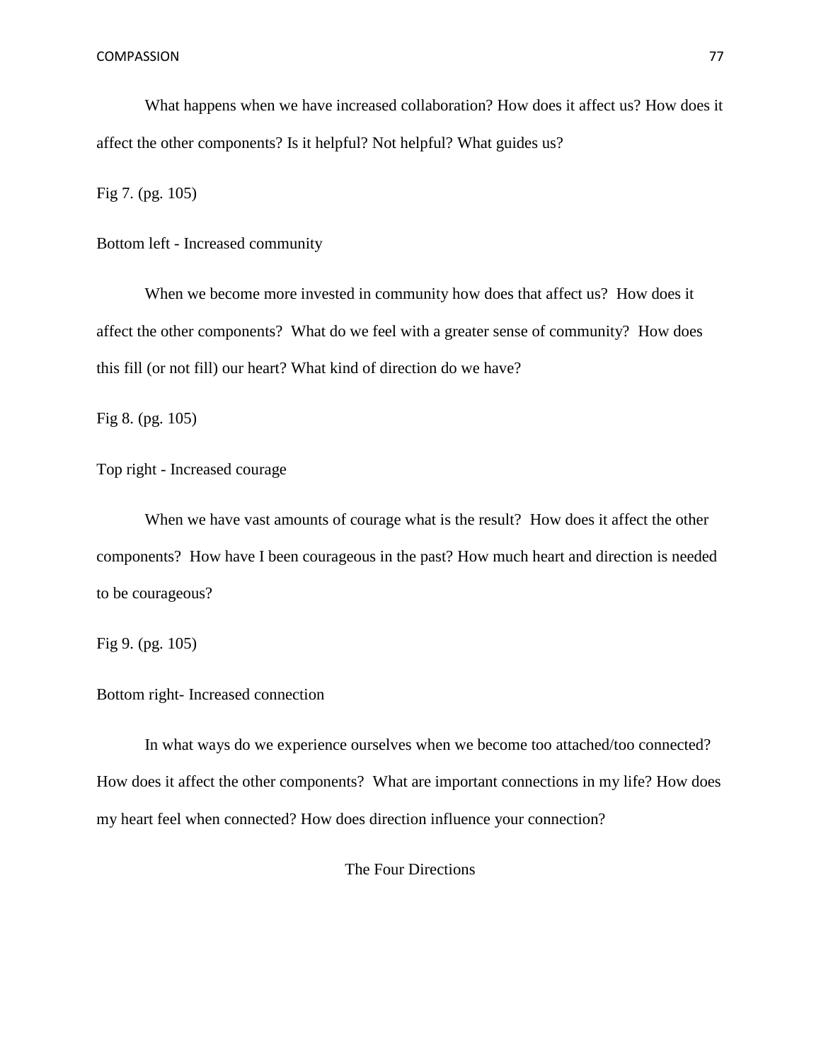What happens when we have increased collaboration? How does it affect us? How does it affect the other components? Is it helpful? Not helpful? What guides us?

Fig 7. (pg. 105)

Bottom left - Increased community

When we become more invested in community how does that affect us? How does it affect the other components? What do we feel with a greater sense of community? How does this fill (or not fill) our heart? What kind of direction do we have?

Fig 8. (pg. 105)

Top right - Increased courage

When we have vast amounts of courage what is the result? How does it affect the other components? How have I been courageous in the past? How much heart and direction is needed to be courageous?

Fig 9. (pg. 105)

Bottom right- Increased connection

In what ways do we experience ourselves when we become too attached/too connected? How does it affect the other components? What are important connections in my life? How does my heart feel when connected? How does direction influence your connection?

## The Four Directions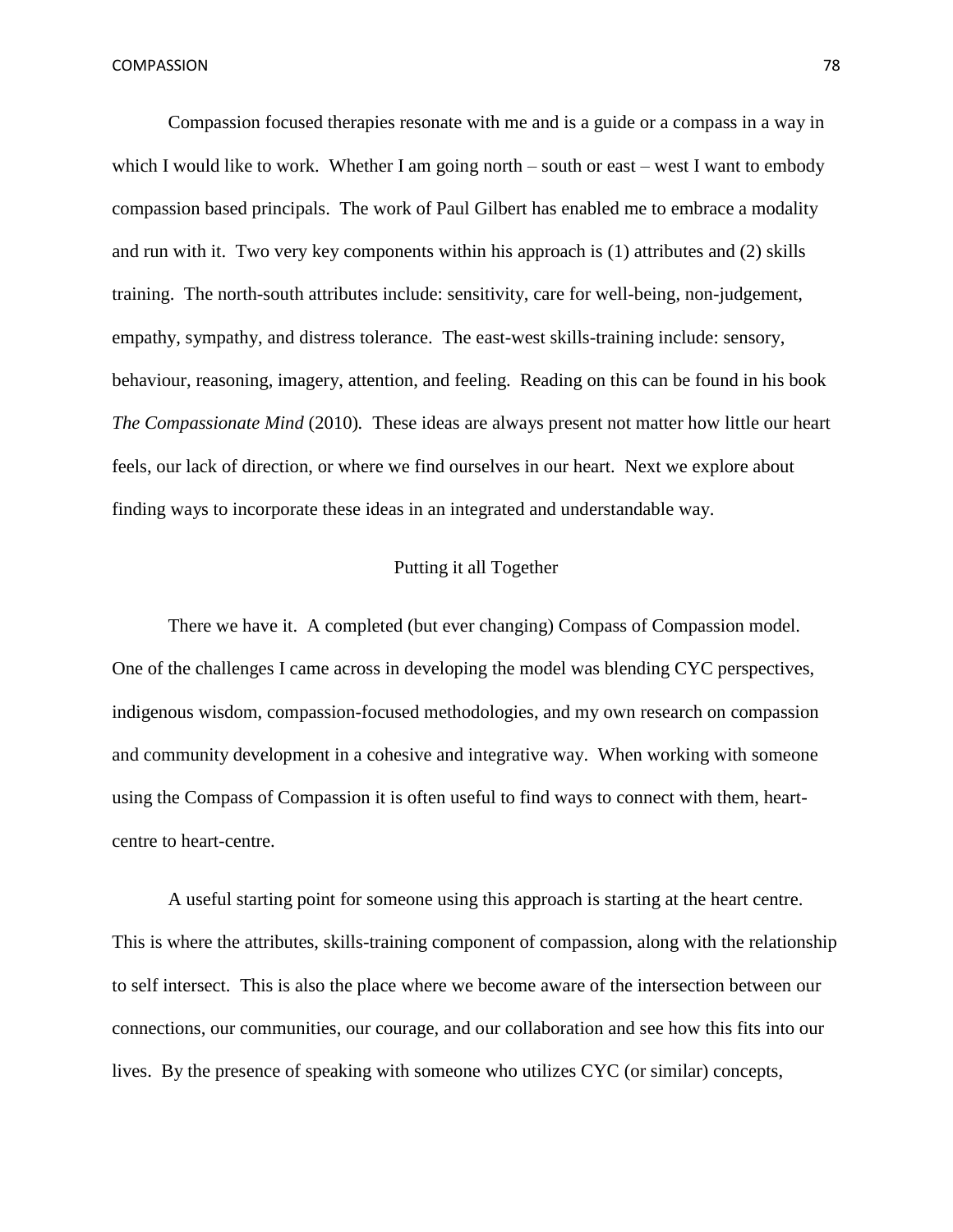Compassion focused therapies resonate with me and is a guide or a compass in a way in which I would like to work. Whether I am going north – south or east – west I want to embody compassion based principals. The work of Paul Gilbert has enabled me to embrace a modality and run with it. Two very key components within his approach is (1) attributes and (2) skills training. The north-south attributes include: sensitivity, care for well-being, non-judgement, empathy, sympathy, and distress tolerance. The east-west skills-training include: sensory, behaviour, reasoning, imagery, attention, and feeling. Reading on this can be found in his book *The Compassionate Mind* (2010). These ideas are always present not matter how little our heart feels, our lack of direction, or where we find ourselves in our heart. Next we explore about finding ways to incorporate these ideas in an integrated and understandable way.

## Putting it all Together

There we have it. A completed (but ever changing) Compass of Compassion model. One of the challenges I came across in developing the model was blending CYC perspectives, indigenous wisdom, compassion-focused methodologies, and my own research on compassion and community development in a cohesive and integrative way. When working with someone using the Compass of Compassion it is often useful to find ways to connect with them, heart-centre to heart-centre.

A useful starting point for someone using this approach is starting at the heart centre. This is where the attributes, skills-training component of compassion, along with the relationship to self intersect. This is also the place where we become aware of the intersection between our connections, our communities, our courage, and our collaboration and see how this fits into our lives. By the presence of speaking with someone who utilizes CYC (or similar) concepts,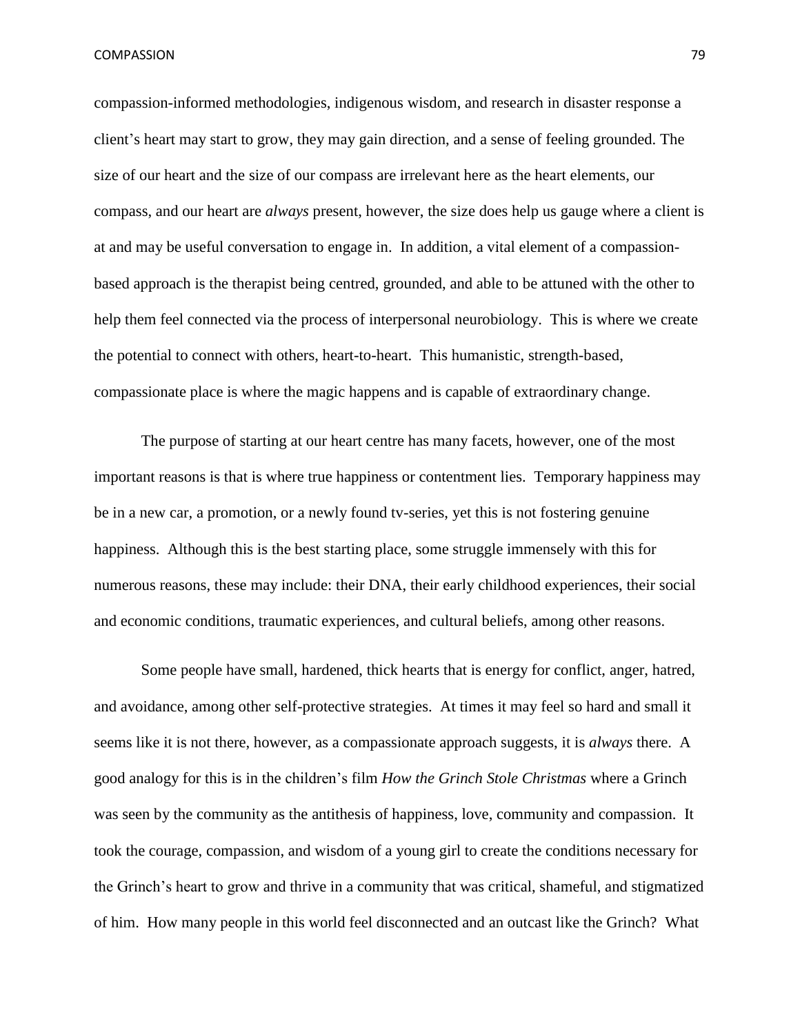compassion-informed methodologies, indigenous wisdom, and research in disaster response a client's heart may start to grow, they may gain direction, and a sense of feeling grounded. The size of our heart and the size of our compass are irrelevant here as the heart elements, our compass, and our heart are *always* present, however, the size does help us gauge where a client is at and may be useful conversation to engage in. In addition, a vital element of a compassion-based approach is the therapist being centred, grounded, and able to be attuned with the other to help them feel connected via the process of interpersonal neurobiology. This is where we create the potential to connect with others, heart-to-heart. This humanistic, strength-based, compassionate place is where the magic happens and is capable of extraordinary change.

The purpose of starting at our heart centre has many facets, however, one of the most important reasons is that is where true happiness or contentment lies. Temporary happiness may be in a new car, a promotion, or a newly found tv-series, yet this is not fostering genuine happiness. Although this is the best starting place, some struggle immensely with this for numerous reasons, these may include: their DNA, their early childhood experiences, their social and economic conditions, traumatic experiences, and cultural beliefs, among other reasons.

Some people have small, hardened, thick hearts that is energy for conflict, anger, hatred, and avoidance, among other self-protective strategies. At times it may feel so hard and small it seems like it is not there, however, as a compassionate approach suggests, it is *always* there. A good analogy for this is in the children's film *How the Grinch Stole Christmas* where a Grinch was seen by the community as the antithesis of happiness, love, community and compassion. It took the courage, compassion, and wisdom of a young girl to create the conditions necessary for the Grinch's heart to grow and thrive in a community that was critical, shameful, and stigmatized of him. How many people in this world feel disconnected and an outcast like the Grinch? What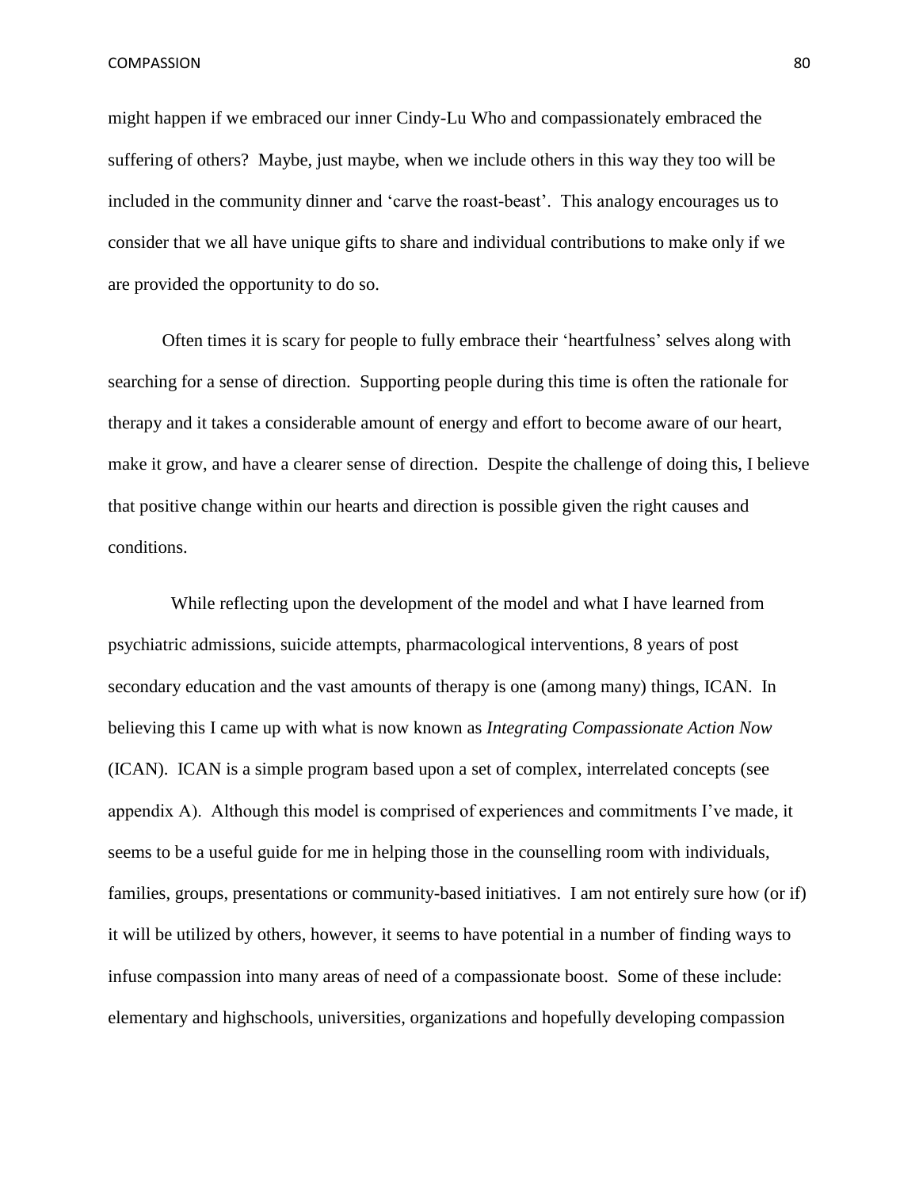might happen if we embraced our inner Cindy-Lu Who and compassionately embraced the suffering of others? Maybe, just maybe, when we include others in this way they too will be included in the community dinner and 'carve the roast-beast'. This analogy encourages us to consider that we all have unique gifts to share and individual contributions to make only if we are provided the opportunity to do so.

Often times it is scary for people to fully embrace their 'heartfulness' selves along with searching for a sense of direction. Supporting people during this time is often the rationale for therapy and it takes a considerable amount of energy and effort to become aware of our heart, make it grow, and have a clearer sense of direction. Despite the challenge of doing this, I believe that positive change within our hearts and direction is possible given the right causes and conditions.

While reflecting upon the development of the model and what I have learned from psychiatric admissions, suicide attempts, pharmacological interventions, 8 years of post secondary education and the vast amounts of therapy is one (among many) things, ICAN. In believing this I came up with what is now known as *Integrating Compassionate Action Now* (ICAN). ICAN is a simple program based upon a set of complex, interrelated concepts (see appendix A). Although this model is comprised of experiences and commitments I've made, it seems to be a useful guide for me in helping those in the counselling room with individuals, families, groups, presentations or community-based initiatives. I am not entirely sure how (or if) it will be utilized by others, however, it seems to have potential in a number of finding ways to infuse compassion into many areas of need of a compassionate boost. Some of these include: elementary and highschools, universities, organizations and hopefully developing compassion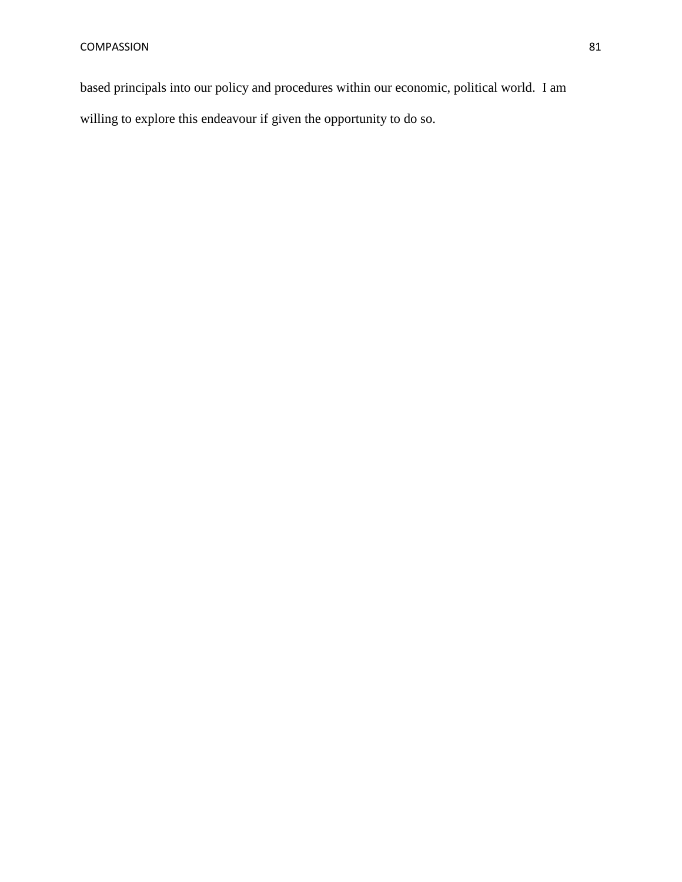based principals into our policy and procedures within our economic, political world. I am willing to explore this endeavour if given the opportunity to do so.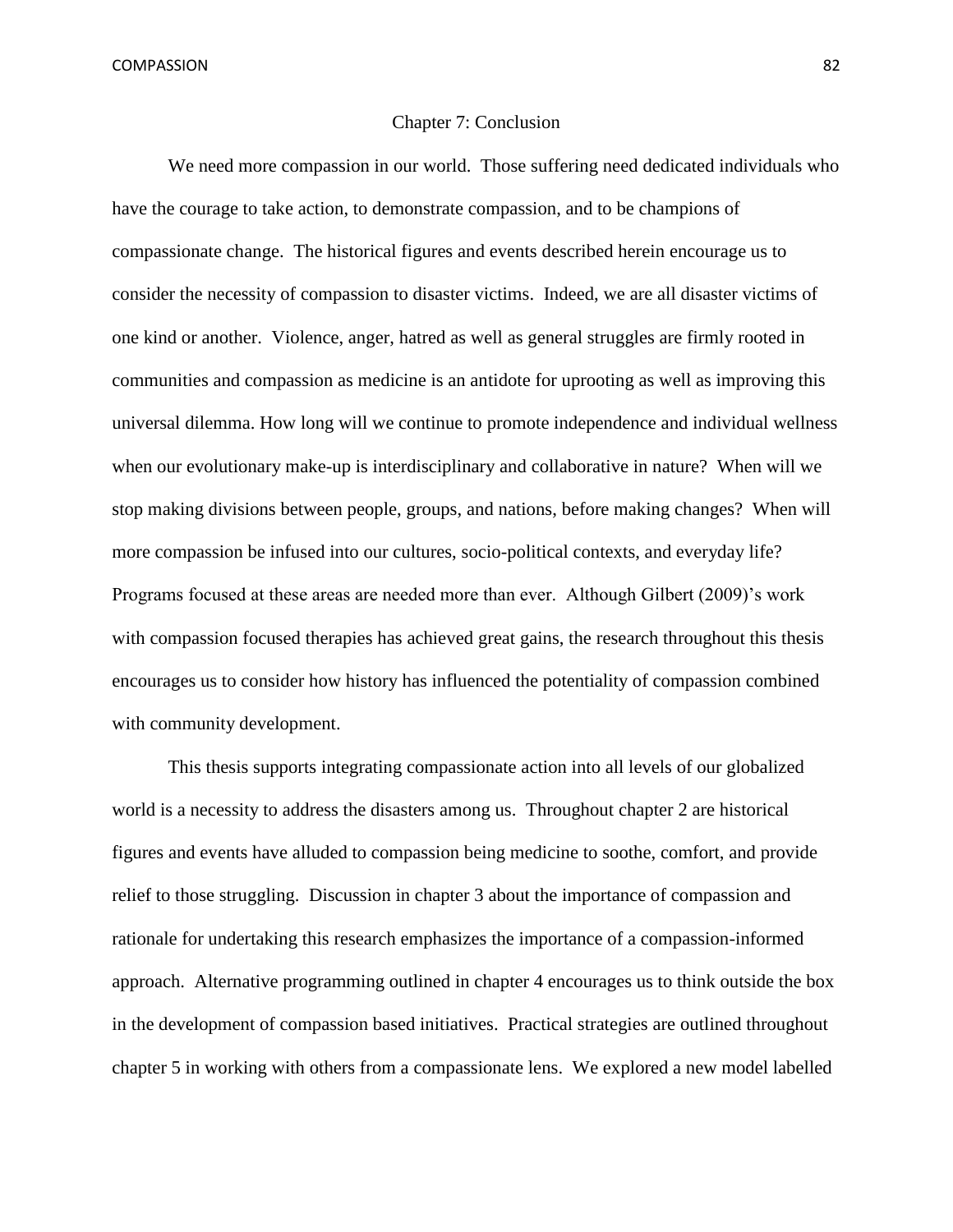# Chapter 7: Conclusion

We need more compassion in our world. Those suffering need dedicated individuals who have the courage to take action, to demonstrate compassion, and to be champions of compassionate change. The historical figures and events described herein encourage us to consider the necessity of compassion to disaster victims. Indeed, we are all disaster victims of one kind or another. Violence, anger, hatred as well as general struggles are firmly rooted in communities and compassion as medicine is an antidote for uprooting as well as improving this universal dilemma. How long will we continue to promote independence and individual wellness when our evolutionary make-up is interdisciplinary and collaborative in nature? When will we stop making divisions between people, groups, and nations, before making changes? When will more compassion be infused into our cultures, socio-political contexts, and everyday life? Programs focused at these areas are needed more than ever. Although Gilbert (2009)'s work with compassion focused therapies has achieved great gains, the research throughout this thesis encourages us to consider how history has influenced the potentiality of compassion combined with community development.

This thesis supports integrating compassionate action into all levels of our globalized world is a necessity to address the disasters among us. Throughout chapter 2 are historical figures and events have alluded to compassion being medicine to soothe, comfort, and provide relief to those struggling. Discussion in chapter 3 about the importance of compassion and rationale for undertaking this research emphasizes the importance of a compassion-informed approach. Alternative programming outlined in chapter 4 encourages us to think outside the box in the development of compassion based initiatives. Practical strategies are outlined throughout chapter 5 in working with others from a compassionate lens. We explored a new model labelled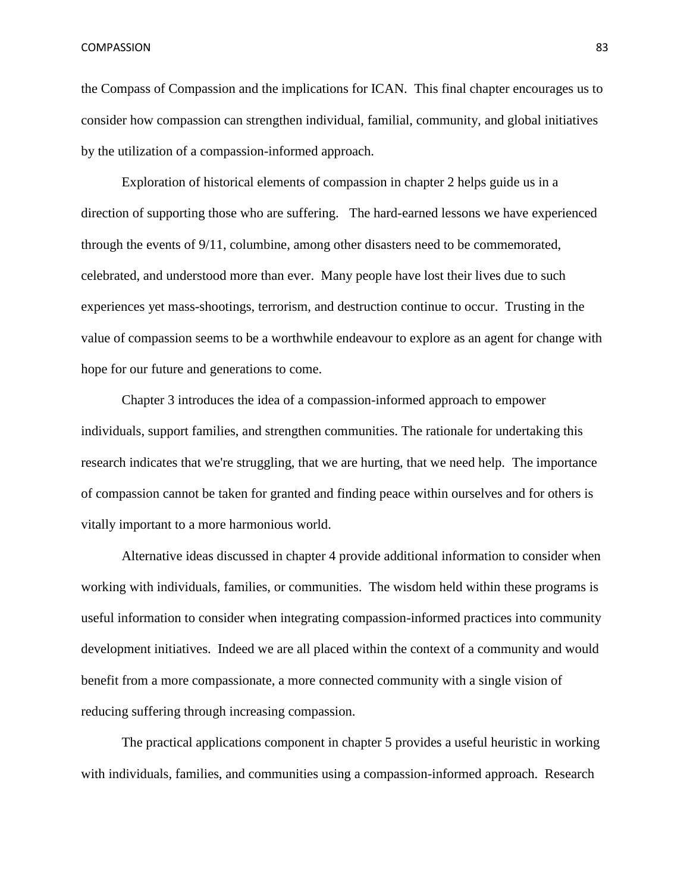the Compass of Compassion and the implications for ICAN.  This final chapter encourages us to consider how compassion can strengthen individual, familial, community, and global initiatives by the utilization of a compassion-informed approach.

Exploration of historical elements of compassion in chapter 2 helps guide us in a direction of supporting those who are suffering.   The hard-earned lessons we have experienced through the events of 9/11, columbine, among other disasters need to be commemorated, celebrated, and understood more than ever.  Many people have lost their lives due to such experiences yet mass-shootings, terrorism, and destruction continue to occur.  Trusting in the value of compassion seems to be a worthwhile endeavour to explore as an agent for change with hope for our future and generations to come.

Chapter 3 introduces the idea of a compassion-informed approach to empower individuals, support families, and strengthen communities. The rationale for undertaking this research indicates that we're struggling, that we are hurting, that we need help.  The importance of compassion cannot be taken for granted and finding peace within ourselves and for others is vitally important to a more harmonious world.

Alternative ideas discussed in chapter 4 provide additional information to consider when working with individuals, families, or communities.  The wisdom held within these programs is useful information to consider when integrating compassion-informed practices into community development initiatives.  Indeed we are all placed within the context of a community and would benefit from a more compassionate, a more connected community with a single vision of reducing suffering through increasing compassion.

The practical applications component in chapter 5 provides a useful heuristic in working with individuals, families, and communities using a compassion-informed approach.  Research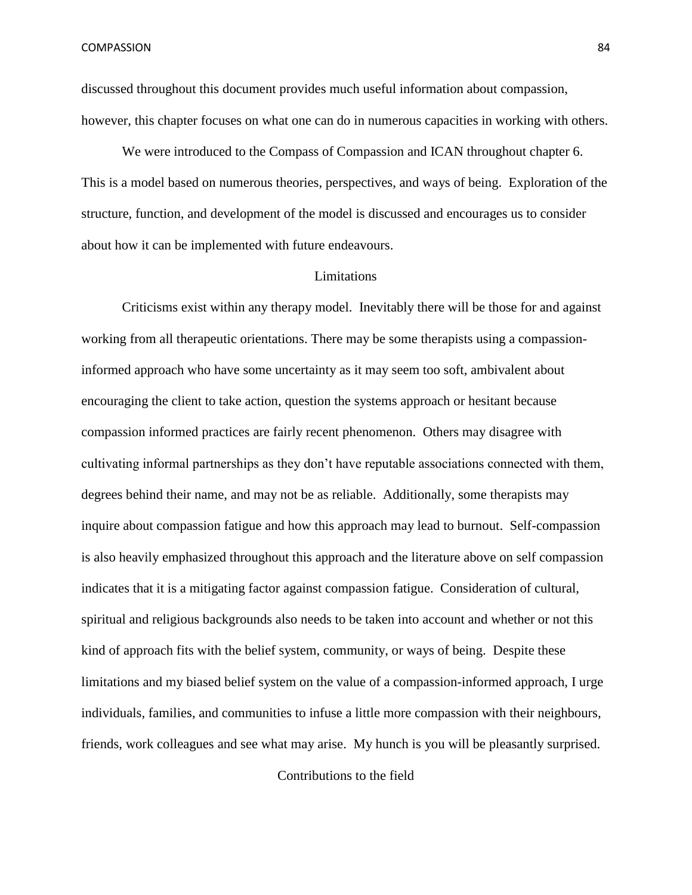discussed throughout this document provides much useful information about compassion, however, this chapter focuses on what one can do in numerous capacities in working with others.

We were introduced to the Compass of Compassion and ICAN throughout chapter 6. This is a model based on numerous theories, perspectives, and ways of being. Exploration of the structure, function, and development of the model is discussed and encourages us to consider about how it can be implemented with future endeavours.

## Limitations

Criticisms exist within any therapy model. Inevitably there will be those for and against working from all therapeutic orientations. There may be some therapists using a compassion-informed approach who have some uncertainty as it may seem too soft, ambivalent about encouraging the client to take action, question the systems approach or hesitant because compassion informed practices are fairly recent phenomenon. Others may disagree with cultivating informal partnerships as they don't have reputable associations connected with them, degrees behind their name, and may not be as reliable. Additionally, some therapists may inquire about compassion fatigue and how this approach may lead to burnout. Self-compassion is also heavily emphasized throughout this approach and the literature above on self compassion indicates that it is a mitigating factor against compassion fatigue. Consideration of cultural, spiritual and religious backgrounds also needs to be taken into account and whether or not this kind of approach fits with the belief system, community, or ways of being. Despite these limitations and my biased belief system on the value of a compassion-informed approach, I urge individuals, families, and communities to infuse a little more compassion with their neighbours, friends, work colleagues and see what may arise. My hunch is you will be pleasantly surprised.

## Contributions to the field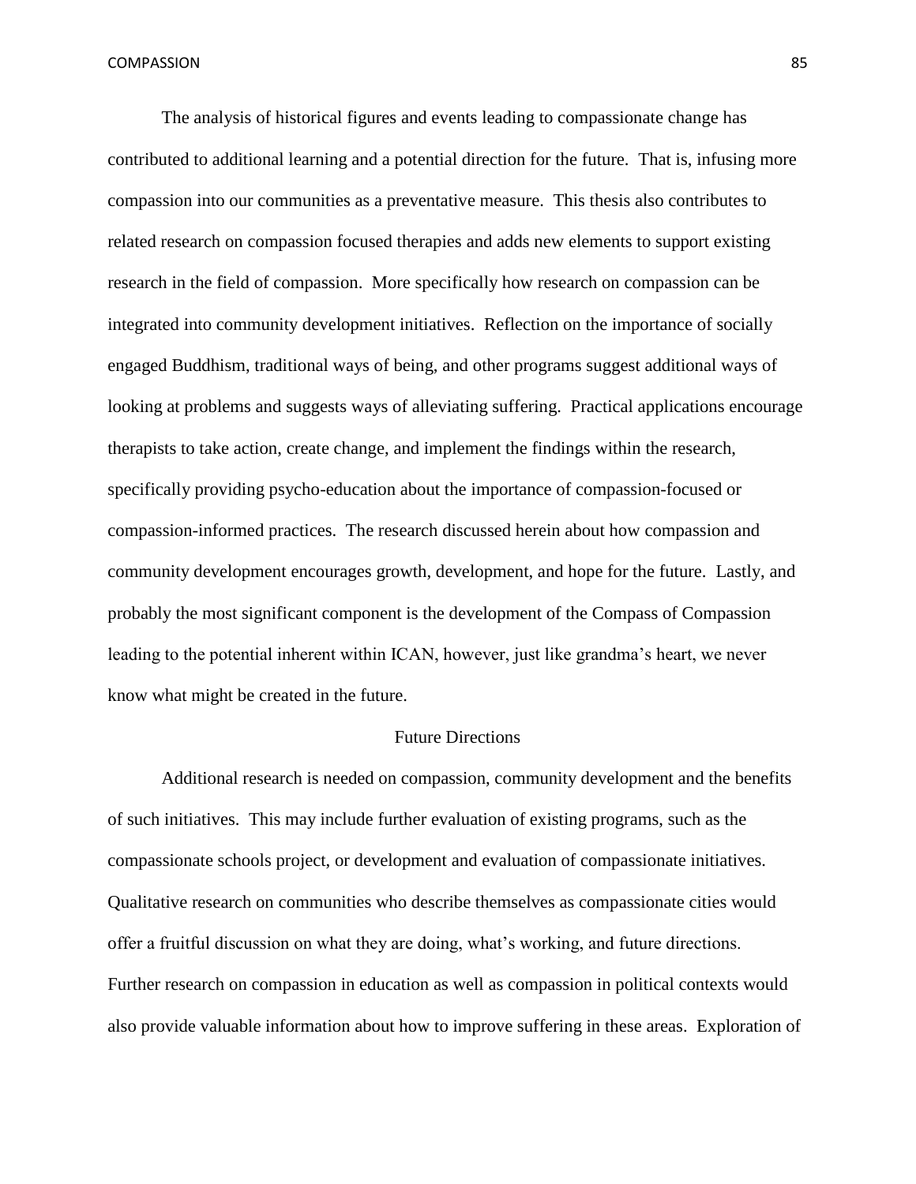The analysis of historical figures and events leading to compassionate change has contributed to additional learning and a potential direction for the future. That is, infusing more compassion into our communities as a preventative measure. This thesis also contributes to related research on compassion focused therapies and adds new elements to support existing research in the field of compassion. More specifically how research on compassion can be integrated into community development initiatives. Reflection on the importance of socially engaged Buddhism, traditional ways of being, and other programs suggest additional ways of looking at problems and suggests ways of alleviating suffering. Practical applications encourage therapists to take action, create change, and implement the findings within the research, specifically providing psycho-education about the importance of compassion-focused or compassion-informed practices. The research discussed herein about how compassion and community development encourages growth, development, and hope for the future. Lastly, and probably the most significant component is the development of the Compass of Compassion leading to the potential inherent within ICAN, however, just like grandma's heart, we never know what might be created in the future.

## Future Directions

Additional research is needed on compassion, community development and the benefits of such initiatives. This may include further evaluation of existing programs, such as the compassionate schools project, or development and evaluation of compassionate initiatives. Qualitative research on communities who describe themselves as compassionate cities would offer a fruitful discussion on what they are doing, what's working, and future directions. Further research on compassion in education as well as compassion in political contexts would also provide valuable information about how to improve suffering in these areas. Exploration of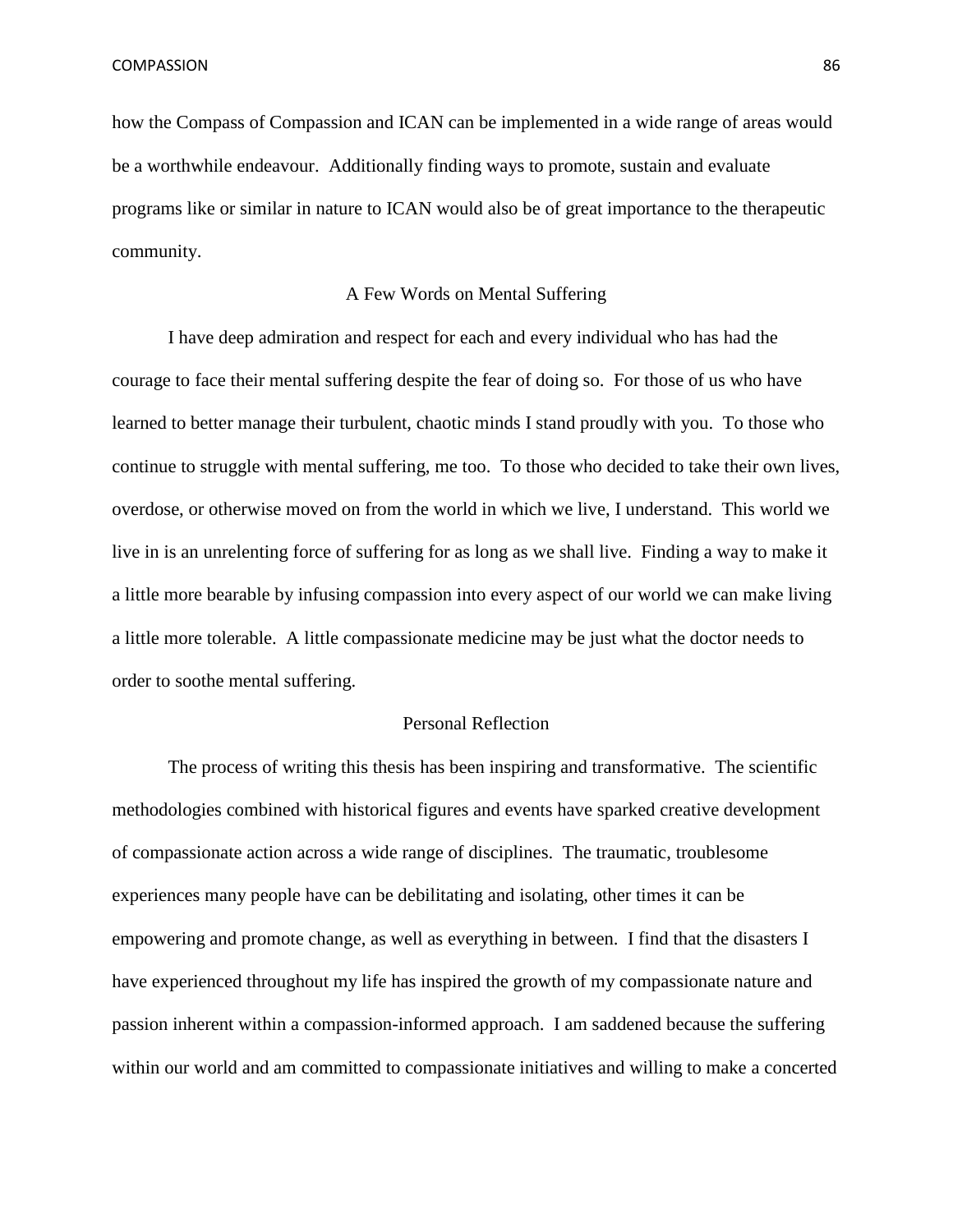how the Compass of Compassion and ICAN can be implemented in a wide range of areas would be a worthwhile endeavour. Additionally finding ways to promote, sustain and evaluate programs like or similar in nature to ICAN would also be of great importance to the therapeutic community.

## A Few Words on Mental Suffering

I have deep admiration and respect for each and every individual who has had the courage to face their mental suffering despite the fear of doing so. For those of us who have learned to better manage their turbulent, chaotic minds I stand proudly with you. To those who continue to struggle with mental suffering, me too. To those who decided to take their own lives, overdose, or otherwise moved on from the world in which we live, I understand. This world we live in is an unrelenting force of suffering for as long as we shall live. Finding a way to make it a little more bearable by infusing compassion into every aspect of our world we can make living a little more tolerable. A little compassionate medicine may be just what the doctor needs to order to soothe mental suffering.

## Personal Reflection

The process of writing this thesis has been inspiring and transformative. The scientific methodologies combined with historical figures and events have sparked creative development of compassionate action across a wide range of disciplines. The traumatic, troublesome experiences many people have can be debilitating and isolating, other times it can be empowering and promote change, as well as everything in between. I find that the disasters I have experienced throughout my life has inspired the growth of my compassionate nature and passion inherent within a compassion-informed approach. I am saddened because the suffering within our world and am committed to compassionate initiatives and willing to make a concerted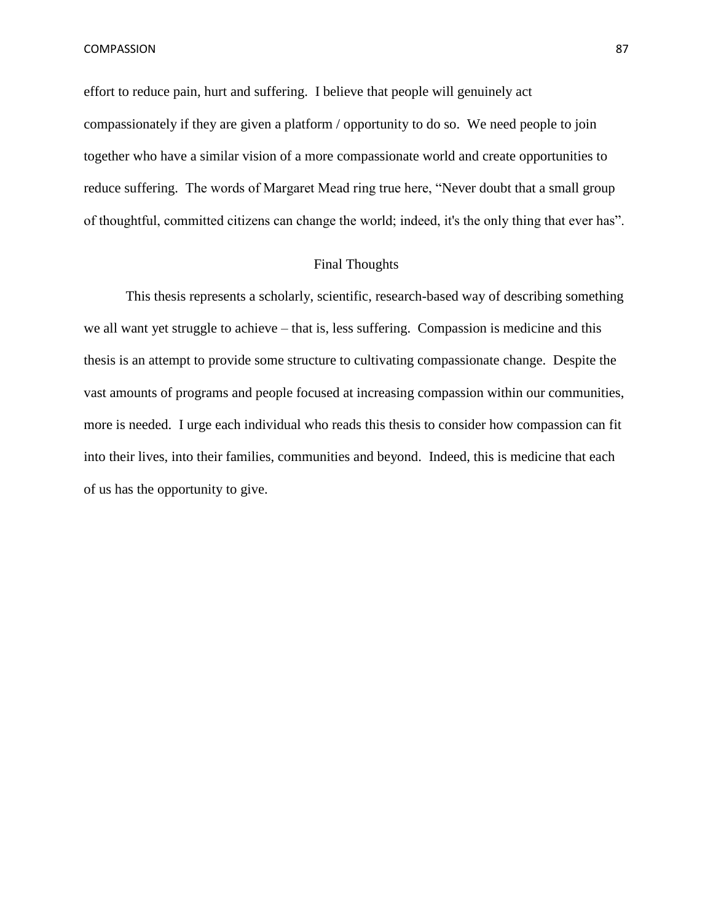effort to reduce pain, hurt and suffering. I believe that people will genuinely act compassionately if they are given a platform / opportunity to do so. We need people to join together who have a similar vision of a more compassionate world and create opportunities to reduce suffering. The words of Margaret Mead ring true here, "Never doubt that a small group of thoughtful, committed citizens can change the world; indeed, it's the only thing that ever has".

## Final Thoughts

This thesis represents a scholarly, scientific, research-based way of describing something we all want yet struggle to achieve – that is, less suffering. Compassion is medicine and this thesis is an attempt to provide some structure to cultivating compassionate change. Despite the vast amounts of programs and people focused at increasing compassion within our communities, more is needed. I urge each individual who reads this thesis to consider how compassion can fit into their lives, into their families, communities and beyond. Indeed, this is medicine that each of us has the opportunity to give.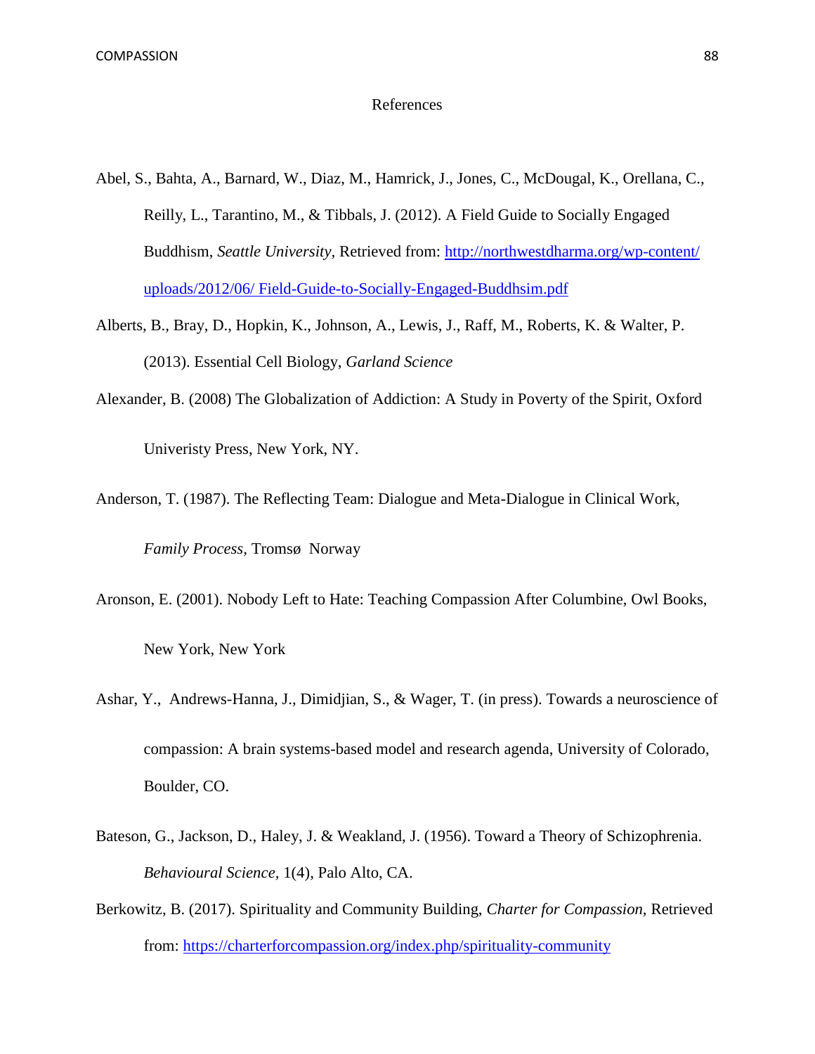# References

Abel, S., Bahta, A., Barnard, W., Diaz, M., Hamrick, J., Jones, C., McDougal, K., Orellana, C., Reilly, L., Tarantino, M., & Tibbals, J. (2012). A Field Guide to Socially Engaged Buddhism, *Seattle University*, Retrieved from: http://northwestdharma.org/wp-content/uploads/2012/06/ Field-Guide-to-Socially-Engaged-Buddhsim.pdf

Alberts, B., Bray, D., Hopkin, K., Johnson, A., Lewis, J., Raff, M., Roberts, K. & Walter, P. (2013). Essential Cell Biology, *Garland Science*

Alexander, B. (2008) The Globalization of Addiction: A Study in Poverty of the Spirit, Oxford Univeristy Press, New York, NY.

Anderson, T. (1987). The Reflecting Team: Dialogue and Meta-Dialogue in Clinical Work, *Family Process,* Tromsø Norway

Aronson, E. (2001). Nobody Left to Hate: Teaching Compassion After Columbine, Owl Books, New York, New York

Ashar, Y., Andrews-Hanna, J., Dimidjian, S., & Wager, T. (in press). Towards a neuroscience of compassion: A brain systems-based model and research agenda, University of Colorado, Boulder, CO.

Bateson, G., Jackson, D., Haley, J. & Weakland, J. (1956). Toward a Theory of Schizophrenia. *Behavioural Science,* 1(4), Palo Alto, CA.

Berkowitz, B. (2017). Spirituality and Community Building, *Charter for Compassion*, Retrieved from: https://charterforcompassion.org/index.php/spirituality-community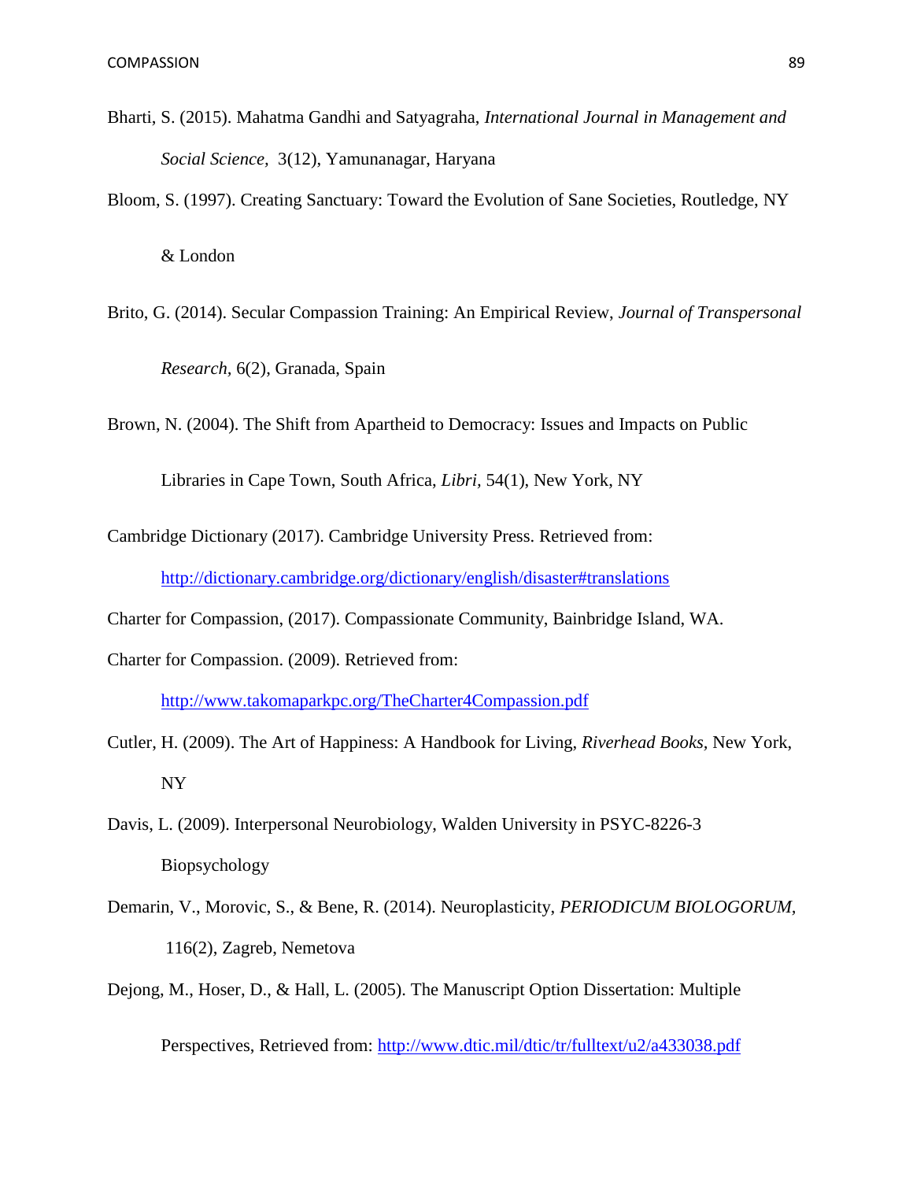Bharti, S. (2015). Mahatma Gandhi and Satyagraha, *International Journal in Management and Social Science*, 3(12), Yamunanagar, Haryana

Bloom, S. (1997). Creating Sanctuary: Toward the Evolution of Sane Societies, Routledge, NY & London

Brito, G. (2014). Secular Compassion Training: An Empirical Review, *Journal of Transpersonal Research*, 6(2), Granada, Spain

Brown, N. (2004). The Shift from Apartheid to Democracy: Issues and Impacts on Public Libraries in Cape Town, South Africa, *Libri*, 54(1), New York, NY

Cambridge Dictionary (2017). Cambridge University Press. Retrieved from: http://dictionary.cambridge.org/dictionary/english/disaster#translations

Charter for Compassion, (2017). Compassionate Community, Bainbridge Island, WA.

Charter for Compassion. (2009). Retrieved from: http://www.takomaparkpc.org/TheCharter4Compassion.pdf

Cutler, H. (2009). The Art of Happiness: A Handbook for Living, *Riverhead Books*, New York, NY

Davis, L. (2009). Interpersonal Neurobiology, Walden University in PSYC-8226-3 Biopsychology

Demarin, V., Morovic, S., & Bene, R. (2014). Neuroplasticity, *PERIODICUM BIOLOGORUM,* 116(2), Zagreb, Nemetova

Dejong, M., Hoser, D., & Hall, L. (2005). The Manuscript Option Dissertation: Multiple Perspectives, Retrieved from: http://www.dtic.mil/dtic/tr/fulltext/u2/a433038.pdf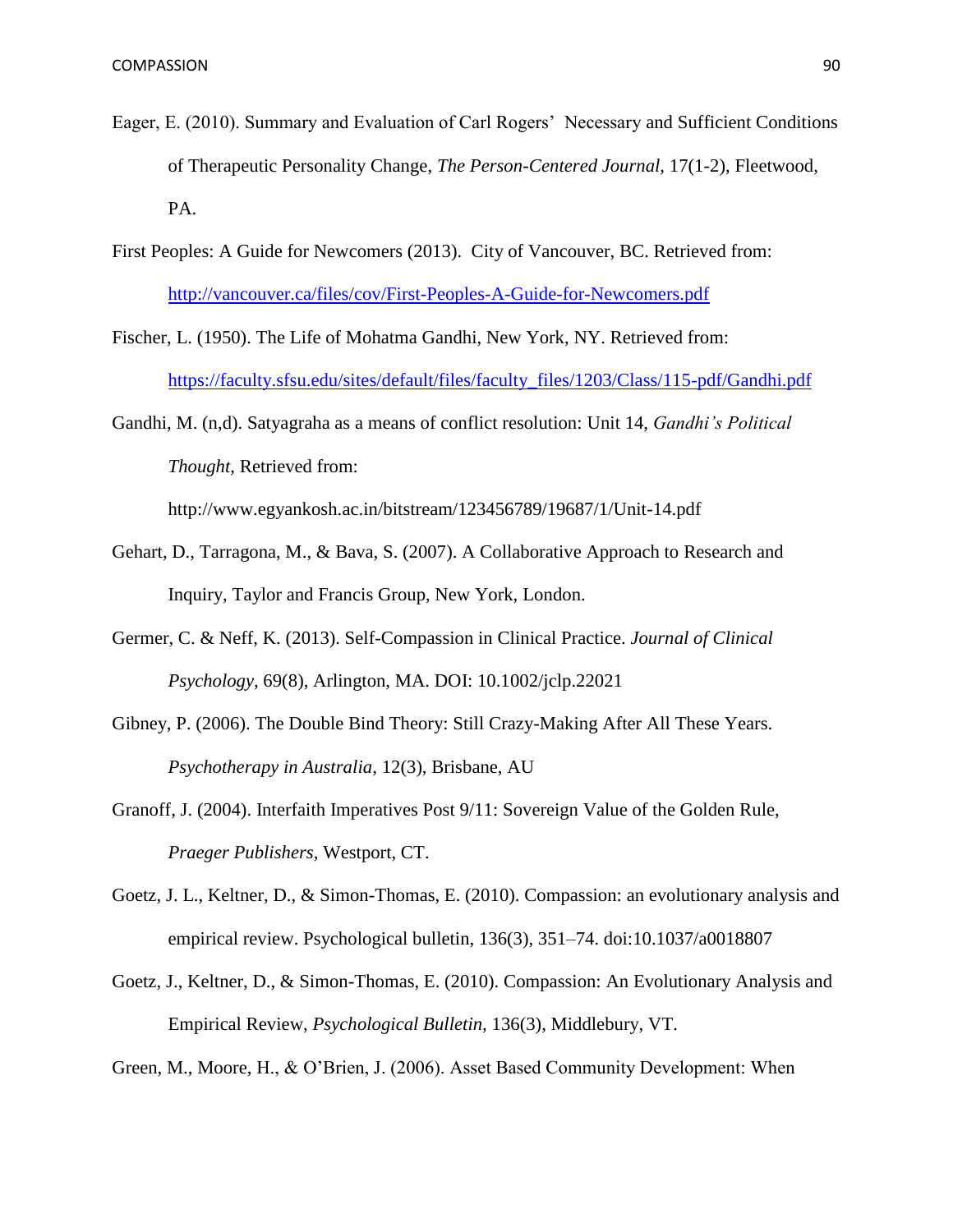Eager, E. (2010). Summary and Evaluation of Carl Rogers' Necessary and Sufficient Conditions of Therapeutic Personality Change, *The Person-Centered Journal*, 17(1-2), Fleetwood, PA.

First Peoples: A Guide for Newcomers (2013). City of Vancouver, BC. Retrieved from: http://vancouver.ca/files/cov/First-Peoples-A-Guide-for-Newcomers.pdf

Fischer, L. (1950). The Life of Mohatma Gandhi, New York, NY. Retrieved from: https://faculty.sfsu.edu/sites/default/files/faculty_files/1203/Class/115-pdf/Gandhi.pdf

Gandhi, M. (n,d). Satyagraha as a means of conflict resolution: Unit 14, *Gandhi's Political Thought*, Retrieved from: http://www.egyankosh.ac.in/bitstream/123456789/19687/1/Unit-14.pdf

Gehart, D., Tarragona, M., & Bava, S. (2007). A Collaborative Approach to Research and Inquiry, Taylor and Francis Group, New York, London.

Germer, C. & Neff, K. (2013). Self-Compassion in Clinical Practice. *Journal of Clinical Psychology*, 69(8), Arlington, MA. DOI: 10.1002/jclp.22021

Gibney, P. (2006). The Double Bind Theory: Still Crazy-Making After All These Years. *Psychotherapy in Australia*, 12(3), Brisbane, AU

Granoff, J. (2004). Interfaith Imperatives Post 9/11: Sovereign Value of the Golden Rule, *Praeger Publishers*, Westport, CT.

Goetz, J. L., Keltner, D., & Simon-Thomas, E. (2010). Compassion: an evolutionary analysis and empirical review. Psychological bulletin, 136(3), 351–74. doi:10.1037/a0018807

Goetz, J., Keltner, D., & Simon-Thomas, E. (2010). Compassion: An Evolutionary Analysis and Empirical Review, *Psychological Bulletin*, 136(3), Middlebury, VT.

Green, M., Moore, H., & O'Brien, J. (2006). Asset Based Community Development: When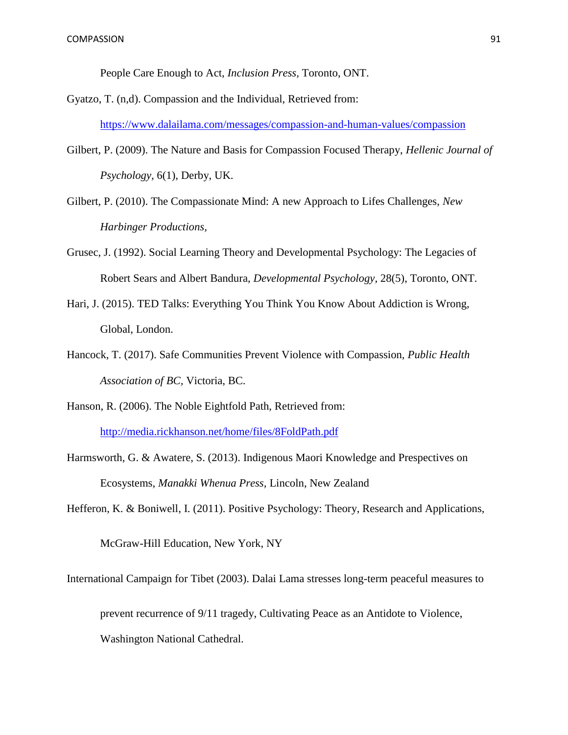People Care Enough to Act, *Inclusion Press*, Toronto, ONT.

Gyatzo, T. (n,d). Compassion and the Individual, Retrieved from: https://www.dalailama.com/messages/compassion-and-human-values/compassion

Gilbert, P. (2009). The Nature and Basis for Compassion Focused Therapy, *Hellenic Journal of Psychology,* 6(1), Derby, UK.

Gilbert, P. (2010). The Compassionate Mind: A new Approach to Lifes Challenges, *New Harbinger Productions,*

Grusec, J. (1992). Social Learning Theory and Developmental Psychology: The Legacies of Robert Sears and Albert Bandura, *Developmental Psychology*, 28(5), Toronto, ONT.

Hari, J. (2015). TED Talks: Everything You Think You Know About Addiction is Wrong, Global, London.

Hancock, T. (2017). Safe Communities Prevent Violence with Compassion, *Public Health Association of BC,* Victoria, BC.

Hanson, R. (2006). The Noble Eightfold Path, Retrieved from: http://media.rickhanson.net/home/files/8FoldPath.pdf

Harmsworth, G. & Awatere, S. (2013). Indigenous Maori Knowledge and Prespectives on Ecosystems, *Manakki Whenua Press,* Lincoln, New Zealand

Hefferon, K. & Boniwell, I. (2011). Positive Psychology: Theory, Research and Applications, McGraw-Hill Education, New York, NY

International Campaign for Tibet (2003). Dalai Lama stresses long-term peaceful measures to prevent recurrence of 9/11 tragedy, Cultivating Peace as an Antidote to Violence, Washington National Cathedral.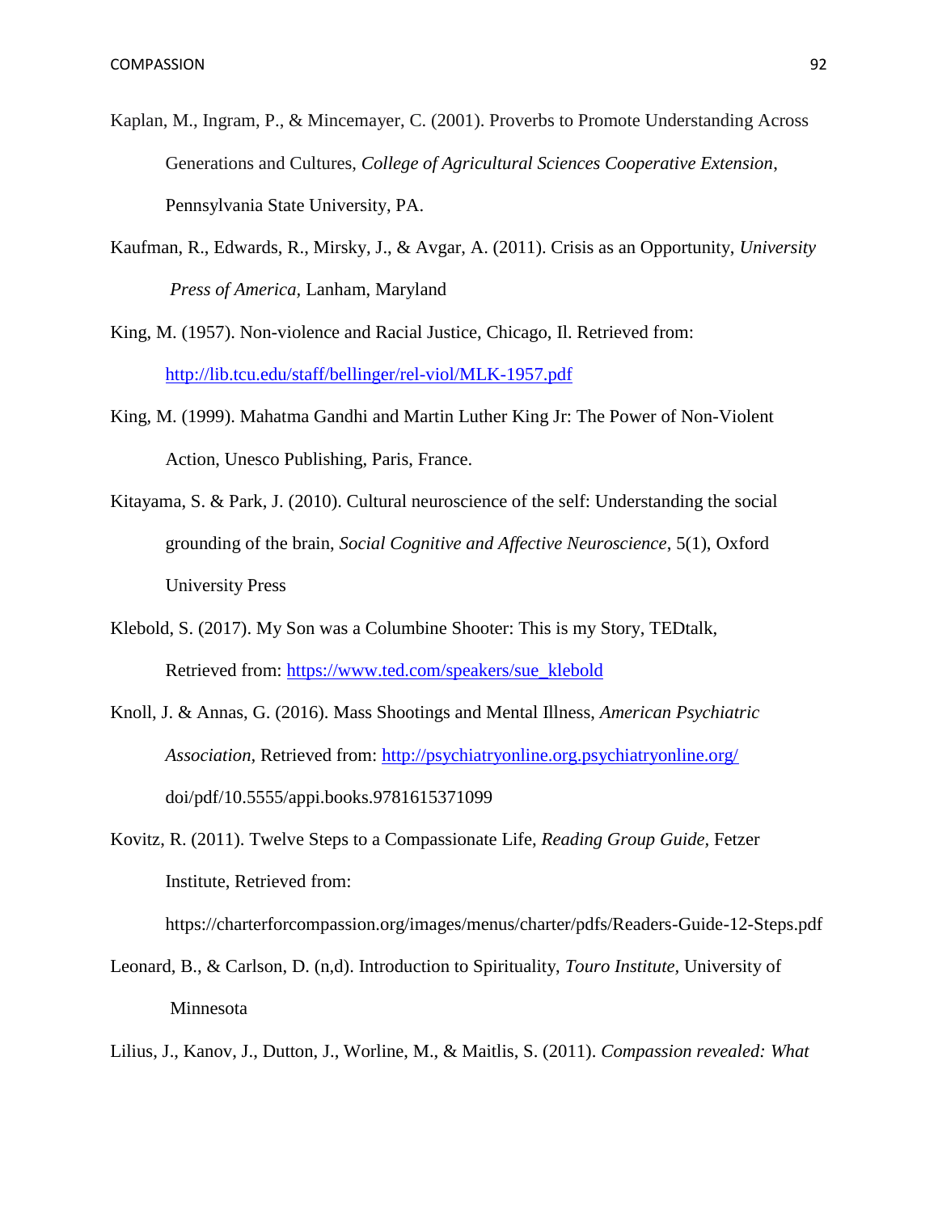Kaplan, M., Ingram, P., & Mincemayer, C. (2001). Proverbs to Promote Understanding Across Generations and Cultures, *College of Agricultural Sciences Cooperative Extension*, Pennsylvania State University, PA.

Kaufman, R., Edwards, R., Mirsky, J., & Avgar, A. (2011). Crisis as an Opportunity, *University Press of America*, Lanham, Maryland

King, M. (1957). Non-violence and Racial Justice, Chicago, Il. Retrieved from: http://lib.tcu.edu/staff/bellinger/rel-viol/MLK-1957.pdf

King, M. (1999). Mahatma Gandhi and Martin Luther King Jr: The Power of Non-Violent Action, Unesco Publishing, Paris, France.

Kitayama, S. & Park, J. (2010). Cultural neuroscience of the self: Understanding the social grounding of the brain, *Social Cognitive and Affective Neuroscience*, 5(1), Oxford University Press

Klebold, S. (2017). My Son was a Columbine Shooter: This is my Story, TEDtalk, Retrieved from: https://www.ted.com/speakers/sue_klebold

Knoll, J. & Annas, G. (2016). Mass Shootings and Mental Illness, *American Psychiatric Association*, Retrieved from: http://psychiatryonline.org.psychiatryonline.org/doi/pdf/10.5555/appi.books.9781615371099

Kovitz, R. (2011). Twelve Steps to a Compassionate Life, *Reading Group Guide*, Fetzer Institute, Retrieved from: https://charterforcompassion.org/images/menus/charter/pdfs/Readers-Guide-12-Steps.pdf

Leonard, B., & Carlson, D. (n,d). Introduction to Spirituality, *Touro Institute*, University of Minnesota

Lilius, J., Kanov, J., Dutton, J., Worline, M., & Maitlis, S. (2011). *Compassion revealed: What*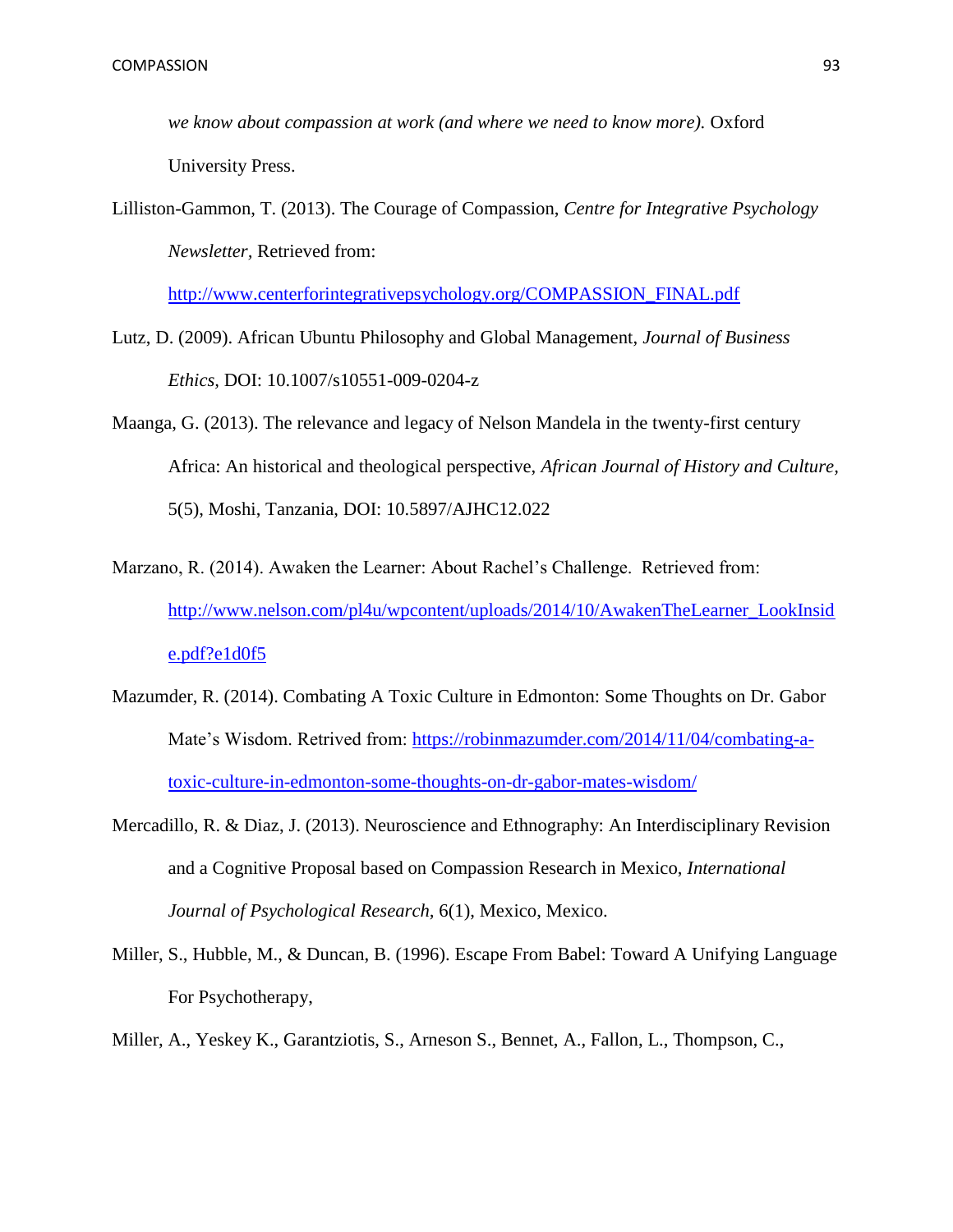*we know about compassion at work (and where we need to know more).* Oxford University Press.

Lilliston-Gammon, T. (2013). The Courage of Compassion, *Centre for Integrative Psychology Newsletter,* Retrieved from: http://www.centerforintegrativepsychology.org/COMPASSION_FINAL.pdf

Lutz, D. (2009). African Ubuntu Philosophy and Global Management, *Journal of Business Ethics,* DOI: 10.1007/s10551-009-0204-z

Maanga, G. (2013). The relevance and legacy of Nelson Mandela in the twenty-first century Africa: An historical and theological perspective, *African Journal of History and Culture,* 5(5), Moshi, Tanzania, DOI: 10.5897/AJHC12.022

Marzano, R. (2014). Awaken the Learner: About Rachel's Challenge. Retrieved from: http://www.nelson.com/pl4u/wpcontent/uploads/2014/10/AwakenTheLearner_LookInside.pdf?e1d0f5

Mazumder, R. (2014). Combating A Toxic Culture in Edmonton: Some Thoughts on Dr. Gabor Mate's Wisdom. Retrived from: https://robinmazumder.com/2014/11/04/combating-a-toxic-culture-in-edmonton-some-thoughts-on-dr-gabor-mates-wisdom/

Mercadillo, R. & Diaz, J. (2013). Neuroscience and Ethnography: An Interdisciplinary Revision and a Cognitive Proposal based on Compassion Research in Mexico, *International Journal of Psychological Research,* 6(1), Mexico, Mexico.

Miller, S., Hubble, M., & Duncan, B. (1996). Escape From Babel: Toward A Unifying Language For Psychotherapy,

Miller, A., Yeskey K., Garantziotis, S., Arneson S., Bennet, A., Fallon, L., Thompson, C.,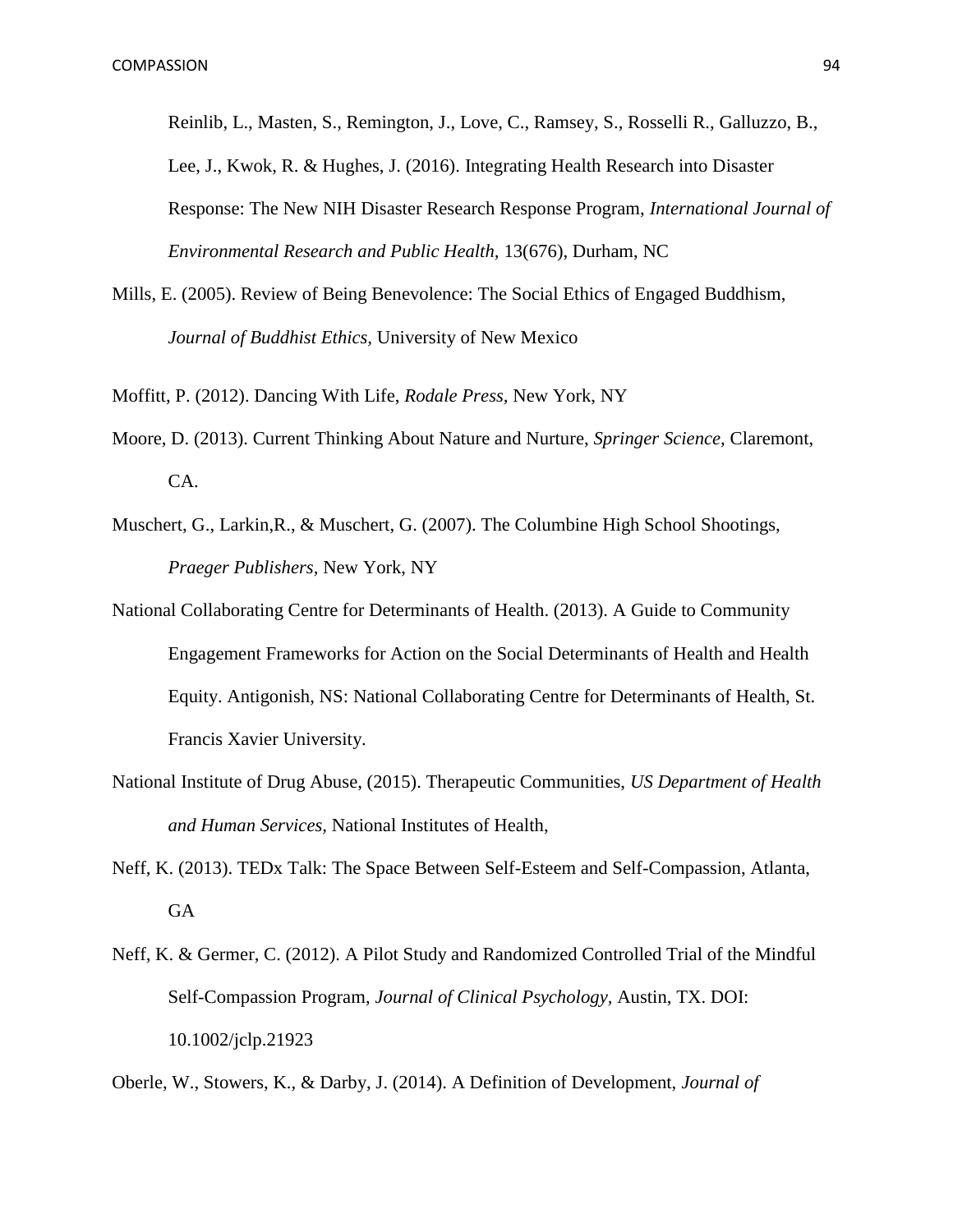Reinlib, L., Masten, S., Remington, J., Love, C., Ramsey, S., Rosselli R., Galluzzo, B., Lee, J., Kwok, R. & Hughes, J. (2016). Integrating Health Research into Disaster Response: The New NIH Disaster Research Response Program, *International Journal of Environmental Research and Public Health,* 13(676), Durham, NC

Mills, E. (2005). Review of Being Benevolence: The Social Ethics of Engaged Buddhism, *Journal of Buddhist Ethics*, University of New Mexico

Moffitt, P. (2012). Dancing With Life, *Rodale Press,* New York, NY

Moore, D. (2013). Current Thinking About Nature and Nurture, *Springer Science,* Claremont, CA.

Muschert, G., Larkin,R., & Muschert, G. (2007). The Columbine High School Shootings, *Praeger Publishers,* New York, NY

National Collaborating Centre for Determinants of Health. (2013). A Guide to Community Engagement Frameworks for Action on the Social Determinants of Health and Health Equity. Antigonish, NS: National Collaborating Centre for Determinants of Health, St. Francis Xavier University.

National Institute of Drug Abuse, (2015). Therapeutic Communities, *US Department of Health and Human Services,* National Institutes of Health,

Neff, K. (2013). TEDx Talk: The Space Between Self-Esteem and Self-Compassion, Atlanta, GA

Neff, K. & Germer, C. (2012). A Pilot Study and Randomized Controlled Trial of the Mindful Self-Compassion Program, *Journal of Clinical Psychology,* Austin, TX. DOI: 10.1002/jclp.21923

Oberle, W., Stowers, K., & Darby, J. (2014). A Definition of Development, *Journal of*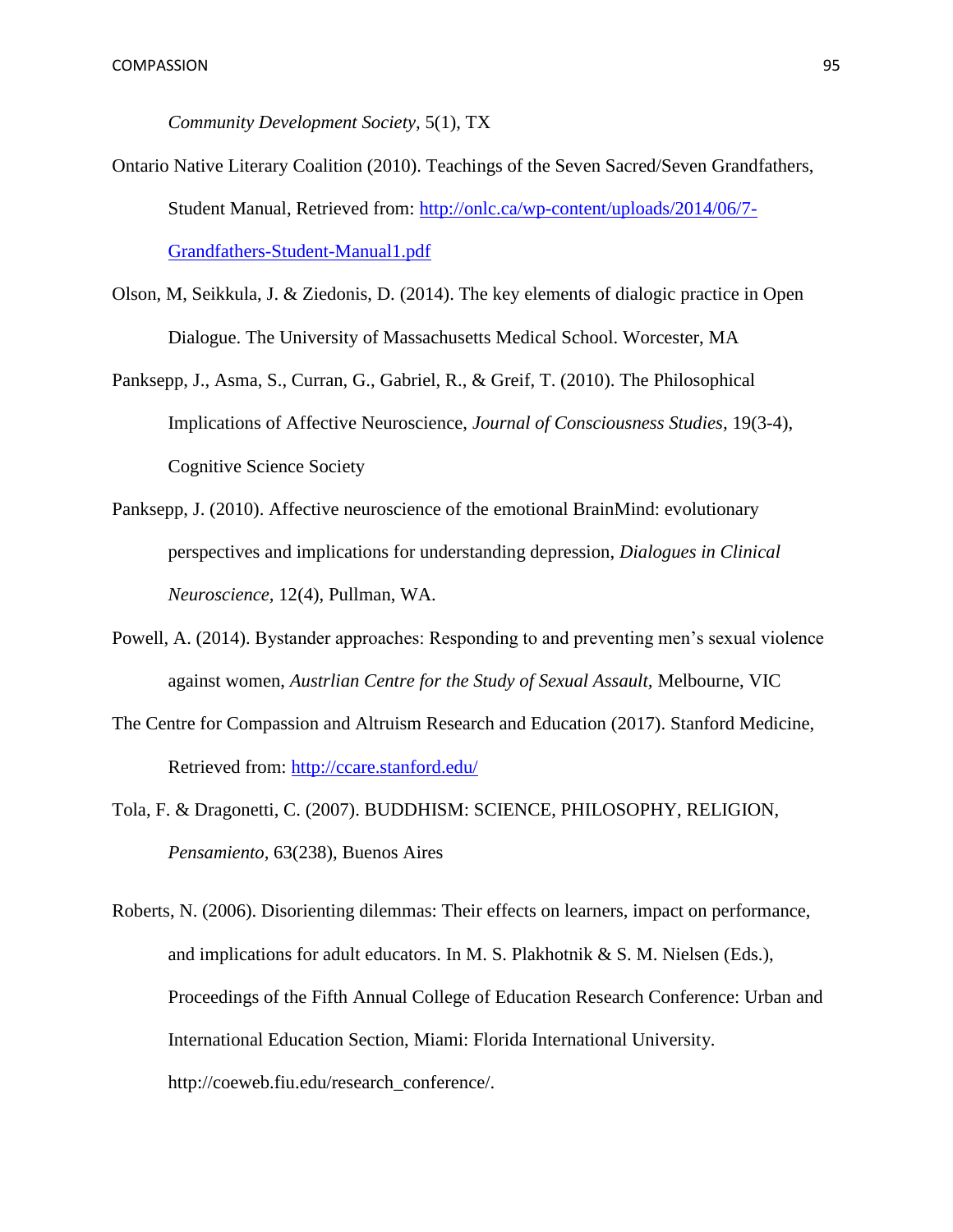*Community Development Society,* 5(1), TX

Ontario Native Literary Coalition (2010). Teachings of the Seven Sacred/Seven Grandfathers, Student Manual, Retrieved from: http://onlc.ca/wp-content/uploads/2014/06/7-Grandfathers-Student-Manual1.pdf

Olson, M, Seikkula, J. & Ziedonis, D. (2014). The key elements of dialogic practice in Open Dialogue. The University of Massachusetts Medical School. Worcester, MA

Panksepp, J., Asma, S., Curran, G., Gabriel, R., & Greif, T. (2010). The Philosophical Implications of Affective Neuroscience, *Journal of Consciousness Studies,* 19(3-4), Cognitive Science Society

Panksepp, J. (2010). Affective neuroscience of the emotional BrainMind: evolutionary perspectives and implications for understanding depression, *Dialogues in Clinical Neuroscience,* 12(4), Pullman, WA.

Powell, A. (2014). Bystander approaches: Responding to and preventing men's sexual violence against women, *Austrlian Centre for the Study of Sexual Assault,* Melbourne, VIC

The Centre for Compassion and Altruism Research and Education (2017). Stanford Medicine, Retrieved from: http://ccare.stanford.edu/

Tola, F. & Dragonetti, C. (2007). BUDDHISM: SCIENCE, PHILOSOPHY, RELIGION, *Pensamiento,* 63(238), Buenos Aires

Roberts, N. (2006). Disorienting dilemmas: Their effects on learners, impact on performance, and implications for adult educators. In M. S. Plakhotnik & S. M. Nielsen (Eds.), Proceedings of the Fifth Annual College of Education Research Conference: Urban and International Education Section, Miami: Florida International University. http://coeweb.fiu.edu/research_conference/.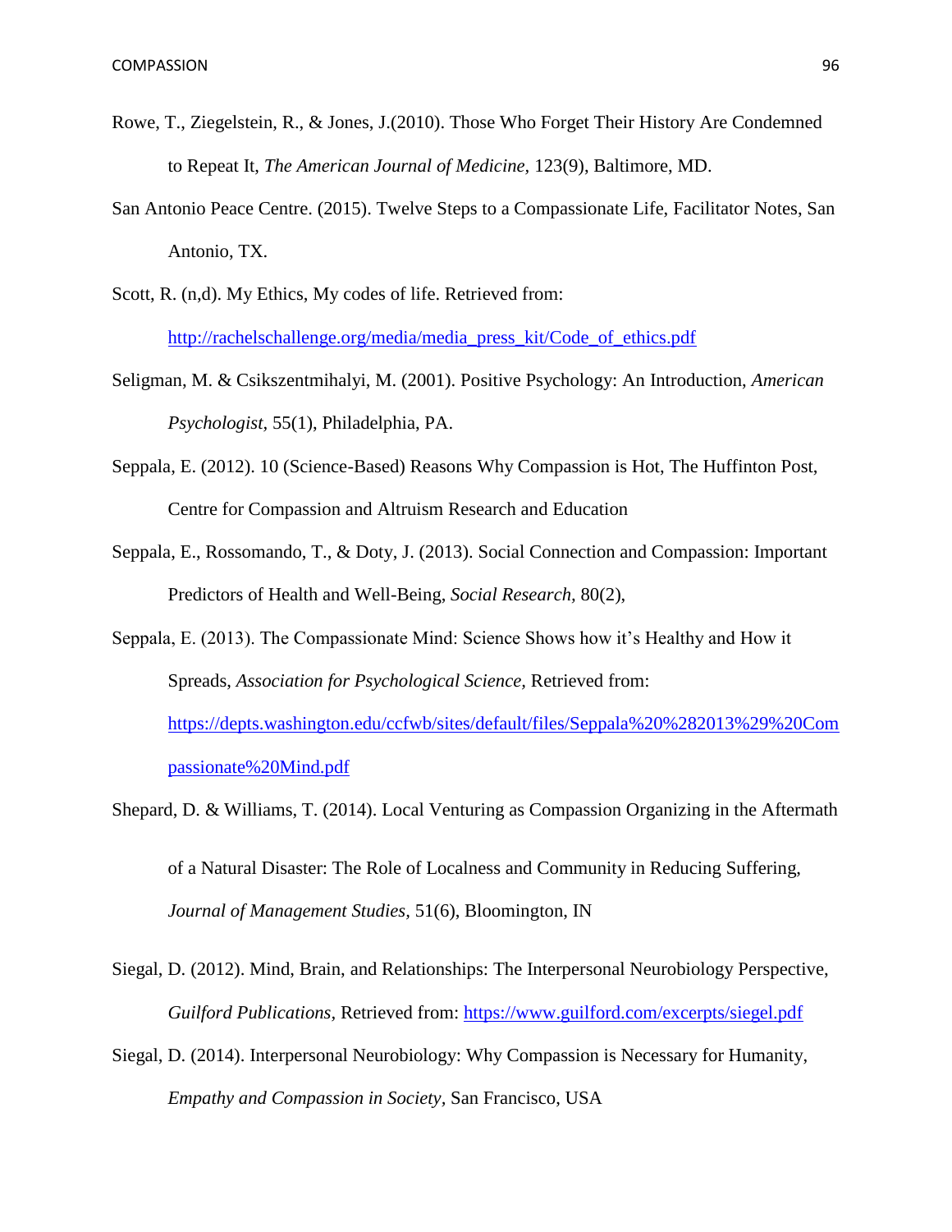Rowe, T., Ziegelstein, R., & Jones, J.(2010). Those Who Forget Their History Are Condemned to Repeat It, *The American Journal of Medicine,* 123(9), Baltimore, MD.

San Antonio Peace Centre. (2015). Twelve Steps to a Compassionate Life, Facilitator Notes, San Antonio, TX.

Scott, R. (n,d). My Ethics, My codes of life. Retrieved from: http://rachelschallenge.org/media/media_press_kit/Code_of_ethics.pdf

Seligman, M. & Csikszentmihalyi, M. (2001). Positive Psychology: An Introduction, *American Psychologist,* 55(1), Philadelphia, PA.

Seppala, E. (2012). 10 (Science-Based) Reasons Why Compassion is Hot, The Huffinton Post, Centre for Compassion and Altruism Research and Education

Seppala, E., Rossomando, T., & Doty, J. (2013). Social Connection and Compassion: Important Predictors of Health and Well-Being, *Social Research,* 80(2),

Seppala, E. (2013). The Compassionate Mind: Science Shows how it's Healthy and How it Spreads, *Association for Psychological Science,* Retrieved from: https://depts.washington.edu/ccfwb/sites/default/files/Seppala%20%282013%29%20Compassionate%20Mind.pdf

Shepard, D. & Williams, T. (2014). Local Venturing as Compassion Organizing in the Aftermath of a Natural Disaster: The Role of Localness and Community in Reducing Suffering, *Journal of Management Studies,* 51(6), Bloomington, IN

Siegal, D. (2012). Mind, Brain, and Relationships: The Interpersonal Neurobiology Perspective, *Guilford Publications,* Retrieved from: https://www.guilford.com/excerpts/siegel.pdf

Siegal, D. (2014). Interpersonal Neurobiology: Why Compassion is Necessary for Humanity, *Empathy and Compassion in Society,* San Francisco, USA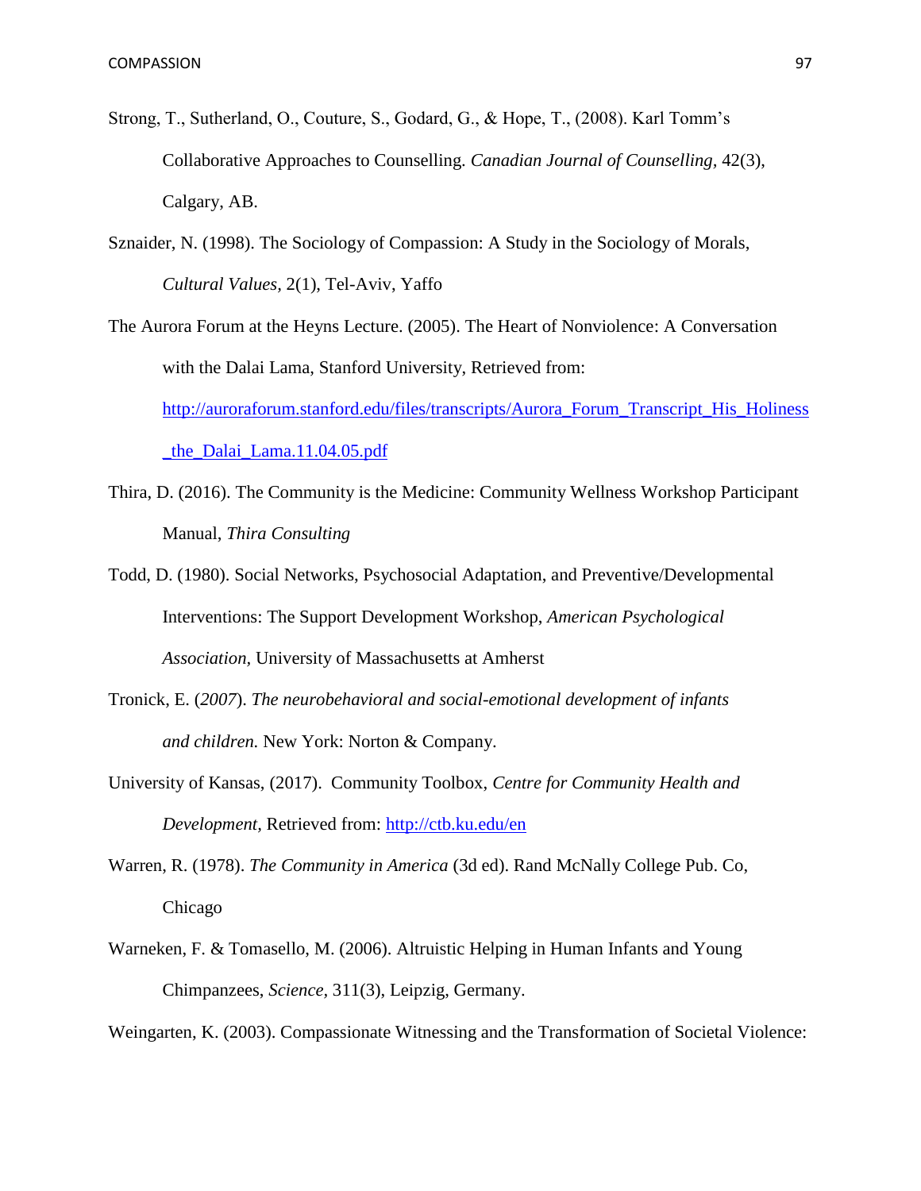Strong, T., Sutherland, O., Couture, S., Godard, G., & Hope, T., (2008). Karl Tomm's Collaborative Approaches to Counselling. *Canadian Journal of Counselling*, 42(3), Calgary, AB.

Sznaider, N. (1998). The Sociology of Compassion: A Study in the Sociology of Morals, *Cultural Values*, 2(1), Tel-Aviv, Yaffo

The Aurora Forum at the Heyns Lecture. (2005). The Heart of Nonviolence: A Conversation with the Dalai Lama, Stanford University, Retrieved from: [http://auroraforum.stanford.edu/files/transcripts/Aurora_Forum_Transcript_His_Holiness_the_Dalai_Lama.11.04.05.pdf](http://auroraforum.stanford.edu/files/transcripts/Aurora_Forum_Transcript_His_Holiness_the_Dalai_Lama.11.04.05.pdf)

Thira, D. (2016). The Community is the Medicine: Community Wellness Workshop Participant Manual, *Thira Consulting*

Todd, D. (1980). Social Networks, Psychosocial Adaptation, and Preventive/Developmental Interventions: The Support Development Workshop, *American Psychological Association*, University of Massachusetts at Amherst

Tronick, E. (*2007*). *The neurobehavioral and social-emotional development of infants and children.* New York: Norton & Company.

University of Kansas, (2017). Community Toolbox, *Centre for Community Health and Development*, Retrieved from: [http://ctb.ku.edu/en](http://ctb.ku.edu/en)

Warren, R. (1978). *The Community in America* (3d ed). Rand McNally College Pub. Co, Chicago

Warneken, F. & Tomasello, M. (2006). Altruistic Helping in Human Infants and Young Chimpanzees, *Science*, 311(3), Leipzig, Germany.

Weingarten, K. (2003). Compassionate Witnessing and the Transformation of Societal Violence: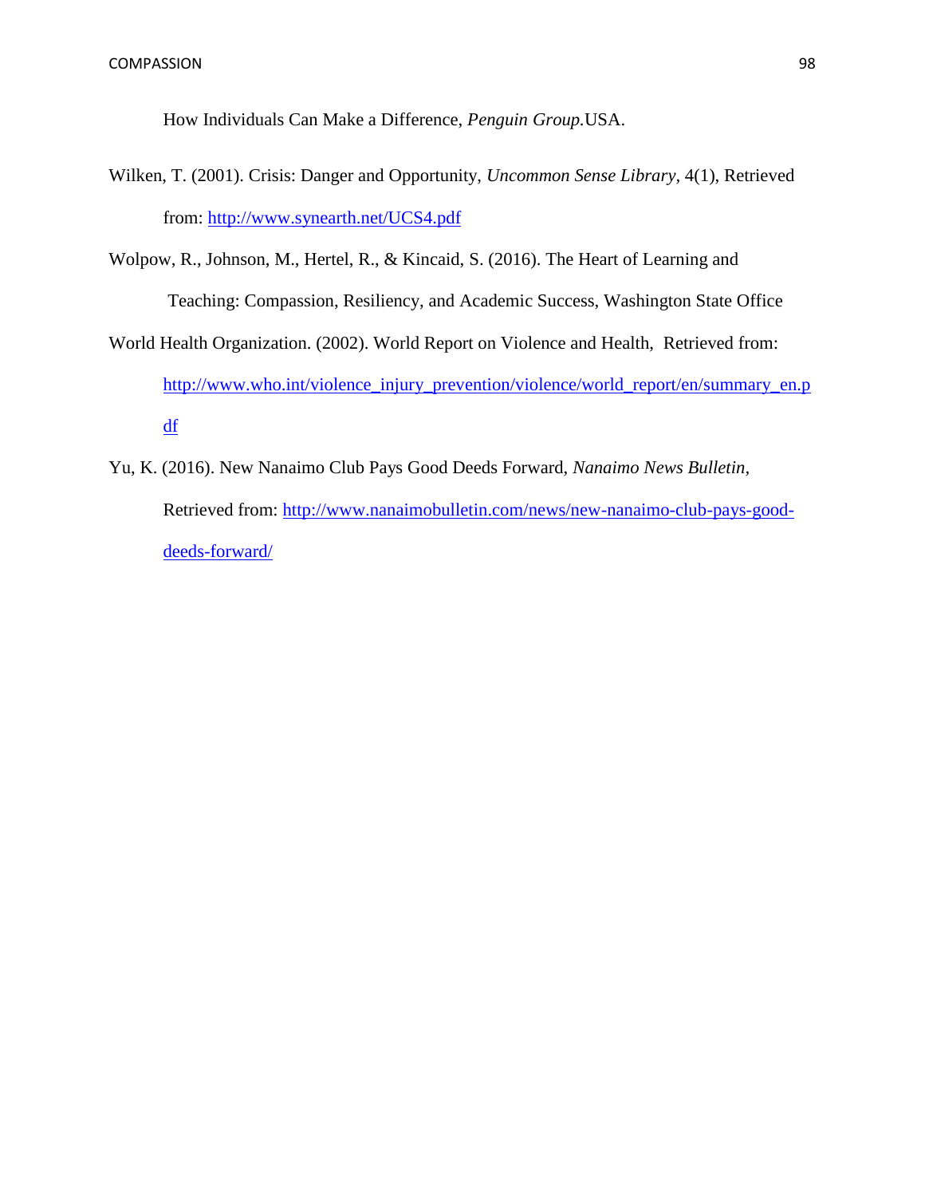How Individuals Can Make a Difference, *Penguin Group*.USA.

Wilken, T. (2001). Crisis: Danger and Opportunity, *Uncommon Sense Library*, 4(1), Retrieved from: http://www.synearth.net/UCS4.pdf

Wolpow, R., Johnson, M., Hertel, R., & Kincaid, S. (2016). The Heart of Learning and Teaching: Compassion, Resiliency, and Academic Success, Washington State Office

World Health Organization. (2002). World Report on Violence and Health, Retrieved from: http://www.who.int/violence_injury_prevention/violence/world_report/en/summary_en.pdf

Yu, K. (2016). New Nanaimo Club Pays Good Deeds Forward, *Nanaimo News Bulletin*, Retrieved from: http://www.nanaimobulletin.com/news/new-nanaimo-club-pays-good-deeds-forward/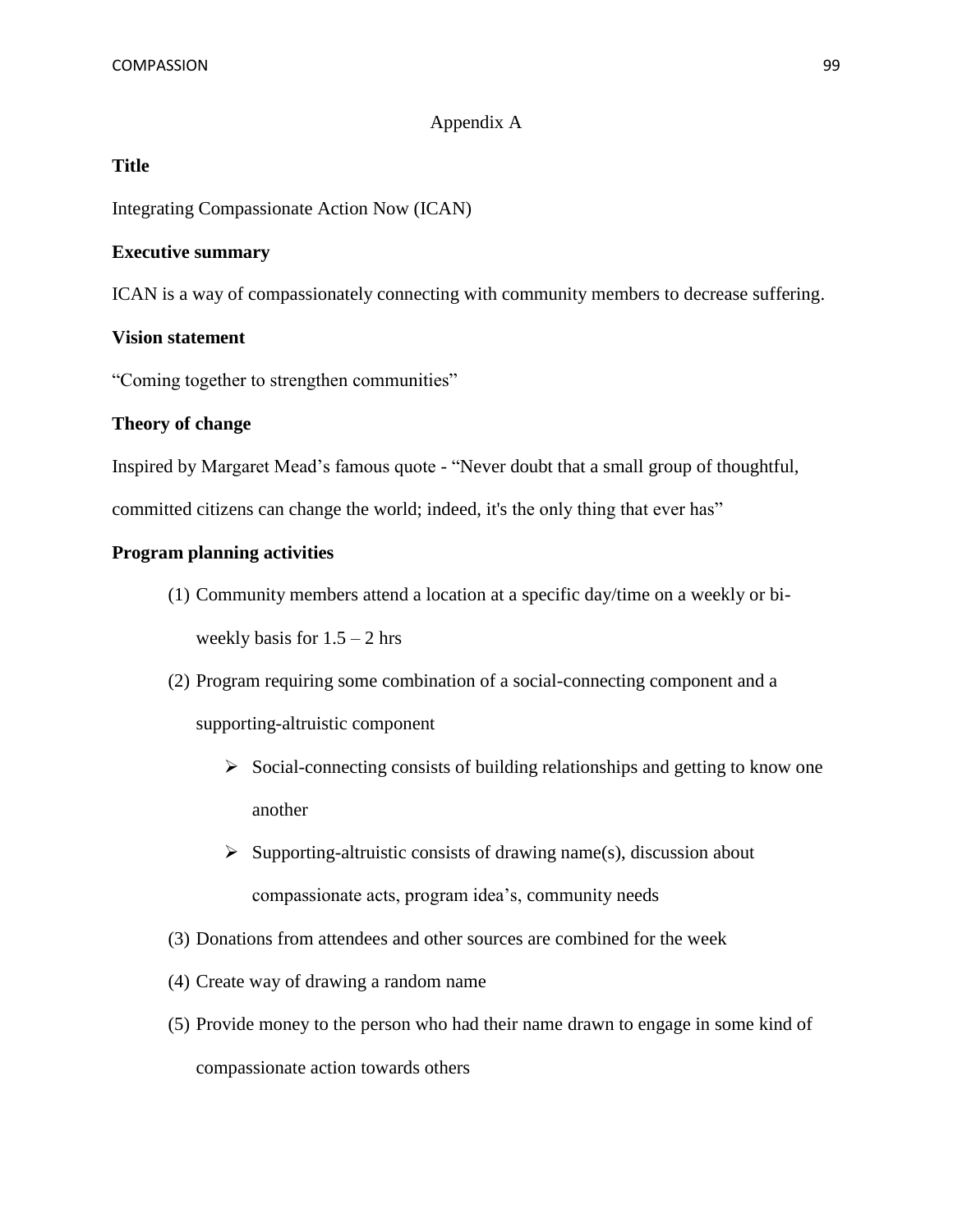# Appendix A

**Title**

Integrating Compassionate Action Now (ICAN)

**Executive summary**

ICAN is a way of compassionately connecting with community members to decrease suffering.

**Vision statement**

"Coming together to strengthen communities"

**Theory of change**

Inspired by Margaret Mead's famous quote - "Never doubt that a small group of thoughtful, committed citizens can change the world; indeed, it's the only thing that ever has"

**Program planning activities**

(1) Community members attend a location at a specific day/time on a weekly or bi-weekly basis for 1.5 – 2 hrs

(2) Program requiring some combination of a social-connecting component and a supporting-altruistic component

- Social-connecting consists of building relationships and getting to know one another
- Supporting-altruistic consists of drawing name(s), discussion about compassionate acts, program idea's, community needs

(3) Donations from attendees and other sources are combined for the week

(4) Create way of drawing a random name

(5) Provide money to the person who had their name drawn to engage in some kind of compassionate action towards others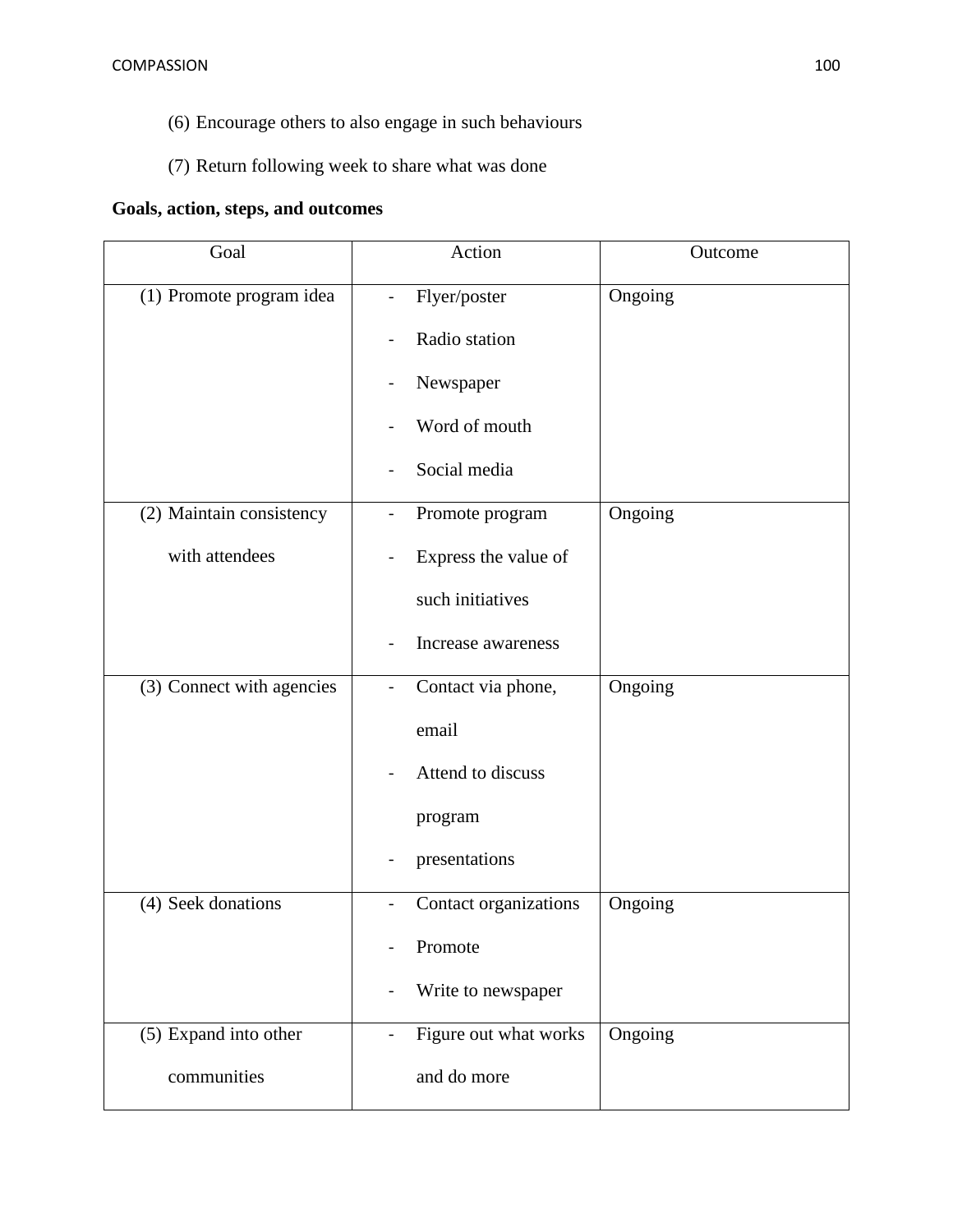(6) Encourage others to also engage in such behaviours

(7) Return following week to share what was done

**Goals, action, steps, and outcomes**

| Goal | Action | Outcome |
|---|---|---|
| (1) Promote program idea | - Flyer/poster<br>- Radio station<br>- Newspaper<br>- Word of mouth<br>- Social media | Ongoing |
| (2) Maintain consistency with attendees | - Promote program<br>- Express the value of such initiatives<br>- Increase awareness | Ongoing |
| (3) Connect with agencies | - Contact via phone, email<br>- Attend to discuss program<br>- presentations | Ongoing |
| (4) Seek donations | - Contact organizations<br>- Promote<br>- Write to newspaper | Ongoing |
| (5) Expand into other communities | - Figure out what works and do more | Ongoing |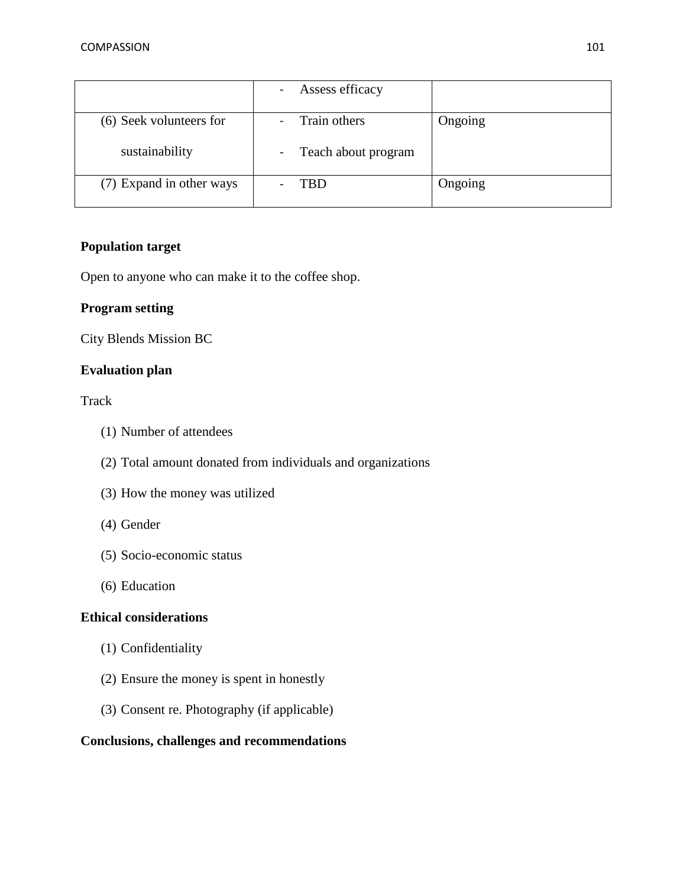| | | |
|---|---|---|
| | - Assess efficacy | |
| (6) Seek volunteers for sustainability | - Train others<br>- Teach about program | Ongoing |
| (7) Expand in other ways | - TBD | Ongoing |

**Population target**

Open to anyone who can make it to the coffee shop.

**Program setting**

City Blends Mission BC

**Evaluation plan**

Track

(1) Number of attendees

(2) Total amount donated from individuals and organizations

(3) How the money was utilized

(4) Gender

(5) Socio-economic status

(6) Education

**Ethical considerations**

(1) Confidentiality

(2) Ensure the money is spent in honestly

(3) Consent re. Photography (if applicable)

**Conclusions, challenges and recommendations**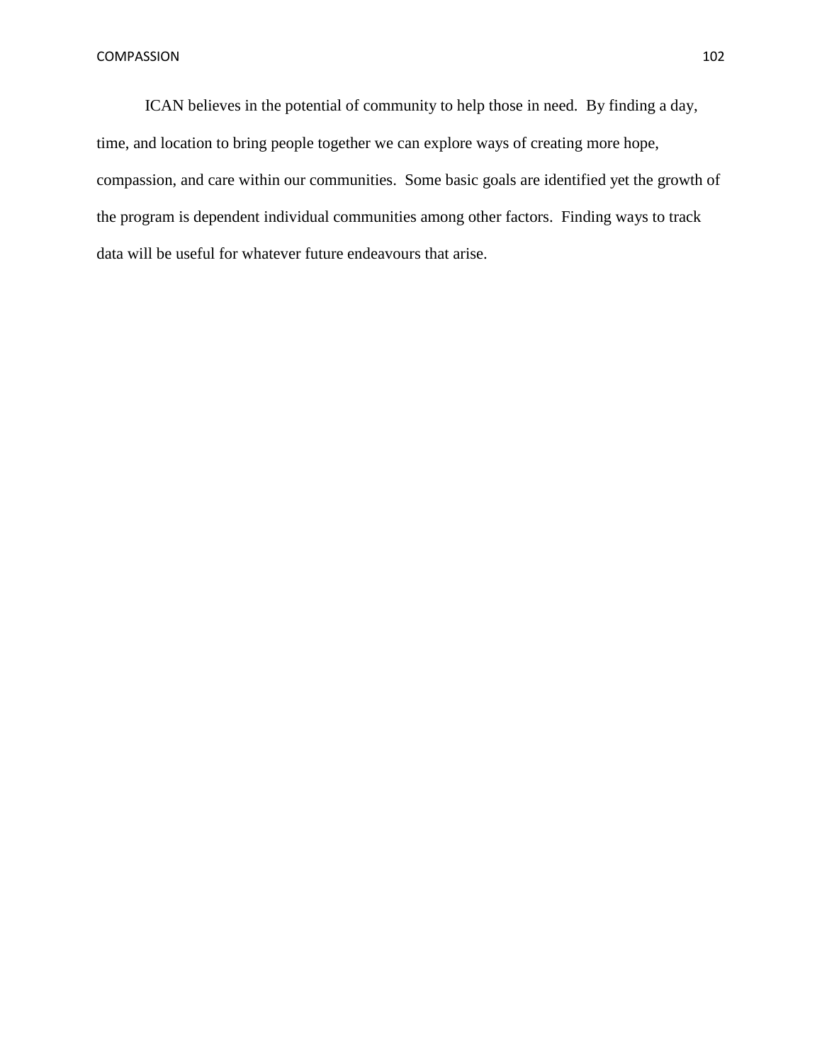ICAN believes in the potential of community to help those in need. By finding a day, time, and location to bring people together we can explore ways of creating more hope, compassion, and care within our communities. Some basic goals are identified yet the growth of the program is dependent individual communities among other factors. Finding ways to track data will be useful for whatever future endeavours that arise.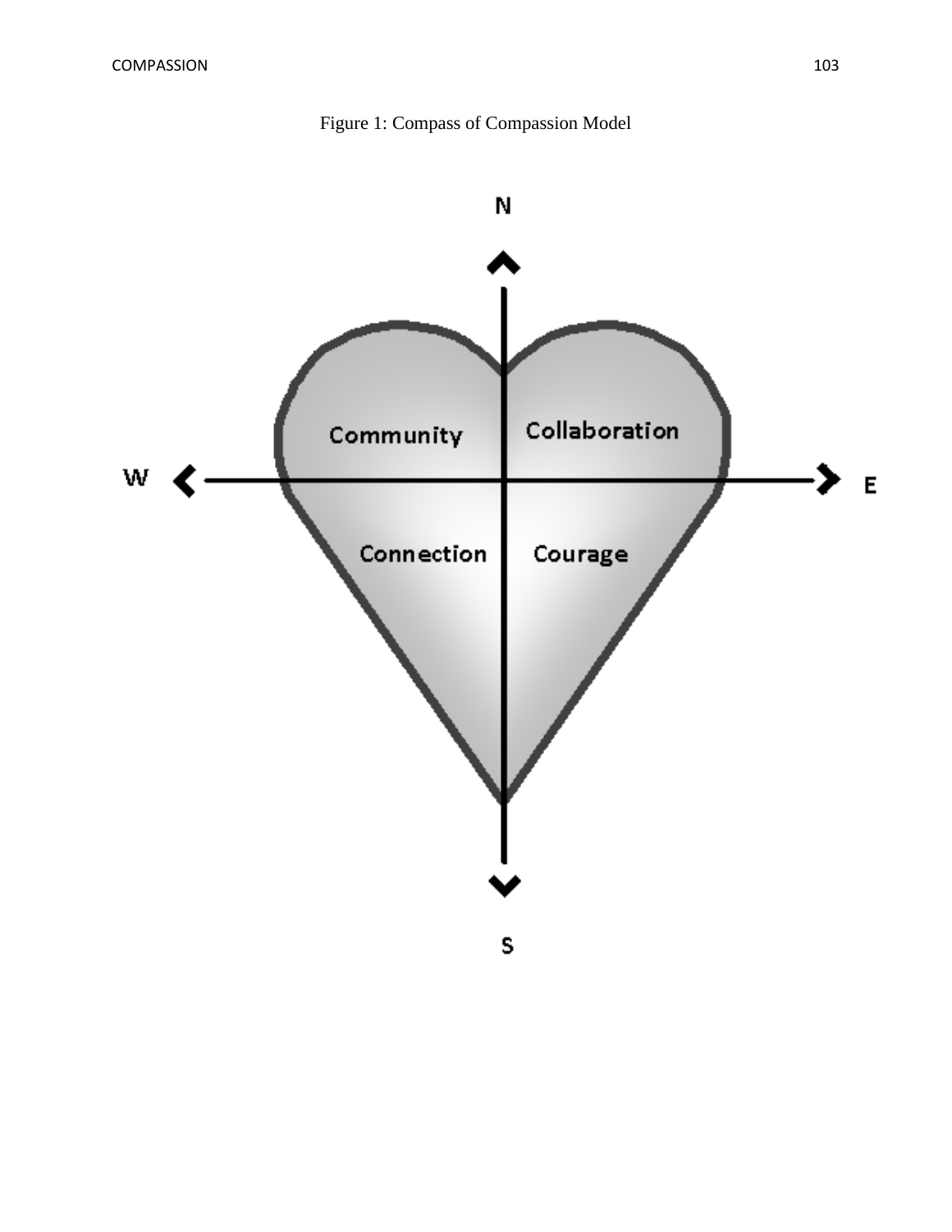Figure 1: Compass of Compassion Model

N

Community

Collaboration

W

E

Connection

Courage

S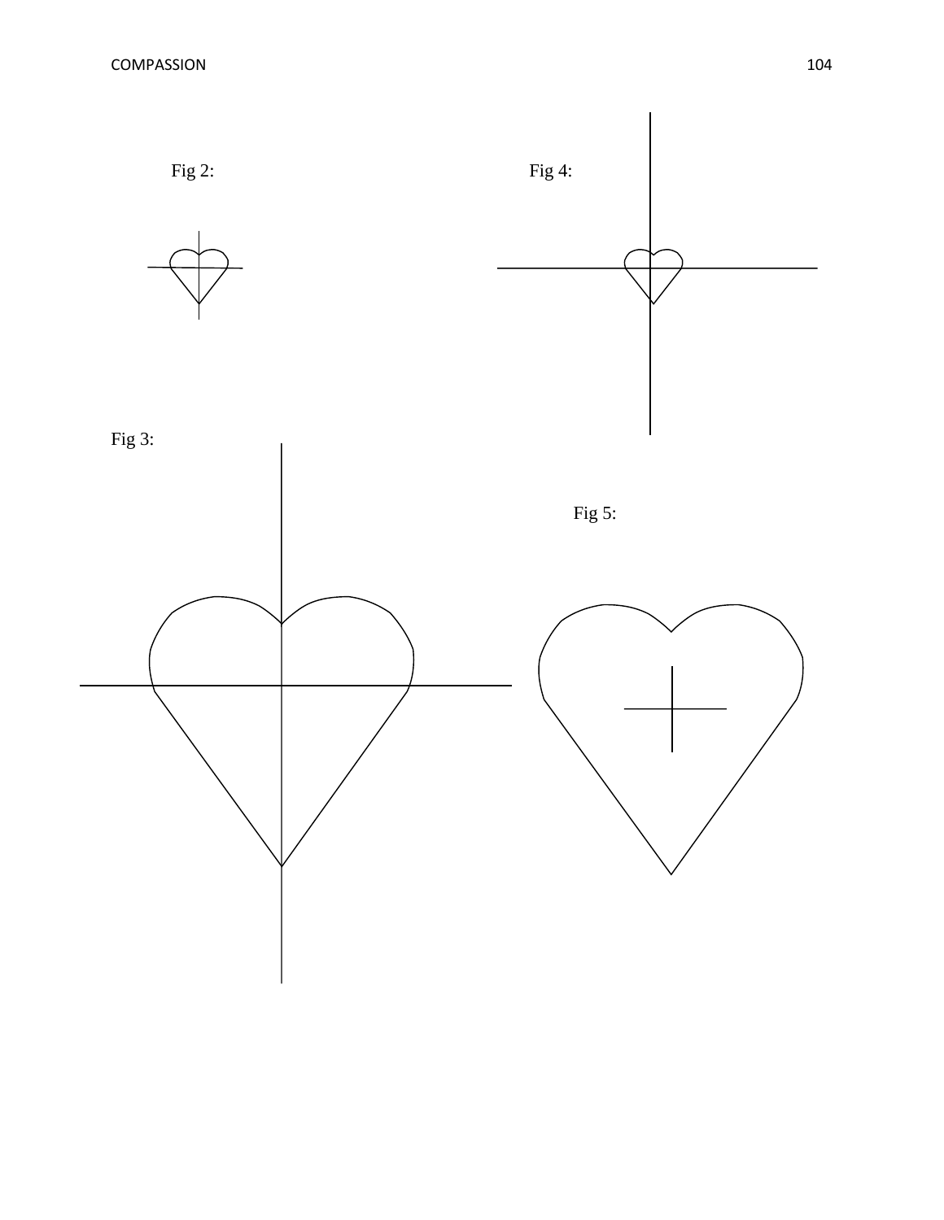Fig 2:

Fig 4:

Fig 3:

Fig 5: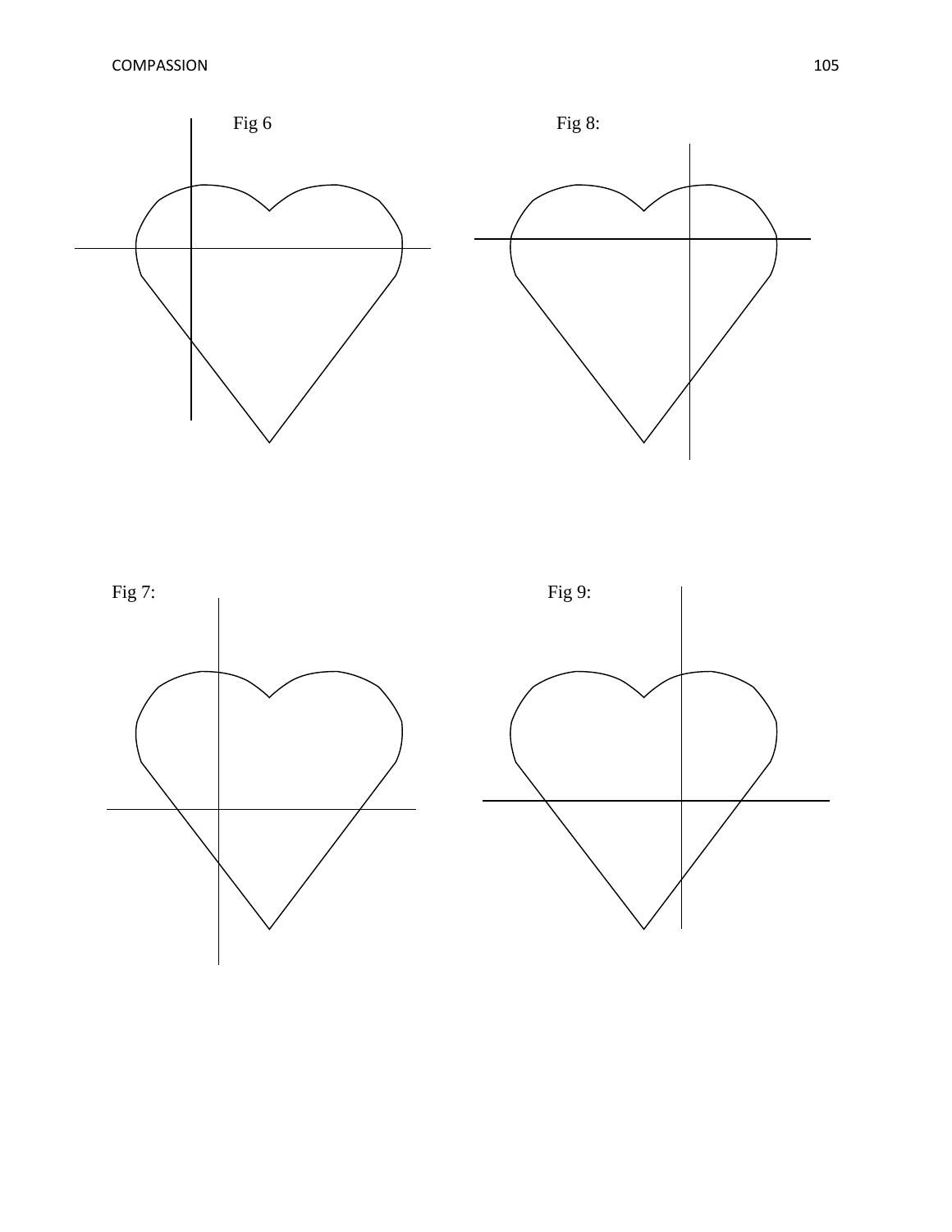Fig 6

Fig 8:

Fig 7:

Fig 9: